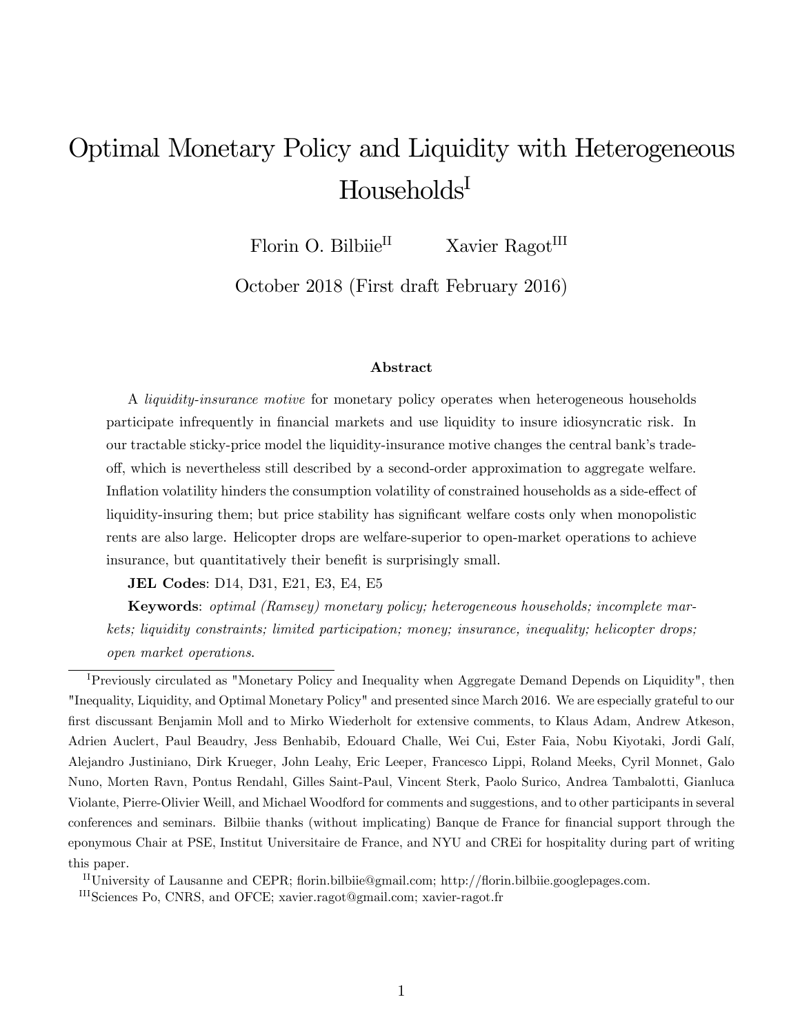# Optimal Monetary Policy and Liquidity with Heterogeneous Households[I]

Florin O. Bilbiie[II] Xavier Ragot[III]

October 2018 (First draft February 2016)

### Abstract

A *liquidity-insurance motive* for monetary policy operates when heterogeneous households participate infrequently in financial markets and use liquidity to insure idiosyncratic risk. In our tractable sticky-price model the liquidity-insurance motive changes the central bank's trade-off, which is nevertheless still described by a second-order approximation to aggregate welfare. Inflation volatility hinders the consumption volatility of constrained households as a side-effect of liquidity-insuring them; but price stability has significant welfare costs only when monopolistic rents are also large. Helicopter drops are welfare-superior to open-market operations to achieve insurance, but quantitatively their benefit is surprisingly small.

**JEL Codes**: D14, D31, E21, E3, E4, E5

**Keywords**: *optimal (Ramsey) monetary policy; heterogeneous households; incomplete markets; liquidity constraints; limited participation; money; insurance, inequality; helicopter drops; open market operations.*

---

[I] Previously circulated as "Monetary Policy and Inequality when Aggregate Demand Depends on Liquidity", then "Inequality, Liquidity, and Optimal Monetary Policy" and presented since March 2016. We are especially grateful to our first discussant Benjamin Moll and to Mirko Wiederholt for extensive comments, to Klaus Adam, Andrew Atkeson, Adrien Auclert, Paul Beaudry, Jess Benhabib, Edouard Challe, Wei Cui, Ester Faia, Nobu Kiyotaki, Jordi Galí, Alejandro Justiniano, Dirk Krueger, John Leahy, Eric Leeper, Francesco Lippi, Roland Meeks, Cyril Monnet, Galo Nuno, Morten Ravn, Pontus Rendahl, Gilles Saint-Paul, Vincent Sterk, Paolo Surico, Andrea Tambalotti, Gianluca Violante, Pierre-Olivier Weill, and Michael Woodford for comments and suggestions, and to other participants in several conferences and seminars. Bilbiie thanks (without implicating) Banque de France for financial support through the eponymous Chair at PSE, Institut Universitaire de France, and NYU and CREi for hospitality during part of writing this paper.

[II] University of Lausanne and CEPR; florin.bilbiie@gmail.com; http://florin.bilbiie.googlepages.com.

[III] Sciences Po, CNRS, and OFCE; xavier.ragot@gmail.com; xavier-ragot.fr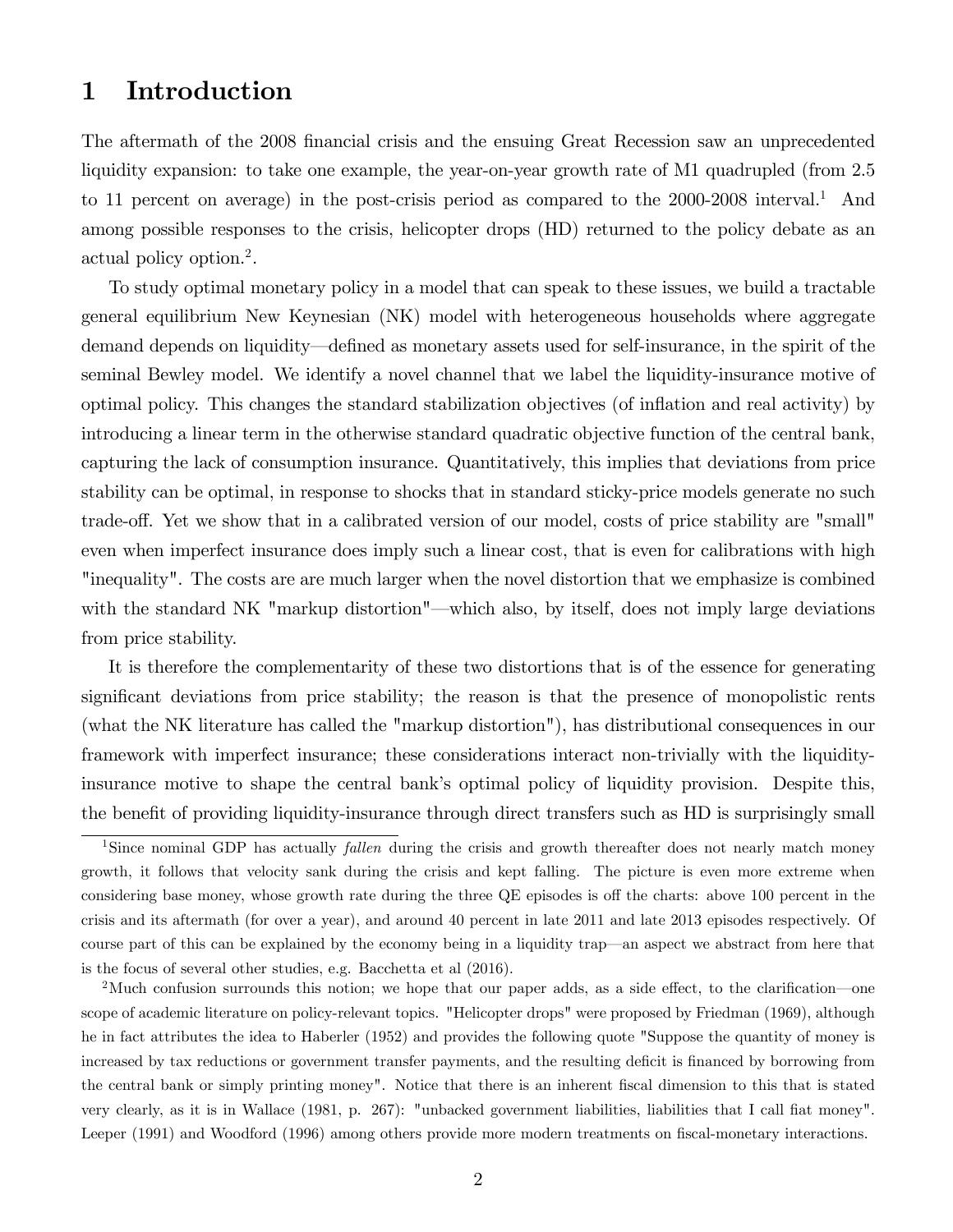# 1 Introduction

The aftermath of the 2008 financial crisis and the ensuing Great Recession saw an unprecedented liquidity expansion: to take one example, the year-on-year growth rate of M1 quadrupled (from 2.5 to 11 percent on average) in the post-crisis period as compared to the 2000-2008 interval.[1] And among possible responses to the crisis, helicopter drops (HD) returned to the policy debate as an actual policy option.[2].

To study optimal monetary policy in a model that can speak to these issues, we build a tractable general equilibrium New Keynesian (NK) model with heterogeneous households where aggregate demand depends on liquidity—defined as monetary assets used for self-insurance, in the spirit of the seminal Bewley model. We identify a novel channel that we label the liquidity-insurance motive of optimal policy. This changes the standard stabilization objectives (of inflation and real activity) by introducing a linear term in the otherwise standard quadratic objective function of the central bank, capturing the lack of consumption insurance. Quantitatively, this implies that deviations from price stability can be optimal, in response to shocks that in standard sticky-price models generate no such trade-off. Yet we show that in a calibrated version of our model, costs of price stability are "small" even when imperfect insurance does imply such a linear cost, that is even for calibrations with high "inequality". The costs are are much larger when the novel distortion that we emphasize is combined with the standard NK "markup distortion"—which also, by itself, does not imply large deviations from price stability.

It is therefore the complementarity of these two distortions that is of the essence for generating significant deviations from price stability; the reason is that the presence of monopolistic rents (what the NK literature has called the "markup distortion"), has distributional consequences in our framework with imperfect insurance; these considerations interact non-trivially with the liquidity-insurance motive to shape the central bank's optimal policy of liquidity provision. Despite this, the benefit of providing liquidity-insurance through direct transfers such as HD is surprisingly small

[1] Since nominal GDP has actually *fallen* during the crisis and growth thereafter does not nearly match money growth, it follows that velocity sank during the crisis and kept falling. The picture is even more extreme when considering base money, whose growth rate during the three QE episodes is off the charts: above 100 percent in the crisis and its aftermath (for over a year), and around 40 percent in late 2011 and late 2013 episodes respectively. Of course part of this can be explained by the economy being in a liquidity trap—an aspect we abstract from here that is the focus of several other studies, e.g. Bacchetta et al (2016).

[2] Much confusion surrounds this notion; we hope that our paper adds, as a side effect, to the clarification—one scope of academic literature on policy-relevant topics. "Helicopter drops" were proposed by Friedman (1969), although he in fact attributes the idea to Haberler (1952) and provides the following quote "Suppose the quantity of money is increased by tax reductions or government transfer payments, and the resulting deficit is financed by borrowing from the central bank or simply printing money". Notice that there is an inherent fiscal dimension to this that is stated very clearly, as it is in Wallace (1981, p. 267): "unbacked government liabilities, liabilities that I call fiat money". Leeper (1991) and Woodford (1996) among others provide more modern treatments on fiscal-monetary interactions.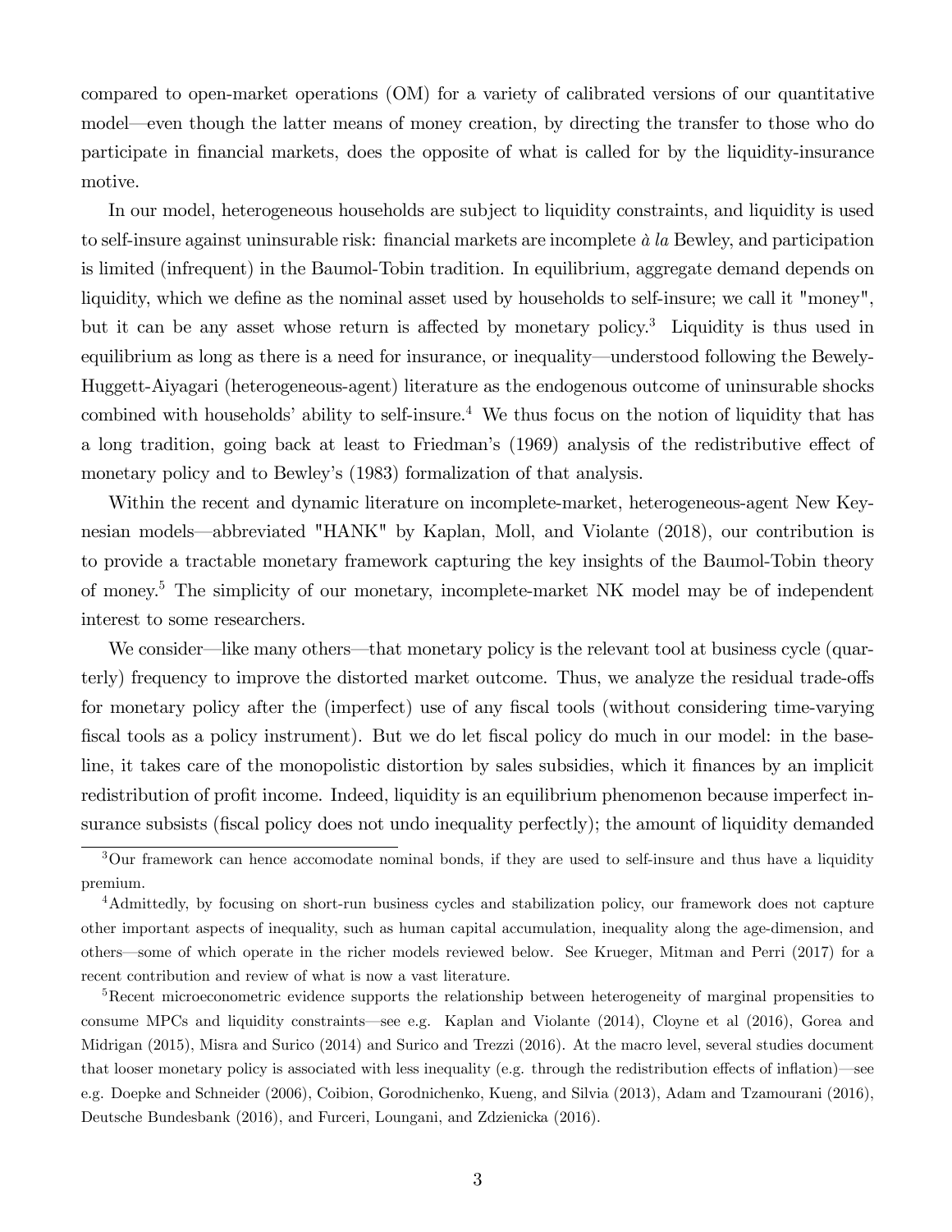compared to open-market operations (OM) for a variety of calibrated versions of our quantitative model—even though the latter means of money creation, by directing the transfer to those who do participate in financial markets, does the opposite of what is called for by the liquidity-insurance motive.

In our model, heterogeneous households are subject to liquidity constraints, and liquidity is used to self-insure against uninsurable risk: financial markets are incomplete *à la* Bewley, and participation is limited (infrequent) in the Baumol-Tobin tradition. In equilibrium, aggregate demand depends on liquidity, which we define as the nominal asset used by households to self-insure; we call it "money", but it can be any asset whose return is affected by monetary policy.[3] Liquidity is thus used in equilibrium as long as there is a need for insurance, or inequality—understood following the Bewely-Huggett-Aiyagari (heterogeneous-agent) literature as the endogenous outcome of uninsurable shocks combined with households' ability to self-insure.[4] We thus focus on the notion of liquidity that has a long tradition, going back at least to Friedman's (1969) analysis of the redistributive effect of monetary policy and to Bewley's (1983) formalization of that analysis.

Within the recent and dynamic literature on incomplete-market, heterogeneous-agent New Keynesian models—abbreviated "HANK" by Kaplan, Moll, and Violante (2018), our contribution is to provide a tractable monetary framework capturing the key insights of the Baumol-Tobin theory of money.[5] The simplicity of our monetary, incomplete-market NK model may be of independent interest to some researchers.

We consider—like many others—that monetary policy is the relevant tool at business cycle (quarterly) frequency to improve the distorted market outcome. Thus, we analyze the residual trade-offs for monetary policy after the (imperfect) use of any fiscal tools (without considering time-varying fiscal tools as a policy instrument). But we do let fiscal policy do much in our model: in the baseline, it takes care of the monopolistic distortion by sales subsidies, which it finances by an implicit redistribution of profit income. Indeed, liquidity is an equilibrium phenomenon because imperfect insurance subsists (fiscal policy does not undo inequality perfectly); the amount of liquidity demanded

[3] Our framework can hence accomodate nominal bonds, if they are used to self-insure and thus have a liquidity premium.

[4] Admittedly, by focusing on short-run business cycles and stabilization policy, our framework does not capture other important aspects of inequality, such as human capital accumulation, inequality along the age-dimension, and others—some of which operate in the richer models reviewed below. See Krueger, Mitman and Perri (2017) for a recent contribution and review of what is now a vast literature.

[5] Recent microeconometric evidence supports the relationship between heterogeneity of marginal propensities to consume MPCs and liquidity constraints—see e.g. Kaplan and Violante (2014), Cloyne et al (2016), Gorea and Midrigan (2015), Misra and Surico (2014) and Surico and Trezzi (2016). At the macro level, several studies document that looser monetary policy is associated with less inequality (e.g. through the redistribution effects of inflation)—see e.g. Doepke and Schneider (2006), Coibion, Gorodnichenko, Kueng, and Silvia (2013), Adam and Tzamourani (2016), Deutsche Bundesbank (2016), and Furceri, Loungani, and Zdzienicka (2016).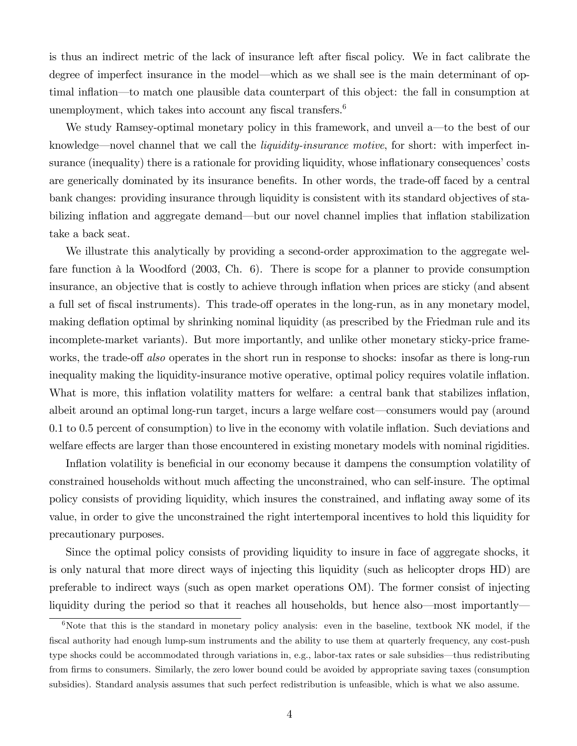is thus an indirect metric of the lack of insurance left after fiscal policy. We in fact calibrate the degree of imperfect insurance in the model—which as we shall see is the main determinant of optimal inflation—to match one plausible data counterpart of this object: the fall in consumption at unemployment, which takes into account any fiscal transfers.[6]

We study Ramsey-optimal monetary policy in this framework, and unveil a—to the best of our knowledge—novel channel that we call the *liquidity-insurance motive*, for short: with imperfect insurance (inequality) there is a rationale for providing liquidity, whose inflationary consequences' costs are generically dominated by its insurance benefits. In other words, the trade-off faced by a central bank changes: providing insurance through liquidity is consistent with its standard objectives of stabilizing inflation and aggregate demand—but our novel channel implies that inflation stabilization take a back seat.

We illustrate this analytically by providing a second-order approximation to the aggregate welfare function à la Woodford (2003, Ch. 6). There is scope for a planner to provide consumption insurance, an objective that is costly to achieve through inflation when prices are sticky (and absent a full set of fiscal instruments). This trade-off operates in the long-run, as in any monetary model, making deflation optimal by shrinking nominal liquidity (as prescribed by the Friedman rule and its incomplete-market variants). But more importantly, and unlike other monetary sticky-price frameworks, the trade-off *also* operates in the short run in response to shocks: insofar as there is long-run inequality making the liquidity-insurance motive operative, optimal policy requires volatile inflation. What is more, this inflation volatility matters for welfare: a central bank that stabilizes inflation, albeit around an optimal long-run target, incurs a large welfare cost—consumers would pay (around 0.1 to 0.5 percent of consumption) to live in the economy with volatile inflation. Such deviations and welfare effects are larger than those encountered in existing monetary models with nominal rigidities.

Inflation volatility is beneficial in our economy because it dampens the consumption volatility of constrained households without much affecting the unconstrained, who can self-insure. The optimal policy consists of providing liquidity, which insures the constrained, and inflating away some of its value, in order to give the unconstrained the right intertemporal incentives to hold this liquidity for precautionary purposes.

Since the optimal policy consists of providing liquidity to insure in face of aggregate shocks, it is only natural that more direct ways of injecting this liquidity (such as helicopter drops HD) are preferable to indirect ways (such as open market operations OM). The former consist of injecting liquidity during the period so that it reaches all households, but hence also—most importantly—

[6] Note that this is the standard in monetary policy analysis: even in the baseline, textbook NK model, if the fiscal authority had enough lump-sum instruments and the ability to use them at quarterly frequency, any cost-push type shocks could be accommodated through variations in, e.g., labor-tax rates or sale subsidies—thus redistributing from firms to consumers. Similarly, the zero lower bound could be avoided by appropriate saving taxes (consumption subsidies). Standard analysis assumes that such perfect redistribution is unfeasible, which is what we also assume.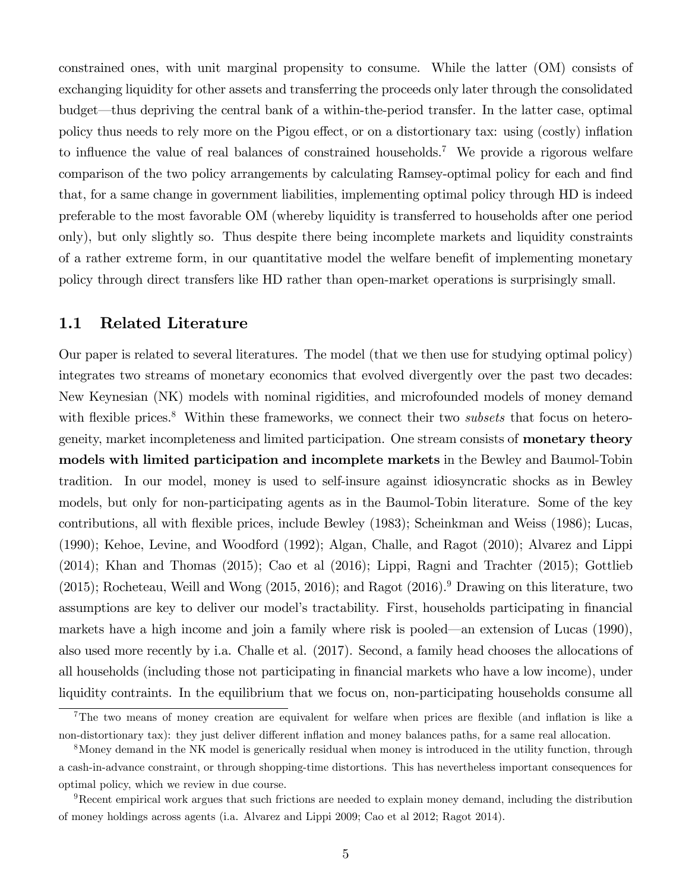constrained ones, with unit marginal propensity to consume. While the latter (OM) consists of exchanging liquidity for other assets and transferring the proceeds only later through the consolidated budget—thus depriving the central bank of a within-the-period transfer. In the latter case, optimal policy thus needs to rely more on the Pigou effect, or on a distortionary tax: using (costly) inflation to influence the value of real balances of constrained households.[7] We provide a rigorous welfare comparison of the two policy arrangements by calculating Ramsey-optimal policy for each and find that, for a same change in government liabilities, implementing optimal policy through HD is indeed preferable to the most favorable OM (whereby liquidity is transferred to households after one period only), but only slightly so. Thus despite there being incomplete markets and liquidity constraints of a rather extreme form, in our quantitative model the welfare benefit of implementing monetary policy through direct transfers like HD rather than open-market operations is surprisingly small.

## 1.1 Related Literature

Our paper is related to several literatures. The model (that we then use for studying optimal policy) integrates two streams of monetary economics that evolved divergently over the past two decades: New Keynesian (NK) models with nominal rigidities, and microfounded models of money demand with flexible prices.[8] Within these frameworks, we connect their two *subsets* that focus on heterogeneity, market incompleteness and limited participation. One stream consists of **monetary theory models with limited participation and incomplete markets** in the Bewley and Baumol-Tobin tradition. In our model, money is used to self-insure against idiosyncratic shocks as in Bewley models, but only for non-participating agents as in the Baumol-Tobin literature. Some of the key contributions, all with flexible prices, include Bewley (1983); Scheinkman and Weiss (1986); Lucas, (1990); Kehoe, Levine, and Woodford (1992); Algan, Challe, and Ragot (2010); Alvarez and Lippi (2014); Khan and Thomas (2015); Cao et al (2016); Lippi, Ragni and Trachter (2015); Gottlieb (2015); Rocheteau, Weill and Wong (2015, 2016); and Ragot (2016).[9] Drawing on this literature, two assumptions are key to deliver our model's tractability. First, households participating in financial markets have a high income and join a family where risk is pooled—an extension of Lucas (1990), also used more recently by i.a. Challe et al. (2017). Second, a family head chooses the allocations of all households (including those not participating in financial markets who have a low income), under liquidity contraints. In the equilibrium that we focus on, non-participating households consume all

[7] The two means of money creation are equivalent for welfare when prices are flexible (and inflation is like a non-distortionary tax): they just deliver different inflation and money balances paths, for a same real allocation.

[8] Money demand in the NK model is generically residual when money is introduced in the utility function, through a cash-in-advance constraint, or through shopping-time distortions. This has nevertheless important consequences for optimal policy, which we review in due course.

[9] Recent empirical work argues that such frictions are needed to explain money demand, including the distribution of money holdings across agents (i.a. Alvarez and Lippi 2009; Cao et al 2012; Ragot 2014).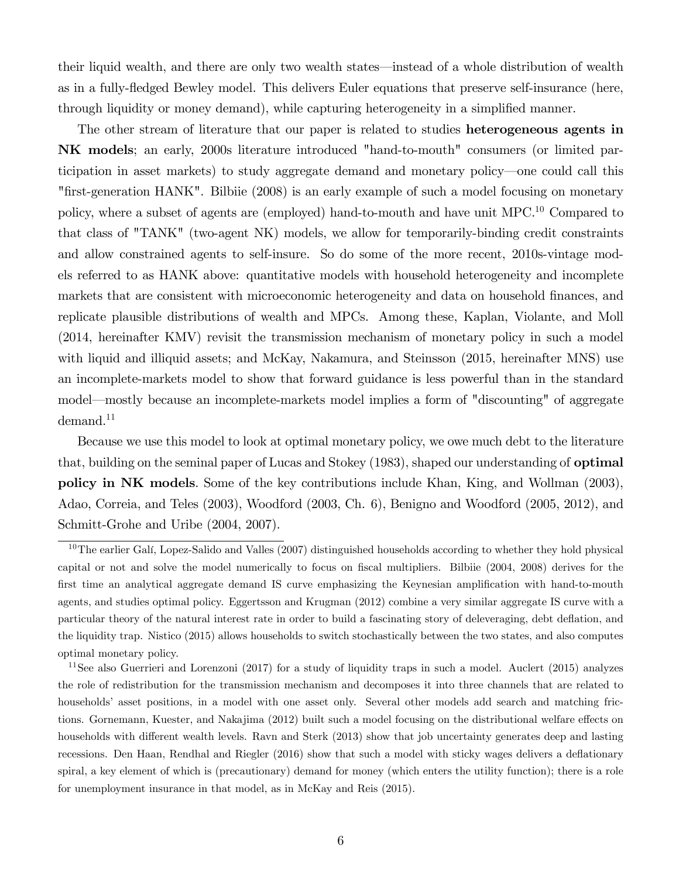their liquid wealth, and there are only two wealth states—instead of a whole distribution of wealth as in a fully-fledged Bewley model. This delivers Euler equations that preserve self-insurance (here, through liquidity or money demand), while capturing heterogeneity in a simplified manner.

The other stream of literature that our paper is related to studies **heterogeneous agents in NK models**; an early, 2000s literature introduced "hand-to-mouth" consumers (or limited participation in asset markets) to study aggregate demand and monetary policy—one could call this "first-generation HANK". Bilbiie (2008) is an early example of such a model focusing on monetary policy, where a subset of agents are (employed) hand-to-mouth and have unit MPC.[10] Compared to that class of "TANK" (two-agent NK) models, we allow for temporarily-binding credit constraints and allow constrained agents to self-insure. So do some of the more recent, 2010s-vintage models referred to as HANK above: quantitative models with household heterogeneity and incomplete markets that are consistent with microeconomic heterogeneity and data on household finances, and replicate plausible distributions of wealth and MPCs. Among these, Kaplan, Violante, and Moll (2014, hereinafter KMV) revisit the transmission mechanism of monetary policy in such a model with liquid and illiquid assets; and McKay, Nakamura, and Steinsson (2015, hereinafter MNS) use an incomplete-markets model to show that forward guidance is less powerful than in the standard model—mostly because an incomplete-markets model implies a form of "discounting" of aggregate demand.[11]

Because we use this model to look at optimal monetary policy, we owe much debt to the literature that, building on the seminal paper of Lucas and Stokey (1983), shaped our understanding of **optimal policy in NK models**. Some of the key contributions include Khan, King, and Wollman (2003), Adao, Correia, and Teles (2003), Woodford (2003, Ch. 6), Benigno and Woodford (2005, 2012), and Schmitt-Grohe and Uribe (2004, 2007).

[10] The earlier Galí, Lopez-Salido and Valles (2007) distinguished households according to whether they hold physical capital or not and solve the model numerically to focus on fiscal multipliers. Bilbiie (2004, 2008) derives for the first time an analytical aggregate demand IS curve emphasizing the Keynesian amplification with hand-to-mouth agents, and studies optimal policy. Eggertsson and Krugman (2012) combine a very similar aggregate IS curve with a particular theory of the natural interest rate in order to build a fascinating story of deleveraging, debt deflation, and the liquidity trap. Nistico (2015) allows households to switch stochastically between the two states, and also computes optimal monetary policy.

[11] See also Guerrieri and Lorenzoni (2017) for a study of liquidity traps in such a model. Auclert (2015) analyzes the role of redistribution for the transmission mechanism and decomposes it into three channels that are related to households' asset positions, in a model with one asset only. Several other models add search and matching frictions. Gornemann, Kuester, and Nakajima (2012) built such a model focusing on the distributional welfare effects on households with different wealth levels. Ravn and Sterk (2013) show that job uncertainty generates deep and lasting recessions. Den Haan, Rendhal and Riegler (2016) show that such a model with sticky wages delivers a deflationary spiral, a key element of which is (precautionary) demand for money (which enters the utility function); there is a role for unemployment insurance in that model, as in McKay and Reis (2015).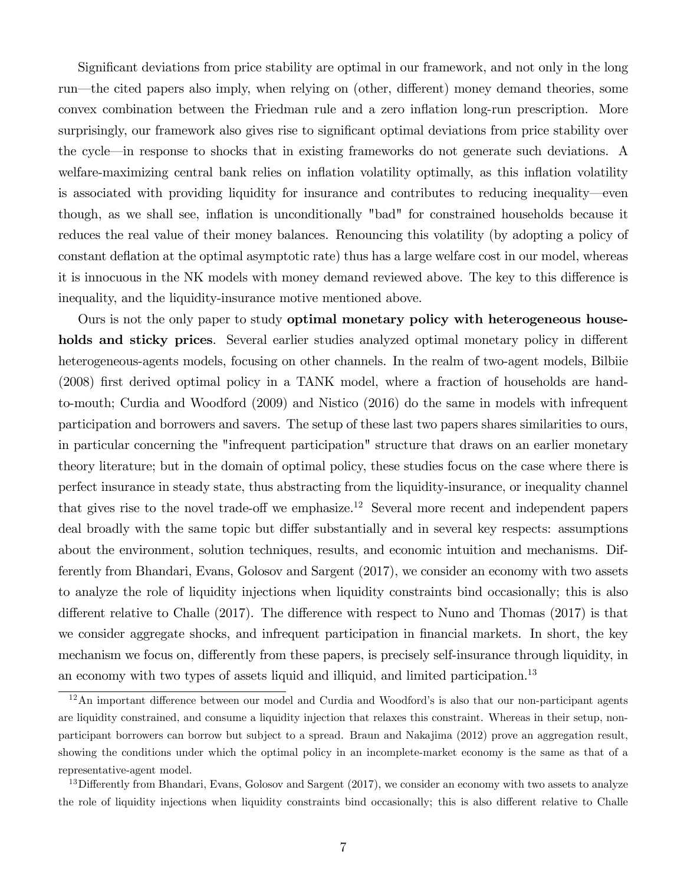Significant deviations from price stability are optimal in our framework, and not only in the long run—the cited papers also imply, when relying on (other, different) money demand theories, some convex combination between the Friedman rule and a zero inflation long-run prescription. More surprisingly, our framework also gives rise to significant optimal deviations from price stability over the cycle—in response to shocks that in existing frameworks do not generate such deviations. A welfare-maximizing central bank relies on inflation volatility optimally, as this inflation volatility is associated with providing liquidity for insurance and contributes to reducing inequality—even though, as we shall see, inflation is unconditionally "bad" for constrained households because it reduces the real value of their money balances. Renouncing this volatility (by adopting a policy of constant deflation at the optimal asymptotic rate) thus has a large welfare cost in our model, whereas it is innocuous in the NK models with money demand reviewed above. The key to this difference is inequality, and the liquidity-insurance motive mentioned above.

Ours is not the only paper to study **optimal monetary policy with heterogeneous households and sticky prices**. Several earlier studies analyzed optimal monetary policy in different heterogeneous-agents models, focusing on other channels. In the realm of two-agent models, Bilbiie (2008) first derived optimal policy in a TANK model, where a fraction of households are hand-to-mouth; Curdia and Woodford (2009) and Nistico (2016) do the same in models with infrequent participation and borrowers and savers. The setup of these last two papers shares similarities to ours, in particular concerning the "infrequent participation" structure that draws on an earlier monetary theory literature; but in the domain of optimal policy, these studies focus on the case where there is perfect insurance in steady state, thus abstracting from the liquidity-insurance, or inequality channel that gives rise to the novel trade-off we emphasize.[12] Several more recent and independent papers deal broadly with the same topic but differ substantially and in several key respects: assumptions about the environment, solution techniques, results, and economic intuition and mechanisms. Differently from Bhandari, Evans, Golosov and Sargent (2017), we consider an economy with two assets to analyze the role of liquidity injections when liquidity constraints bind occasionally; this is also different relative to Challe (2017). The difference with respect to Nuno and Thomas (2017) is that we consider aggregate shocks, and infrequent participation in financial markets. In short, the key mechanism we focus on, differently from these papers, is precisely self-insurance through liquidity, in an economy with two types of assets liquid and illiquid, and limited participation.[13]

[12] An important difference between our model and Curdia and Woodford's is also that our non-participant agents are liquidity constrained, and consume a liquidity injection that relaxes this constraint. Whereas in their setup, non-participant borrowers can borrow but subject to a spread. Braun and Nakajima (2012) prove an aggregation result, showing the conditions under which the optimal policy in an incomplete-market economy is the same as that of a representative-agent model.

[13] Differently from Bhandari, Evans, Golosov and Sargent (2017), we consider an economy with two assets to analyze the role of liquidity injections when liquidity constraints bind occasionally; this is also different relative to Challe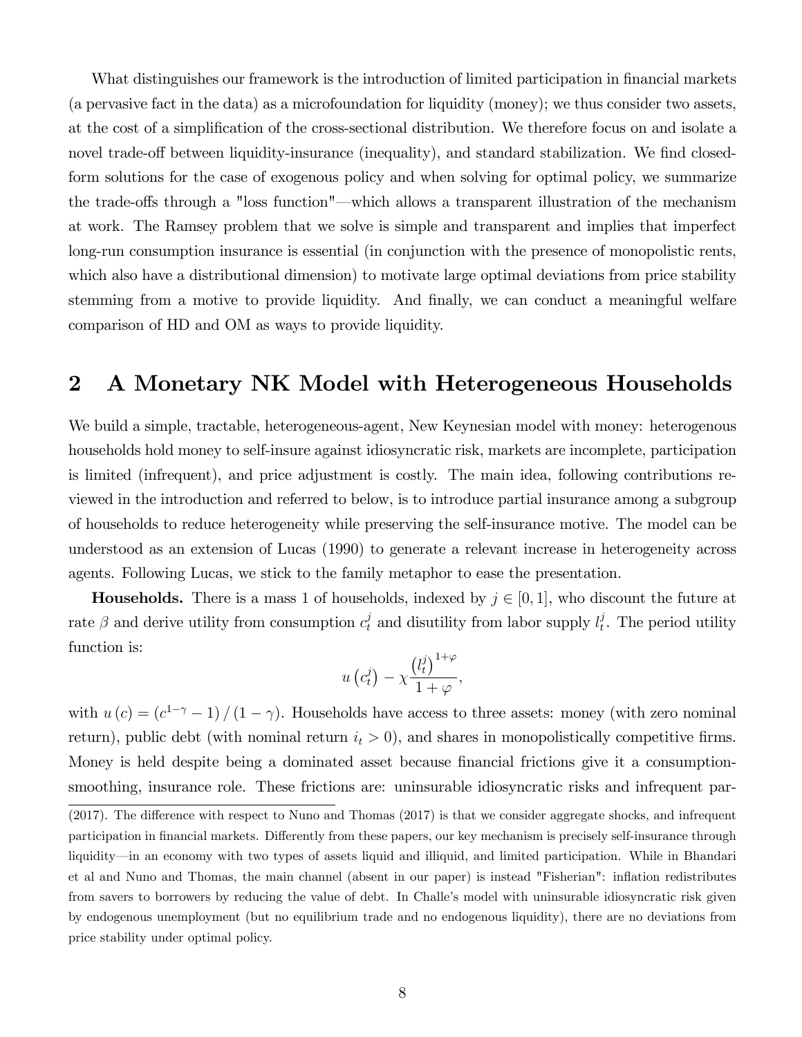What distinguishes our framework is the introduction of limited participation in financial markets (a pervasive fact in the data) as a microfoundation for liquidity (money); we thus consider two assets, at the cost of a simplification of the cross-sectional distribution. We therefore focus on and isolate a novel trade-off between liquidity-insurance (inequality), and standard stabilization. We find closed-form solutions for the case of exogenous policy and when solving for optimal policy, we summarize the trade-offs through a "loss function"—which allows a transparent illustration of the mechanism at work. The Ramsey problem that we solve is simple and transparent and implies that imperfect long-run consumption insurance is essential (in conjunction with the presence of monopolistic rents, which also have a distributional dimension) to motivate large optimal deviations from price stability stemming from a motive to provide liquidity. And finally, we can conduct a meaningful welfare comparison of HD and OM as ways to provide liquidity.

## 2 A Monetary NK Model with Heterogeneous Households

We build a simple, tractable, heterogeneous-agent, New Keynesian model with money: heterogenous households hold money to self-insure against idiosyncratic risk, markets are incomplete, participation is limited (infrequent), and price adjustment is costly. The main idea, following contributions reviewed in the introduction and referred to below, is to introduce partial insurance among a subgroup of households to reduce heterogeneity while preserving the self-insurance motive. The model can be understood as an extension of Lucas (1990) to generate a relevant increase in heterogeneity across agents. Following Lucas, we stick to the family metaphor to ease the presentation.

**Households.** There is a mass 1 of households, indexed by $j \in [0,1]$, who discount the future at rate $\beta$ and derive utility from consumption $c_t^j$ and disutility from labor supply $l_t^j$. The period utility function is:

$$u\left(c_t^j\right) - \chi \frac{\left(l_t^j\right)^{1+\varphi}}{1+\varphi},$$

with $u(c) = \left(c^{1-\gamma} - 1\right)/(1-\gamma)$. Households have access to three assets: money (with zero nominal return), public debt (with nominal return $i_t > 0$), and shares in monopolistically competitive firms. Money is held despite being a dominated asset because financial frictions give it a consumption-smoothing, insurance role. These frictions are: uninsurable idiosyncratic risks and infrequent par-

(2017). The difference with respect to Nuno and Thomas (2017) is that we consider aggregate shocks, and infrequent participation in financial markets. Differently from these papers, our key mechanism is precisely self-insurance through liquidity—in an economy with two types of assets liquid and illiquid, and limited participation. While in Bhandari et al and Nuno and Thomas, the main channel (absent in our paper) is instead "Fisherian": inflation redistributes from savers to borrowers by reducing the value of debt. In Challe's model with uninsurable idiosyncratic risk given by endogenous unemployment (but no equilibrium trade and no endogenous liquidity), there are no deviations from price stability under optimal policy.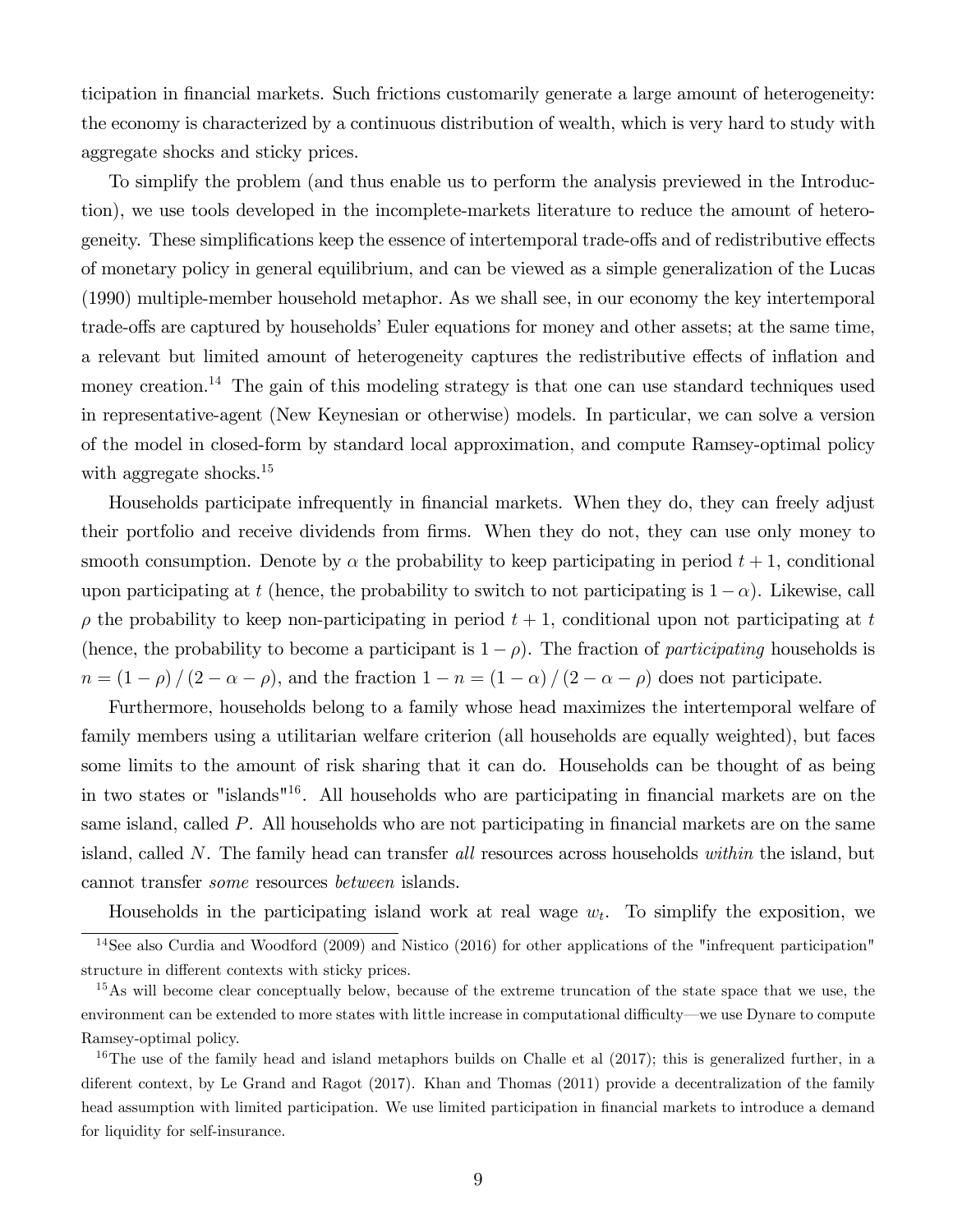ticipation in financial markets. Such frictions customarily generate a large amount of heterogeneity: the economy is characterized by a continuous distribution of wealth, which is very hard to study with aggregate shocks and sticky prices.

To simplify the problem (and thus enable us to perform the analysis previewed in the Introduction), we use tools developed in the incomplete-markets literature to reduce the amount of heterogeneity. These simplifications keep the essence of intertemporal trade-offs and of redistributive effects of monetary policy in general equilibrium, and can be viewed as a simple generalization of the Lucas (1990) multiple-member household metaphor. As we shall see, in our economy the key intertemporal trade-offs are captured by households' Euler equations for money and other assets; at the same time, a relevant but limited amount of heterogeneity captures the redistributive effects of inflation and money creation.[14] The gain of this modeling strategy is that one can use standard techniques used in representative-agent (New Keynesian or otherwise) models. In particular, we can solve a version of the model in closed-form by standard local approximation, and compute Ramsey-optimal policy with aggregate shocks.[15]

Households participate infrequently in financial markets. When they do, they can freely adjust their portfolio and receive dividends from firms. When they do not, they can use only money to smooth consumption. Denote by $\alpha$ the probability to keep participating in period $t+1$, conditional upon participating at $t$ (hence, the probability to switch to not participating is $1-\alpha$). Likewise, call $\rho$ the probability to keep non-participating in period $t+1$, conditional upon not participating at $t$ (hence, the probability to become a participant is $1-\rho$). The fraction of *participating* households is $n = (1-\rho)/(2-\alpha-\rho)$, and the fraction $1-n = (1-\alpha)/(2-\alpha-\rho)$ does not participate.

Furthermore, households belong to a family whose head maximizes the intertemporal welfare of family members using a utilitarian welfare criterion (all households are equally weighted), but faces some limits to the amount of risk sharing that it can do. Households can be thought of as being in two states or "islands"[16]. All households who are participating in financial markets are on the same island, called $P$. All households who are not participating in financial markets are on the same island, called $N$. The family head can transfer *all* resources across households *within* the island, but cannot transfer *some* resources *between* islands.

Households in the participating island work at real wage $w_t$. To simplify the exposition, we

---

[14] See also Curdia and Woodford (2009) and Nistico (2016) for other applications of the "infrequent participation" structure in different contexts with sticky prices.

[15] As will become clear conceptually below, because of the extreme truncation of the state space that we use, the environment can be extended to more states with little increase in computational difficulty—we use Dynare to compute Ramsey-optimal policy.

[16] The use of the family head and island metaphors builds on Challe et al (2017); this is generalized further, in a diferent context, by Le Grand and Ragot (2017). Khan and Thomas (2011) provide a decentralization of the family head assumption with limited participation. We use limited participation in financial markets to introduce a demand for liquidity for self-insurance.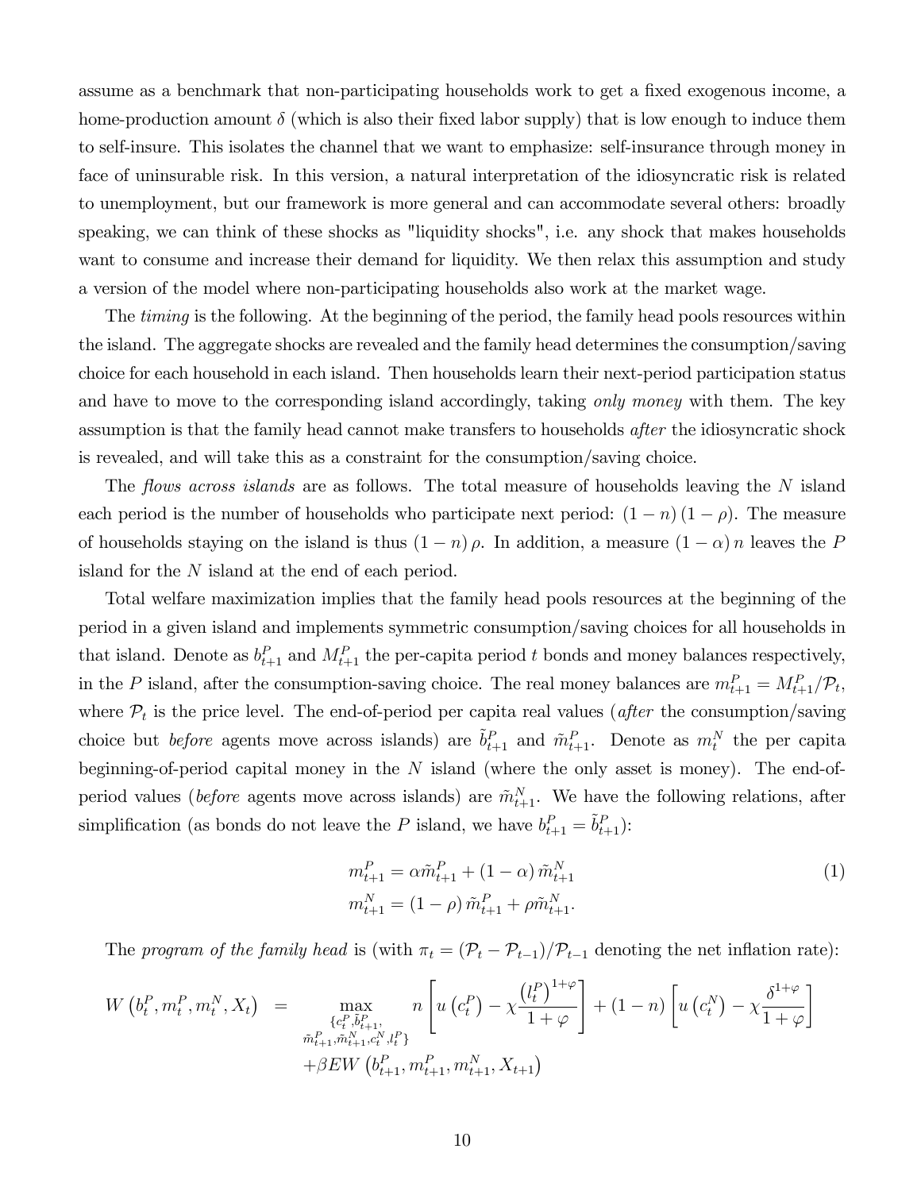assume as a benchmark that non-participating households work to get a fixed exogenous income, a home-production amount $\delta$ (which is also their fixed labor supply) that is low enough to induce them to self-insure. This isolates the channel that we want to emphasize: self-insurance through money in face of uninsurable risk. In this version, a natural interpretation of the idiosyncratic risk is related to unemployment, but our framework is more general and can accommodate several others: broadly speaking, we can think of these shocks as "liquidity shocks", i.e. any shock that makes households want to consume and increase their demand for liquidity. We then relax this assumption and study a version of the model where non-participating households also work at the market wage.

The *timing* is the following. At the beginning of the period, the family head pools resources within the island. The aggregate shocks are revealed and the family head determines the consumption/saving choice for each household in each island. Then households learn their next-period participation status and have to move to the corresponding island accordingly, taking *only money* with them. The key assumption is that the family head cannot make transfers to households *after* the idiosyncratic shock is revealed, and will take this as a constraint for the consumption/saving choice.

The *flows across islands* are as follows. The total measure of households leaving the $N$ island each period is the number of households who participate next period: $(1-n)(1-\rho)$. The measure of households staying on the island is thus $(1-n)\rho$. In addition, a measure $(1-\alpha)n$ leaves the $P$ island for the $N$ island at the end of each period.

Total welfare maximization implies that the family head pools resources at the beginning of the period in a given island and implements symmetric consumption/saving choices for all households in that island. Denote as $b_{t+1}^P$ and $M_{t+1}^P$ the per-capita period $t$ bonds and money balances respectively, in the $P$ island, after the consumption-saving choice. The real money balances are $m_{t+1}^P = M_{t+1}^P/\mathcal{P}_t$, where $\mathcal{P}_t$ is the price level. The end-of-period per capita real values (*after* the consumption/saving choice but *before* agents move across islands) are $\tilde{b}_{t+1}^P$ and $\tilde{m}_{t+1}^P$. Denote as $m_t^N$ the per capita beginning-of-period capital money in the $N$ island (where the only asset is money). The end-of-period values (*before* agents move across islands) are $\tilde{m}_{t+1}^N$. We have the following relations, after simplification (as bonds do not leave the $P$ island, we have $b_{t+1}^P = \tilde{b}_{t+1}^P$):

$$
\begin{aligned}
m_{t+1}^P &= \alpha \tilde{m}_{t+1}^P + (1-\alpha)\,\tilde{m}_{t+1}^N \\
m_{t+1}^N &= (1-\rho)\,\tilde{m}_{t+1}^P + \rho \tilde{m}_{t+1}^N.
\end{aligned}
\tag{1}
$$

The *program of the family head* is (with $\pi_t = (\mathcal{P}_t - \mathcal{P}_{t-1})/\mathcal{P}_{t-1}$ denoting the net inflation rate):

$$
\begin{aligned}
W\left(b_t^P, m_t^P, m_t^N, X_t\right) \;=\; & \max_{\substack{\{c_t^P, \tilde{b}_{t+1}^P, \\ \tilde{m}_{t+1}^P, \tilde{m}_{t+1}^N, c_t^N, l_t^P\}}} \; n\left[u\left(c_t^P\right) - \chi \frac{\left(l_t^P\right)^{1+\varphi}}{1+\varphi}\right] + (1-n)\left[u\left(c_t^N\right) - \chi \frac{\delta^{1+\varphi}}{1+\varphi}\right] \\
& + \beta E W\left(b_{t+1}^P, m_{t+1}^P, m_{t+1}^N, X_{t+1}\right)
\end{aligned}
$$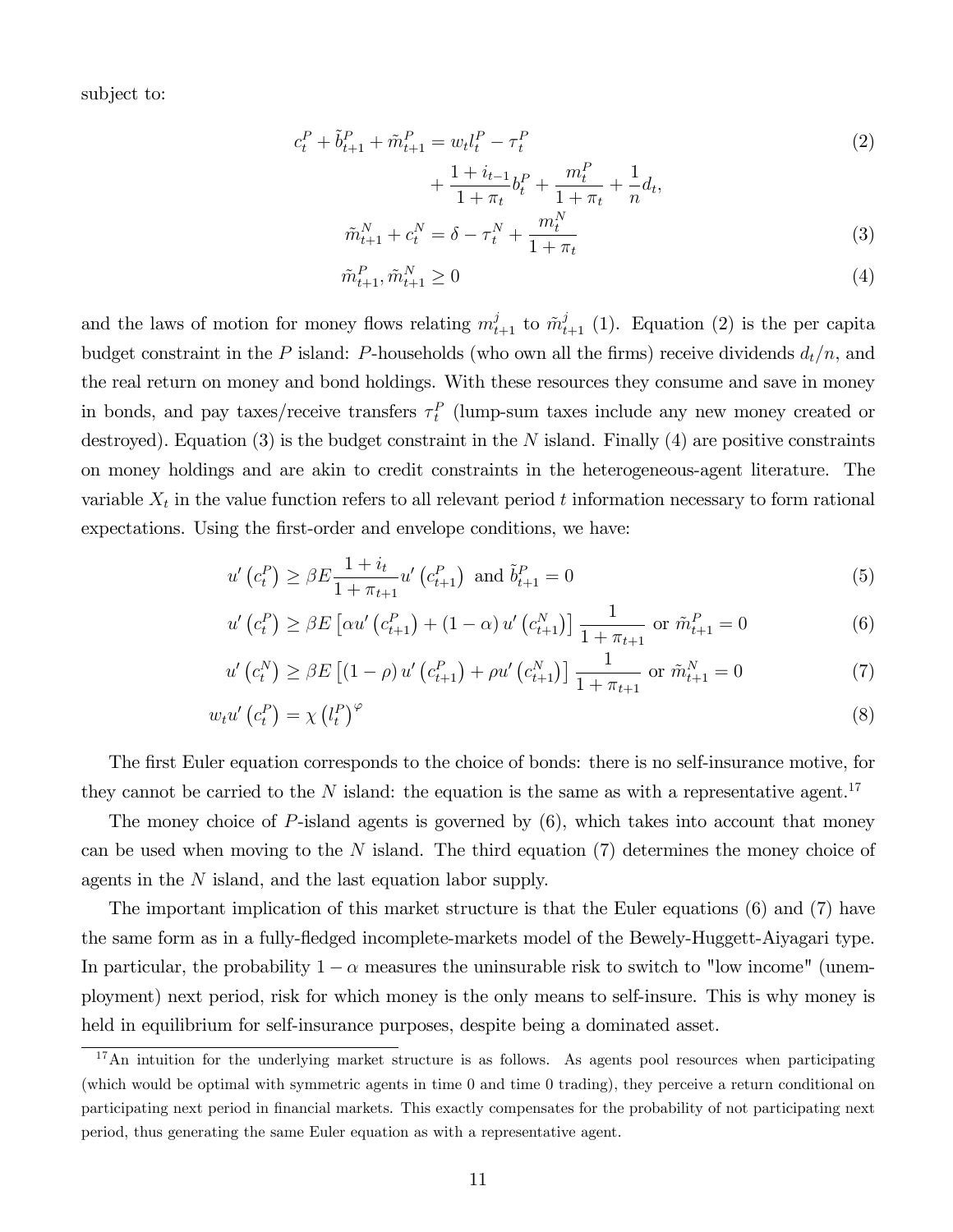subject to:

$$c_t^P + \tilde{b}_{t+1}^P + \tilde{m}_{t+1}^P = w_t l_t^P - \tau_t^P + \frac{1+i_{t-1}}{1+\pi_t} b_t^P + \frac{m_t^P}{1+\pi_t} + \frac{1}{n} d_t, \tag{2}$$

$$\tilde{m}_{t+1}^N + c_t^N = \delta - \tau_t^N + \frac{m_t^N}{1+\pi_t} \tag{3}$$

$$\tilde{m}_{t+1}^P, \tilde{m}_{t+1}^N \geq 0 \tag{4}$$

and the laws of motion for money flows relating $m_{t+1}^j$ to $\tilde{m}_{t+1}^j$ (1). Equation (2) is the per capita budget constraint in the $P$ island: $P$-households (who own all the firms) receive dividends $d_t/n$, and the real return on money and bond holdings. With these resources they consume and save in money in bonds, and pay taxes/receive transfers $\tau_t^P$ (lump-sum taxes include any new money created or destroyed). Equation (3) is the budget constraint in the $N$ island. Finally (4) are positive constraints on money holdings and are akin to credit constraints in the heterogeneous-agent literature. The variable $X_t$ in the value function refers to all relevant period $t$ information necessary to form rational expectations. Using the first-order and envelope conditions, we have:

$$u'\left(c_t^P\right) \geq \beta E \frac{1+i_t}{1+\pi_{t+1}} u'\left(c_{t+1}^P\right) \text{ and } \tilde{b}_{t+1}^P = 0 \tag{5}$$

$$u'\left(c_t^P\right) \geq \beta E\left[\alpha u'\left(c_{t+1}^P\right) + (1-\alpha) u'\left(c_{t+1}^N\right)\right] \frac{1}{1+\pi_{t+1}} \text{ or } \tilde{m}_{t+1}^P = 0 \tag{6}$$

$$u'\left(c_t^N\right) \geq \beta E\left[(1-\rho) u'\left(c_{t+1}^P\right) + \rho u'\left(c_{t+1}^N\right)\right] \frac{1}{1+\pi_{t+1}} \text{ or } \tilde{m}_{t+1}^N = 0 \tag{7}$$

$$w_t u'\left(c_t^P\right) = \chi \left(l_t^P\right)^{\varphi} \tag{8}$$

The first Euler equation corresponds to the choice of bonds: there is no self-insurance motive, for they cannot be carried to the $N$ island: the equation is the same as with a representative agent.[17]

The money choice of $P$-island agents is governed by (6), which takes into account that money can be used when moving to the $N$ island. The third equation (7) determines the money choice of agents in the $N$ island, and the last equation labor supply.

The important implication of this market structure is that the Euler equations (6) and (7) have the same form as in a fully-fledged incomplete-markets model of the Bewely-Huggett-Aiyagari type. In particular, the probability $1-\alpha$ measures the uninsurable risk to switch to "low income" (unemployment) next period, risk for which money is the only means to self-insure. This is why money is held in equilibrium for self-insurance purposes, despite being a dominated asset.

[17] An intuition for the underlying market structure is as follows. As agents pool resources when participating (which would be optimal with symmetric agents in time 0 and time 0 trading), they perceive a return conditional on participating next period in financial markets. This exactly compensates for the probability of not participating next period, thus generating the same Euler equation as with a representative agent.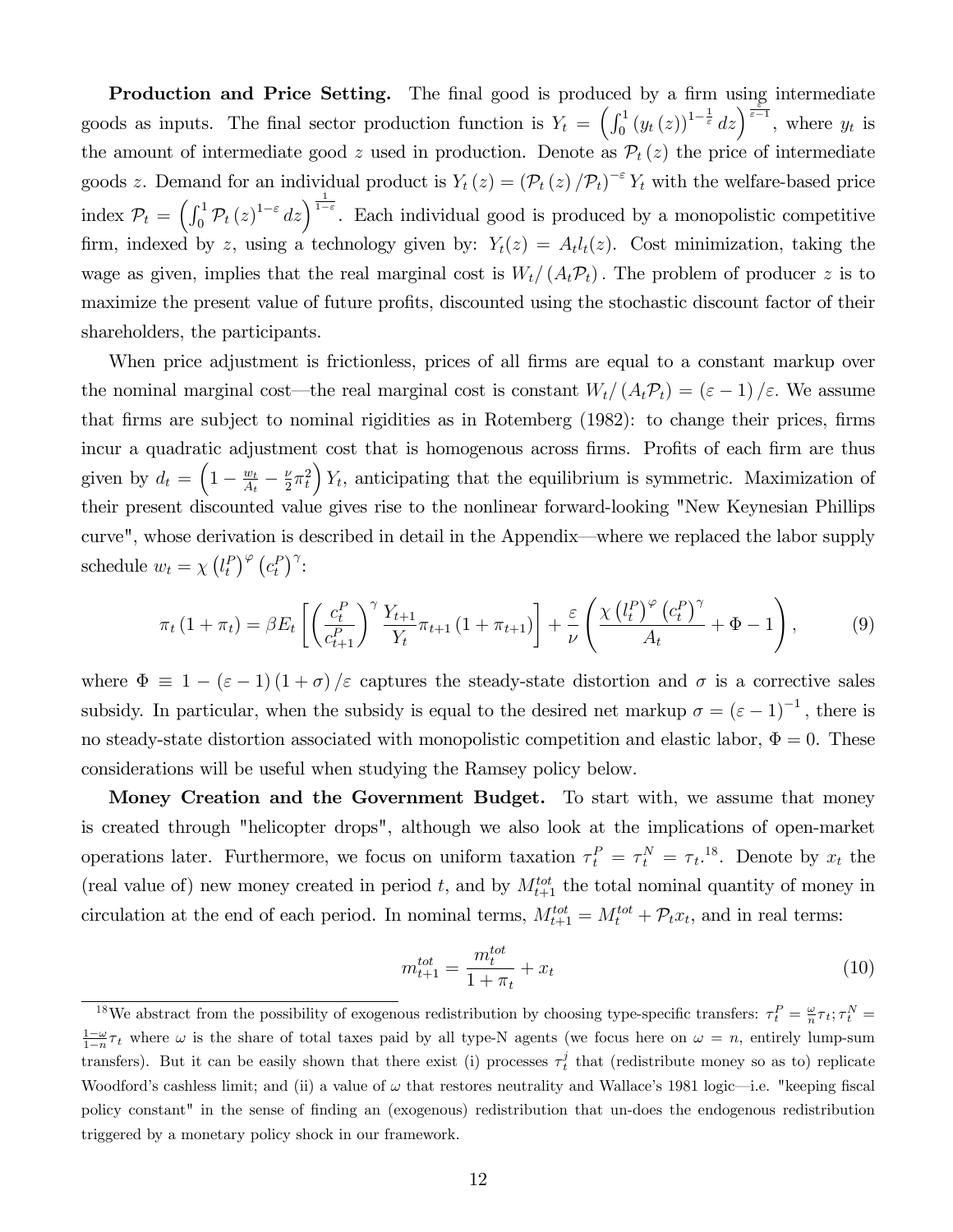**Production and Price Setting.** The final good is produced by a firm using intermediate goods as inputs. The final sector production function is $Y_t = \left(\int_0^1 (y_t(z))^{1-\frac{1}{\varepsilon}} dz\right)^{\frac{\varepsilon}{\varepsilon-1}}$, where $y_t$ is the amount of intermediate good $z$ used in production. Denote as $\mathcal{P}_t(z)$ the price of intermediate goods $z$. Demand for an individual product is $Y_t(z) = (\mathcal{P}_t(z)/\mathcal{P}_t)^{-\varepsilon} Y_t$ with the welfare-based price index $\mathcal{P}_t = \left(\int_0^1 \mathcal{P}_t(z)^{1-\varepsilon} dz\right)^{\frac{1}{1-\varepsilon}}$. Each individual good is produced by a monopolistic competitive firm, indexed by $z$, using a technology given by: $Y_t(z) = A_t l_t(z)$. Cost minimization, taking the wage as given, implies that the real marginal cost is $W_t/(A_t \mathcal{P}_t)$. The problem of producer $z$ is to maximize the present value of future profits, discounted using the stochastic discount factor of their shareholders, the participants.

When price adjustment is frictionless, prices of all firms are equal to a constant markup over the nominal marginal cost—the real marginal cost is constant $W_t/(A_t \mathcal{P}_t) = (\varepsilon - 1)/\varepsilon$. We assume that firms are subject to nominal rigidities as in Rotemberg (1982): to change their prices, firms incur a quadratic adjustment cost that is homogenous across firms. Profits of each firm are thus given by $d_t = \left(1 - \frac{w_t}{A_t} - \frac{\nu}{2}\pi_t^2\right) Y_t$, anticipating that the equilibrium is symmetric. Maximization of their present discounted value gives rise to the nonlinear forward-looking "New Keynesian Phillips curve", whose derivation is described in detail in the Appendix—where we replaced the labor supply schedule $w_t = \chi \left(l_t^P\right)^{\varphi} \left(c_t^P\right)^{\gamma}$:

$$\pi_t (1 + \pi_t) = \beta E_t \left[ \left(\frac{c_t^P}{c_{t+1}^P}\right)^{\gamma} \frac{Y_{t+1}}{Y_t} \pi_{t+1} (1 + \pi_{t+1}) \right] + \frac{\varepsilon}{\nu} \left( \frac{\chi \left(l_t^P\right)^{\varphi} \left(c_t^P\right)^{\gamma}}{A_t} + \Phi - 1 \right), \tag{9}$$

where $\Phi \equiv 1 - (\varepsilon - 1)(1 + \sigma)/\varepsilon$ captures the steady-state distortion and $\sigma$ is a corrective sales subsidy. In particular, when the subsidy is equal to the desired net markup $\sigma = (\varepsilon - 1)^{-1}$, there is no steady-state distortion associated with monopolistic competition and elastic labor, $\Phi = 0$. These considerations will be useful when studying the Ramsey policy below.

**Money Creation and the Government Budget.** To start with, we assume that money is created through "helicopter drops", although we also look at the implications of open-market operations later. Furthermore, we focus on uniform taxation $\tau_t^P = \tau_t^N = \tau_t$.[18]. Denote by $x_t$ the (real value of) new money created in period $t$, and by $M_{t+1}^{tot}$ the total nominal quantity of money in circulation at the end of each period. In nominal terms, $M_{t+1}^{tot} = M_t^{tot} + \mathcal{P}_t x_t$, and in real terms:

$$m_{t+1}^{tot} = \frac{m_t^{tot}}{1 + \pi_t} + x_t \tag{10}$$

[18] We abstract from the possibility of exogenous redistribution by choosing type-specific transfers: $\tau_t^P = \frac{\omega}{n}\tau_t; \tau_t^N = \frac{1-\omega}{1-n}\tau_t$ where $\omega$ is the share of total taxes paid by all type-N agents (we focus here on $\omega = n$, entirely lump-sum transfers). But it can be easily shown that there exist (i) processes $\tau_t^j$ that (redistribute money so as to) replicate Woodford's cashless limit; and (ii) a value of $\omega$ that restores neutrality and Wallace's 1981 logic—i.e. "keeping fiscal policy constant" in the sense of finding an (exogenous) redistribution that un-does the endogenous redistribution triggered by a monetary policy shock in our framework.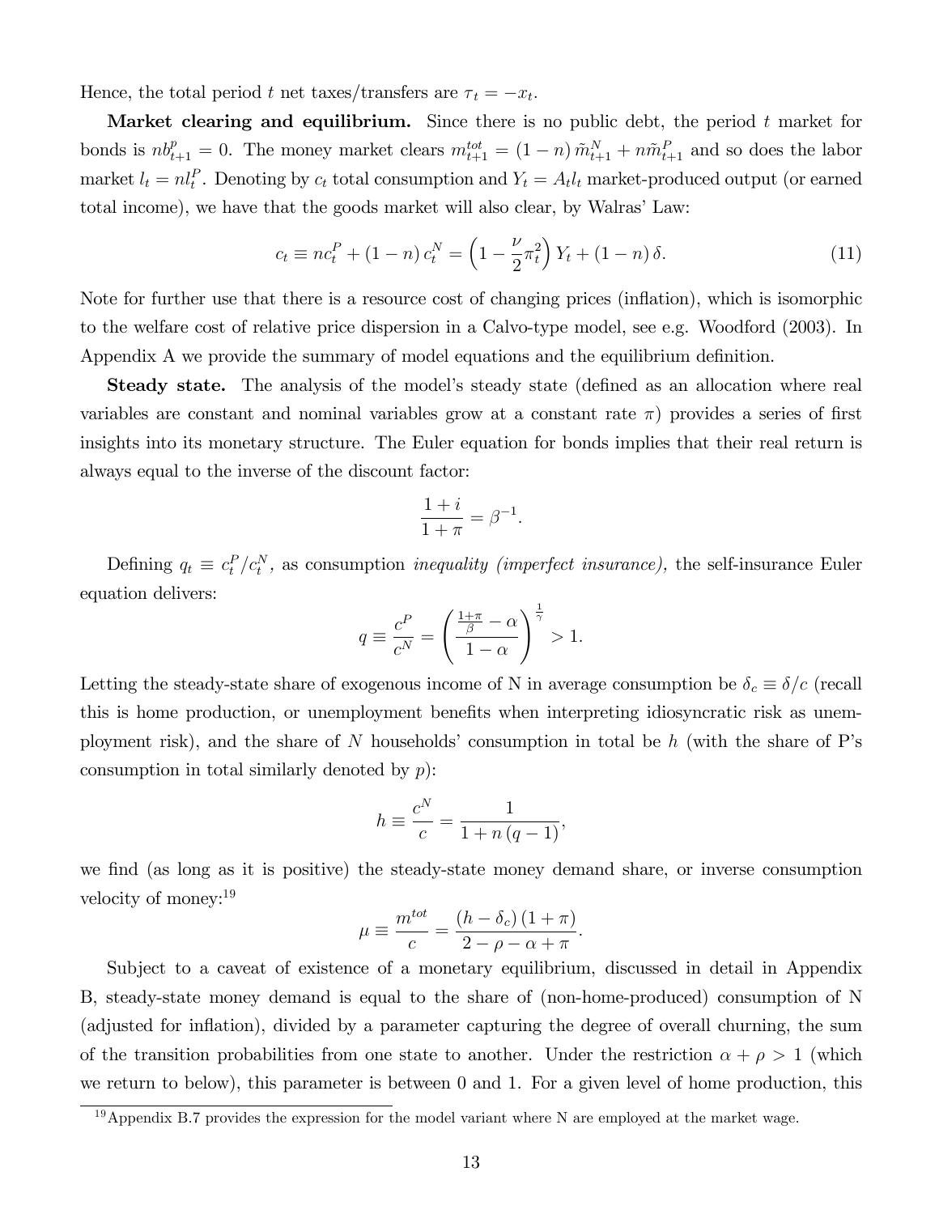Hence, the total period $t$ net taxes/transfers are $\tau_t = -x_t$.

**Market clearing and equilibrium.** Since there is no public debt, the period $t$ market for bonds is $nb^p_{t+1} = 0$. The money market clears $m^{tot}_{t+1} = (1-n)\,\tilde{m}^N_{t+1} + n\tilde{m}^P_{t+1}$ and so does the labor market $l_t = nl^P_t$. Denoting by $c_t$ total consumption and $Y_t = A_t l_t$ market-produced output (or earned total income), we have that the goods market will also clear, by Walras' Law:

$$c_t \equiv nc^P_t + (1-n)\,c^N_t = \left(1 - \frac{\nu}{2}\pi^2_t\right) Y_t + (1-n)\,\delta. \tag{11}$$

Note for further use that there is a resource cost of changing prices (inflation), which is isomorphic to the welfare cost of relative price dispersion in a Calvo-type model, see e.g. Woodford (2003). In Appendix A we provide the summary of model equations and the equilibrium definition.

**Steady state.** The analysis of the model's steady state (defined as an allocation where real variables are constant and nominal variables grow at a constant rate $\pi$) provides a series of first insights into its monetary structure. The Euler equation for bonds implies that their real return is always equal to the inverse of the discount factor:

$$\frac{1+i}{1+\pi} = \beta^{-1}.$$

Defining $q_t \equiv c^P_t / c^N_t$, as consumption *inequality (imperfect insurance),* the self-insurance Euler equation delivers:

$$q \equiv \frac{c^P}{c^N} = \left(\frac{\frac{1+\pi}{\beta} - \alpha}{1-\alpha}\right)^{\frac{1}{\gamma}} > 1.$$

Letting the steady-state share of exogenous income of N in average consumption be $\delta_c \equiv \delta/c$ (recall this is home production, or unemployment benefits when interpreting idiosyncratic risk as unemployment risk), and the share of $N$ households' consumption in total be $h$ (with the share of P's consumption in total similarly denoted by $p$):

$$h \equiv \frac{c^N}{c} = \frac{1}{1 + n\,(q-1)},$$

we find (as long as it is positive) the steady-state money demand share, or inverse consumption velocity of money:[19]

$$\mu \equiv \frac{m^{tot}}{c} = \frac{(h - \delta_c)\,(1+\pi)}{2 - \rho - \alpha + \pi}.$$

Subject to a caveat of existence of a monetary equilibrium, discussed in detail in Appendix B, steady-state money demand is equal to the share of (non-home-produced) consumption of N (adjusted for inflation), divided by a parameter capturing the degree of overall churning, the sum of the transition probabilities from one state to another. Under the restriction $\alpha + \rho > 1$ (which we return to below), this parameter is between 0 and 1. For a given level of home production, this

[19] Appendix B.7 provides the expression for the model variant where N are employed at the market wage.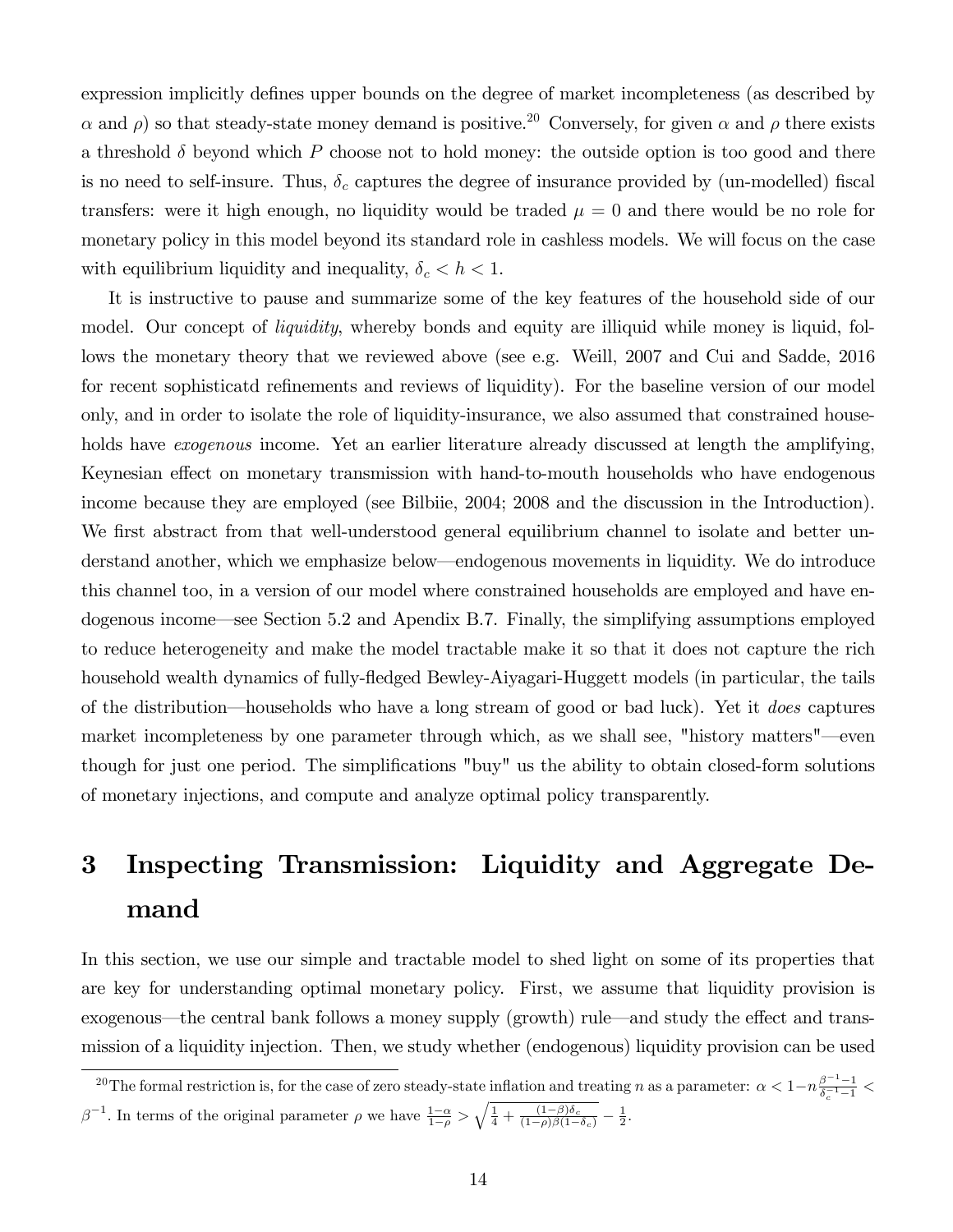expression implicitly defines upper bounds on the degree of market incompleteness (as described by $\alpha$ and $\rho$) so that steady-state money demand is positive.[20] Conversely, for given $\alpha$ and $\rho$ there exists a threshold $\delta$ beyond which $P$ choose not to hold money: the outside option is too good and there is no need to self-insure. Thus, $\delta_c$ captures the degree of insurance provided by (un-modelled) fiscal transfers: were it high enough, no liquidity would be traded $\mu = 0$ and there would be no role for monetary policy in this model beyond its standard role in cashless models. We will focus on the case with equilibrium liquidity and inequality, $\delta_c < h < 1$.

It is instructive to pause and summarize some of the key features of the household side of our model. Our concept of *liquidity*, whereby bonds and equity are illiquid while money is liquid, follows the monetary theory that we reviewed above (see e.g. Weill, 2007 and Cui and Sadde, 2016 for recent sophisticatd refinements and reviews of liquidity). For the baseline version of our model only, and in order to isolate the role of liquidity-insurance, we also assumed that constrained households have *exogenous* income. Yet an earlier literature already discussed at length the amplifying, Keynesian effect on monetary transmission with hand-to-mouth households who have endogenous income because they are employed (see Bilbiie, 2004; 2008 and the discussion in the Introduction). We first abstract from that well-understood general equilibrium channel to isolate and better understand another, which we emphasize below—endogenous movements in liquidity. We do introduce this channel too, in a version of our model where constrained households are employed and have endogenous income—see Section 5.2 and Apendix B.7. Finally, the simplifying assumptions employed to reduce heterogeneity and make the model tractable make it so that it does not capture the rich household wealth dynamics of fully-fledged Bewley-Aiyagari-Huggett models (in particular, the tails of the distribution—households who have a long stream of good or bad luck). Yet it *does* captures market incompleteness by one parameter through which, as we shall see, "history matters"—even though for just one period. The simplifications "buy" us the ability to obtain closed-form solutions of monetary injections, and compute and analyze optimal policy transparently.

# 3 Inspecting Transmission: Liquidity and Aggregate Demand

In this section, we use our simple and tractable model to shed light on some of its properties that are key for understanding optimal monetary policy. First, we assume that liquidity provision is exogenous—the central bank follows a money supply (growth) rule—and study the effect and transmission of a liquidity injection. Then, we study whether (endogenous) liquidity provision can be used

[20] The formal restriction is, for the case of zero steady-state inflation and treating $n$ as a parameter: $\alpha < 1 - n\frac{\beta^{-1}-1}{\delta_c^{-1}-1} < \beta^{-1}$. In terms of the original parameter $\rho$ we have $\frac{1-\alpha}{1-\rho} > \sqrt{\frac{1}{4} + \frac{(1-\beta)\delta_c}{(1-\rho)\beta(1-\delta_c)}} - \frac{1}{2}$.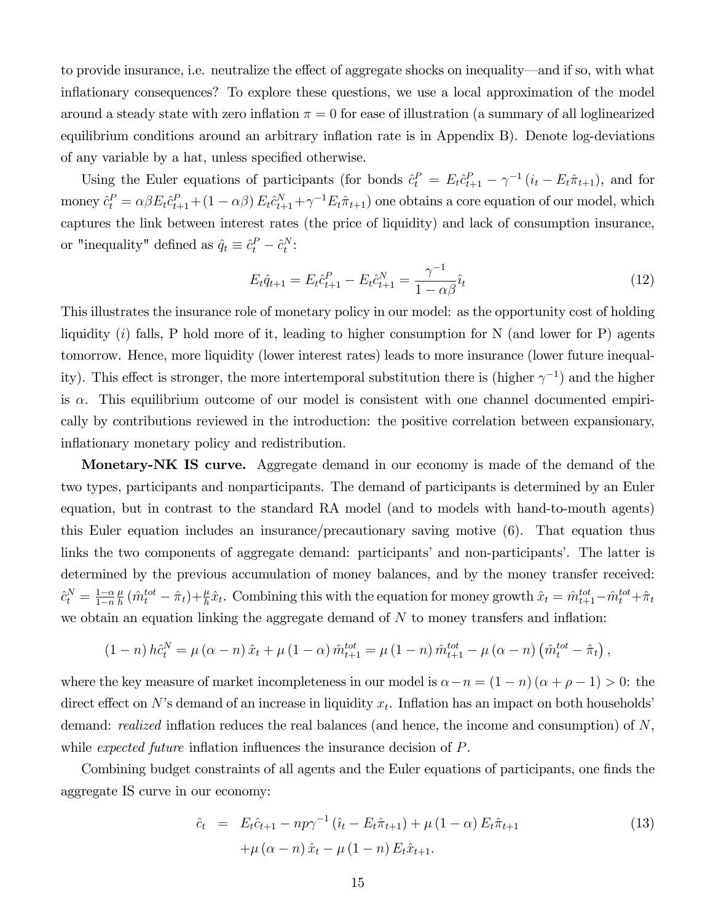to provide insurance, i.e. neutralize the effect of aggregate shocks on inequality—and if so, with what inflationary consequences? To explore these questions, we use a local approximation of the model around a steady state with zero inflation $\pi = 0$ for ease of illustration (a summary of all loglinearized equilibrium conditions around an arbitrary inflation rate is in Appendix B). Denote log-deviations of any variable by a hat, unless specified otherwise.

Using the Euler equations of participants (for bonds $\hat{c}_t^P = E_t \hat{c}_{t+1}^P - \gamma^{-1} (i_t - E_t \hat{\pi}_{t+1})$, and for money $\hat{c}_t^P = \alpha\beta E_t \hat{c}_{t+1}^P + (1-\alpha\beta) E_t \hat{c}_{t+1}^N + \gamma^{-1} E_t \hat{\pi}_{t+1}$) one obtains a core equation of our model, which captures the link between interest rates (the price of liquidity) and lack of consumption insurance, or "inequality" defined as $\hat{q}_t \equiv \hat{c}_t^P - \hat{c}_t^N$:

$$E_t \hat{q}_{t+1} = E_t \hat{c}_{t+1}^P - E_t \hat{c}_{t+1}^N = \frac{\gamma^{-1}}{1-\alpha\beta} \hat{\imath}_t \tag{12}$$

This illustrates the insurance role of monetary policy in our model: as the opportunity cost of holding liquidity ($i$) falls, P hold more of it, leading to higher consumption for N (and lower for P) agents tomorrow. Hence, more liquidity (lower interest rates) leads to more insurance (lower future inequality). This effect is stronger, the more intertemporal substitution there is (higher $\gamma^{-1}$) and the higher is $\alpha$. This equilibrium outcome of our model is consistent with one channel documented empirically by contributions reviewed in the introduction: the positive correlation between expansionary, inflationary monetary policy and redistribution.

**Monetary-NK IS curve.** Aggregate demand in our economy is made of the demand of the two types, participants and nonparticipants. The demand of participants is determined by an Euler equation, but in contrast to the standard RA model (and to models with hand-to-mouth agents) this Euler equation includes an insurance/precautionary saving motive (6). That equation thus links the two components of aggregate demand: participants' and non-participants'. The latter is determined by the previous accumulation of money balances, and by the money transfer received: $\hat{c}_t^N = \frac{1-\alpha}{1-n} \frac{\mu}{h} (\hat{m}_t^{tot} - \hat{\pi}_t) + \frac{\mu}{h} \hat{x}_t$. Combining this with the equation for money growth $\hat{x}_t = \hat{m}_{t+1}^{tot} - \hat{m}_t^{tot} + \hat{\pi}_t$ we obtain an equation linking the aggregate demand of $N$ to money transfers and inflation:

$$(1-n) h \hat{c}_t^N = \mu (\alpha - n) \hat{x}_t + \mu (1-\alpha) \hat{m}_{t+1}^{tot} = \mu (1-n) \hat{m}_{t+1}^{tot} - \mu (\alpha - n) \left( \hat{m}_t^{tot} - \hat{\pi}_t \right),$$

where the key measure of market incompleteness in our model is $\alpha - n = (1-n)(\alpha + \rho - 1) > 0$: the direct effect on $N$'s demand of an increase in liquidity $x_t$. Inflation has an impact on both households' demand: *realized* inflation reduces the real balances (and hence, the income and consumption) of $N$, while *expected future* inflation influences the insurance decision of $P$.

Combining budget constraints of all agents and the Euler equations of participants, one finds the aggregate IS curve in our economy:

$$\begin{aligned} \hat{c}_t &= E_t \hat{c}_{t+1} - np\gamma^{-1} (\hat{\imath}_t - E_t \hat{\pi}_{t+1}) + \mu (1-\alpha) E_t \hat{\pi}_{t+1} \\ &\quad + \mu (\alpha - n) \hat{x}_t - \mu (1-n) E_t \hat{x}_{t+1}. \end{aligned} \tag{13}$$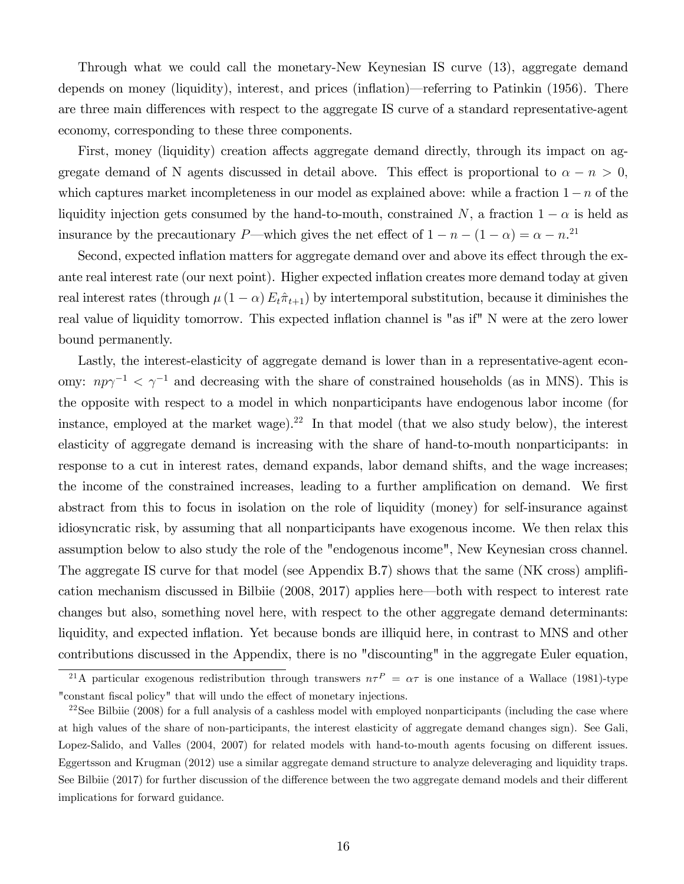Through what we could call the monetary-New Keynesian IS curve (13), aggregate demand depends on money (liquidity), interest, and prices (inflation)—referring to Patinkin (1956). There are three main differences with respect to the aggregate IS curve of a standard representative-agent economy, corresponding to these three components.

First, money (liquidity) creation affects aggregate demand directly, through its impact on aggregate demand of N agents discussed in detail above. This effect is proportional to $\alpha - n > 0$, which captures market incompleteness in our model as explained above: while a fraction $1 - n$ of the liquidity injection gets consumed by the hand-to-mouth, constrained $N$, a fraction $1 - \alpha$ is held as insurance by the precautionary $P$—which gives the net effect of $1 - n - (1 - \alpha) = \alpha - n$.[21]

Second, expected inflation matters for aggregate demand over and above its effect through the ex-ante real interest rate (our next point). Higher expected inflation creates more demand today at given real interest rates (through $\mu (1 - \alpha) E_t \hat{\pi}_{t+1}$) by intertemporal substitution, because it diminishes the real value of liquidity tomorrow. This expected inflation channel is "as if" N were at the zero lower bound permanently.

Lastly, the interest-elasticity of aggregate demand is lower than in a representative-agent economy: $np\gamma^{-1} < \gamma^{-1}$ and decreasing with the share of constrained households (as in MNS). This is the opposite with respect to a model in which nonparticipants have endogenous labor income (for instance, employed at the market wage).[22] In that model (that we also study below), the interest elasticity of aggregate demand is increasing with the share of hand-to-mouth nonparticipants: in response to a cut in interest rates, demand expands, labor demand shifts, and the wage increases; the income of the constrained increases, leading to a further amplification on demand. We first abstract from this to focus in isolation on the role of liquidity (money) for self-insurance against idiosyncratic risk, by assuming that all nonparticipants have exogenous income. We then relax this assumption below to also study the role of the "endogenous income", New Keynesian cross channel. The aggregate IS curve for that model (see Appendix B.7) shows that the same (NK cross) amplification mechanism discussed in Bilbiie (2008, 2017) applies here—both with respect to interest rate changes but also, something novel here, with respect to the other aggregate demand determinants: liquidity, and expected inflation. Yet because bonds are illiquid here, in contrast to MNS and other contributions discussed in the Appendix, there is no "discounting" in the aggregate Euler equation,

[21] A particular exogenous redistribution through transwers $n\tau^P = \alpha\tau$ is one instance of a Wallace (1981)-type "constant fiscal policy" that will undo the effect of monetary injections.

[22] See Bilbiie (2008) for a full analysis of a cashless model with employed nonparticipants (including the case where at high values of the share of non-participants, the interest elasticity of aggregate demand changes sign). See Gali, Lopez-Salido, and Valles (2004, 2007) for related models with hand-to-mouth agents focusing on different issues. Eggertsson and Krugman (2012) use a similar aggregate demand structure to analyze deleveraging and liquidity traps. See Bilbiie (2017) for further discussion of the difference between the two aggregate demand models and their different implications for forward guidance.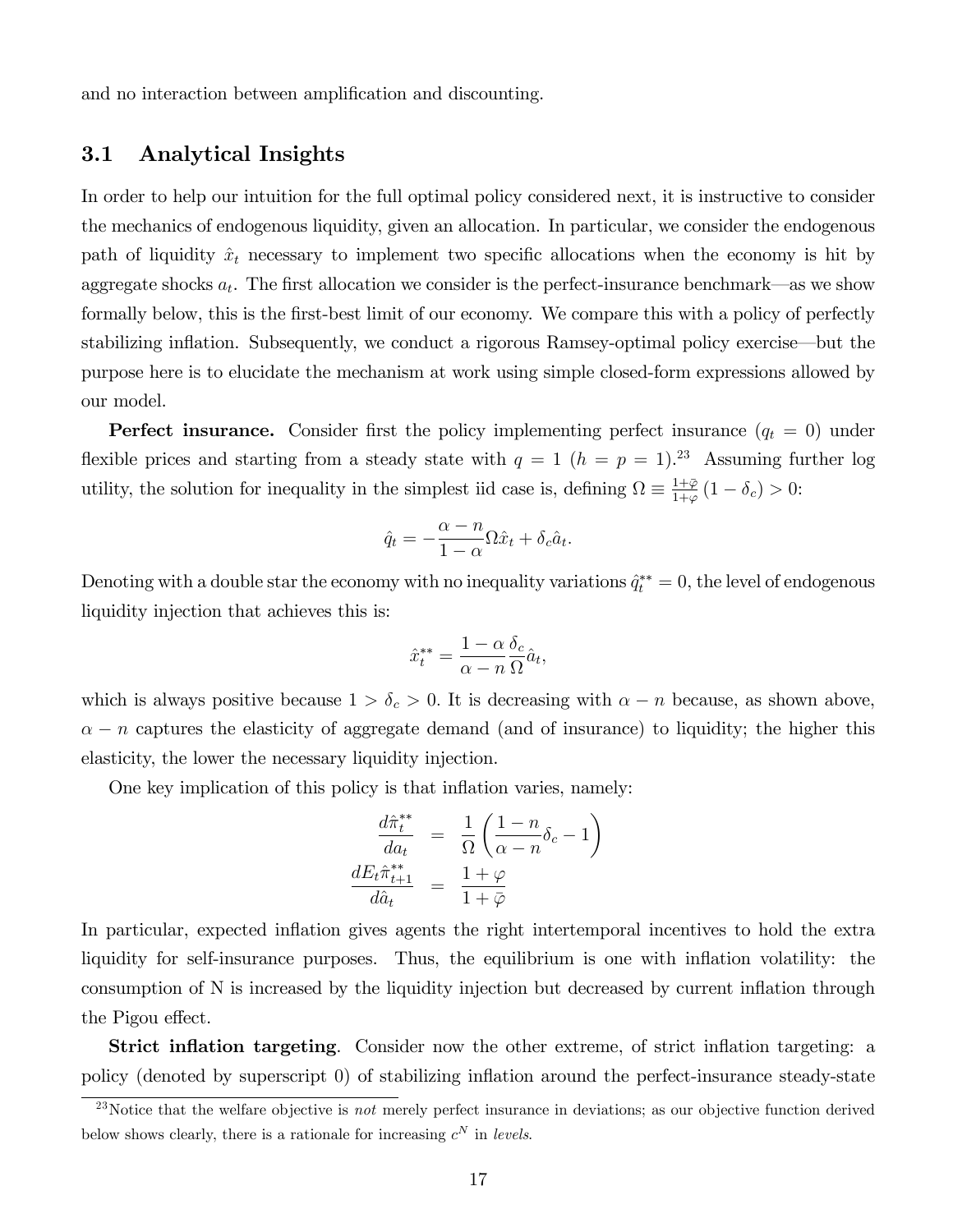and no interaction between amplification and discounting.

## 3.1 Analytical Insights

In order to help our intuition for the full optimal policy considered next, it is instructive to consider the mechanics of endogenous liquidity, given an allocation. In particular, we consider the endogenous path of liquidity $\hat{x}_t$ necessary to implement two specific allocations when the economy is hit by aggregate shocks $a_t$. The first allocation we consider is the perfect-insurance benchmark—as we show formally below, this is the first-best limit of our economy. We compare this with a policy of perfectly stabilizing inflation. Subsequently, we conduct a rigorous Ramsey-optimal policy exercise—but the purpose here is to elucidate the mechanism at work using simple closed-form expressions allowed by our model.

**Perfect insurance.** Consider first the policy implementing perfect insurance ($q_t = 0$) under flexible prices and starting from a steady state with $q = 1$ ($h = p = 1$).[23] Assuming further log utility, the solution for inequality in the simplest iid case is, defining $\Omega \equiv \frac{1+\bar{\varphi}}{1+\varphi}(1-\delta_c) > 0$:

$$\hat{q}_t = -\frac{\alpha - n}{1-\alpha}\Omega\hat{x}_t + \delta_c\hat{a}_t.$$

Denoting with a double star the economy with no inequality variations $\hat{q}_t^{**} = 0$, the level of endogenous liquidity injection that achieves this is:

$$\hat{x}_t^{**} = \frac{1-\alpha}{\alpha - n}\frac{\delta_c}{\Omega}\hat{a}_t,$$

which is always positive because $1 > \delta_c > 0$. It is decreasing with $\alpha - n$ because, as shown above, $\alpha - n$ captures the elasticity of aggregate demand (and of insurance) to liquidity; the higher this elasticity, the lower the necessary liquidity injection.

One key implication of this policy is that inflation varies, namely:

$$\begin{aligned}
\frac{d\hat{\pi}_t^{**}}{da_t} &= \frac{1}{\Omega}\left(\frac{1-n}{\alpha - n}\delta_c - 1\right) \\
\frac{dE_t\hat{\pi}_{t+1}^{**}}{d\hat{a}_t} &= \frac{1+\varphi}{1+\bar{\varphi}}
\end{aligned}$$

In particular, expected inflation gives agents the right intertemporal incentives to hold the extra liquidity for self-insurance purposes. Thus, the equilibrium is one with inflation volatility: the consumption of N is increased by the liquidity injection but decreased by current inflation through the Pigou effect.

**Strict inflation targeting**. Consider now the other extreme, of strict inflation targeting: a policy (denoted by superscript 0) of stabilizing inflation around the perfect-insurance steady-state

[23] Notice that the welfare objective is *not* merely perfect insurance in deviations; as our objective function derived below shows clearly, there is a rationale for increasing $c^N$ in *levels*.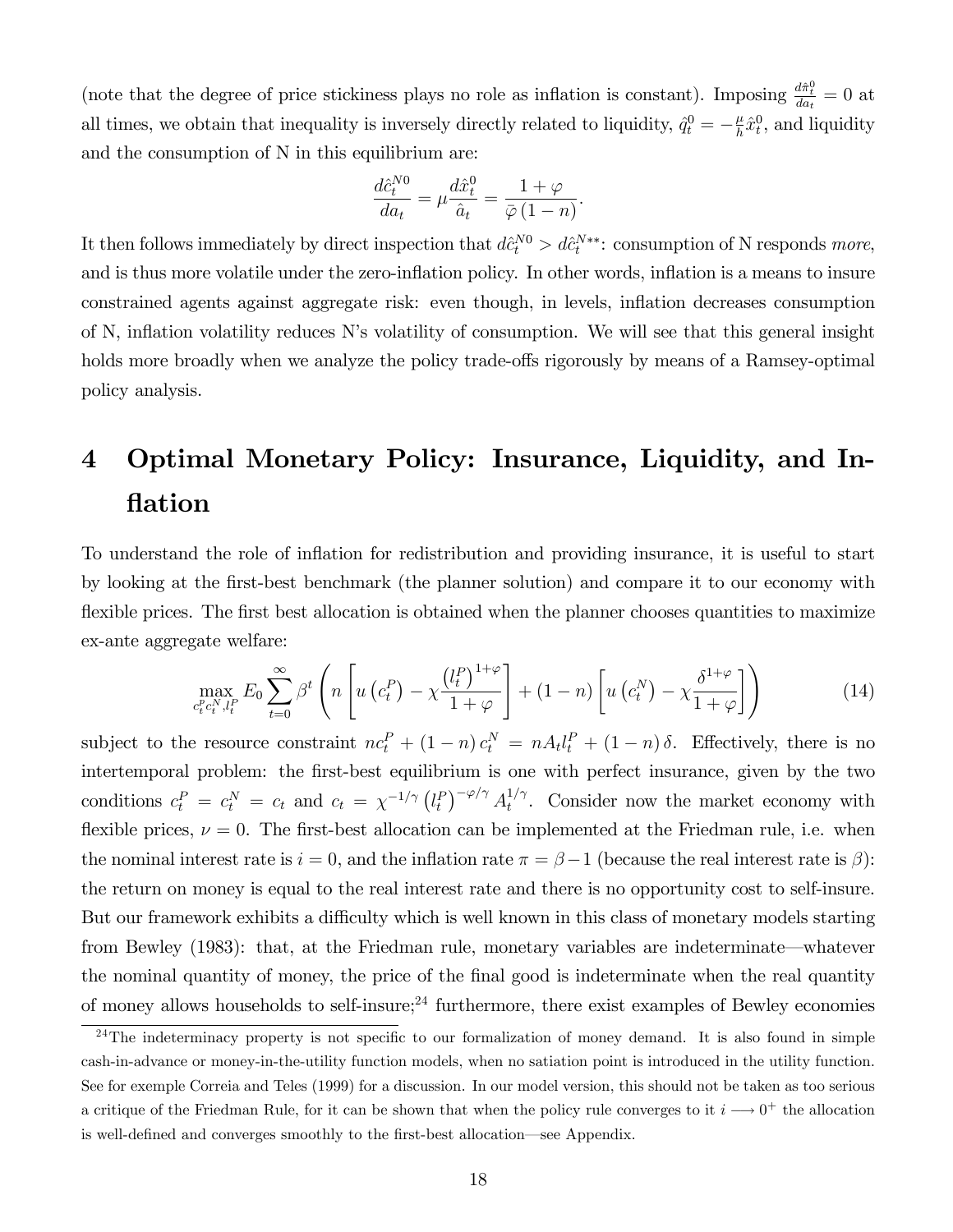(note that the degree of price stickiness plays no role as inflation is constant). Imposing $\frac{d\hat{\pi}_t^0}{da_t} = 0$ at all times, we obtain that inequality is inversely directly related to liquidity, $\hat{q}_t^0 = -\frac{\mu}{h}\hat{x}_t^0$, and liquidity and the consumption of N in this equilibrium are:

$$\frac{d\hat{c}_t^{N0}}{da_t} = \mu\frac{d\hat{x}_t^0}{\hat{a}_t} = \frac{1+\varphi}{\bar{\varphi}(1-n)}.$$

It then follows immediately by direct inspection that $d\hat{c}_t^{N0} > d\hat{c}_t^{N**}$: consumption of N responds *more*, and is thus more volatile under the zero-inflation policy. In other words, inflation is a means to insure constrained agents against aggregate risk: even though, in levels, inflation decreases consumption of N, inflation volatility reduces N's volatility of consumption. We will see that this general insight holds more broadly when we analyze the policy trade-offs rigorously by means of a Ramsey-optimal policy analysis.

# 4 Optimal Monetary Policy: Insurance, Liquidity, and Inflation

To understand the role of inflation for redistribution and providing insurance, it is useful to start by looking at the first-best benchmark (the planner solution) and compare it to our economy with flexible prices. The first best allocation is obtained when the planner chooses quantities to maximize ex-ante aggregate welfare:

$$\max_{c_t^P c_t^N, l_t^P} E_0 \sum_{t=0}^{\infty} \beta^t \left( n\left[ u\left(c_t^P\right) - \chi\frac{\left(l_t^P\right)^{1+\varphi}}{1+\varphi} \right] + (1-n)\left[ u\left(c_t^N\right) - \chi\frac{\delta^{1+\varphi}}{1+\varphi} \right] \right) \tag{14}$$

subject to the resource constraint $nc_t^P + (1-n)c_t^N = nA_t l_t^P + (1-n)\delta$. Effectively, there is no intertemporal problem: the first-best equilibrium is one with perfect insurance, given by the two conditions $c_t^P = c_t^N = c_t$ and $c_t = \chi^{-1/\gamma}\left(l_t^P\right)^{-\varphi/\gamma} A_t^{1/\gamma}$. Consider now the market economy with flexible prices, $\nu = 0$. The first-best allocation can be implemented at the Friedman rule, i.e. when the nominal interest rate is $i = 0$, and the inflation rate $\pi = \beta - 1$ (because the real interest rate is $\beta$): the return on money is equal to the real interest rate and there is no opportunity cost to self-insure. But our framework exhibits a difficulty which is well known in this class of monetary models starting from Bewley (1983): that, at the Friedman rule, monetary variables are indeterminate—whatever the nominal quantity of money, the price of the final good is indeterminate when the real quantity of money allows households to self-insure;[24] furthermore, there exist examples of Bewley economies

[24] The indeterminacy property is not specific to our formalization of money demand. It is also found in simple cash-in-advance or money-in-the-utility function models, when no satiation point is introduced in the utility function. See for exemple Correia and Teles (1999) for a discussion. In our model version, this should not be taken as too serious a critique of the Friedman Rule, for it can be shown that when the policy rule converges to it $i \longrightarrow 0^+$ the allocation is well-defined and converges smoothly to the first-best allocation—see Appendix.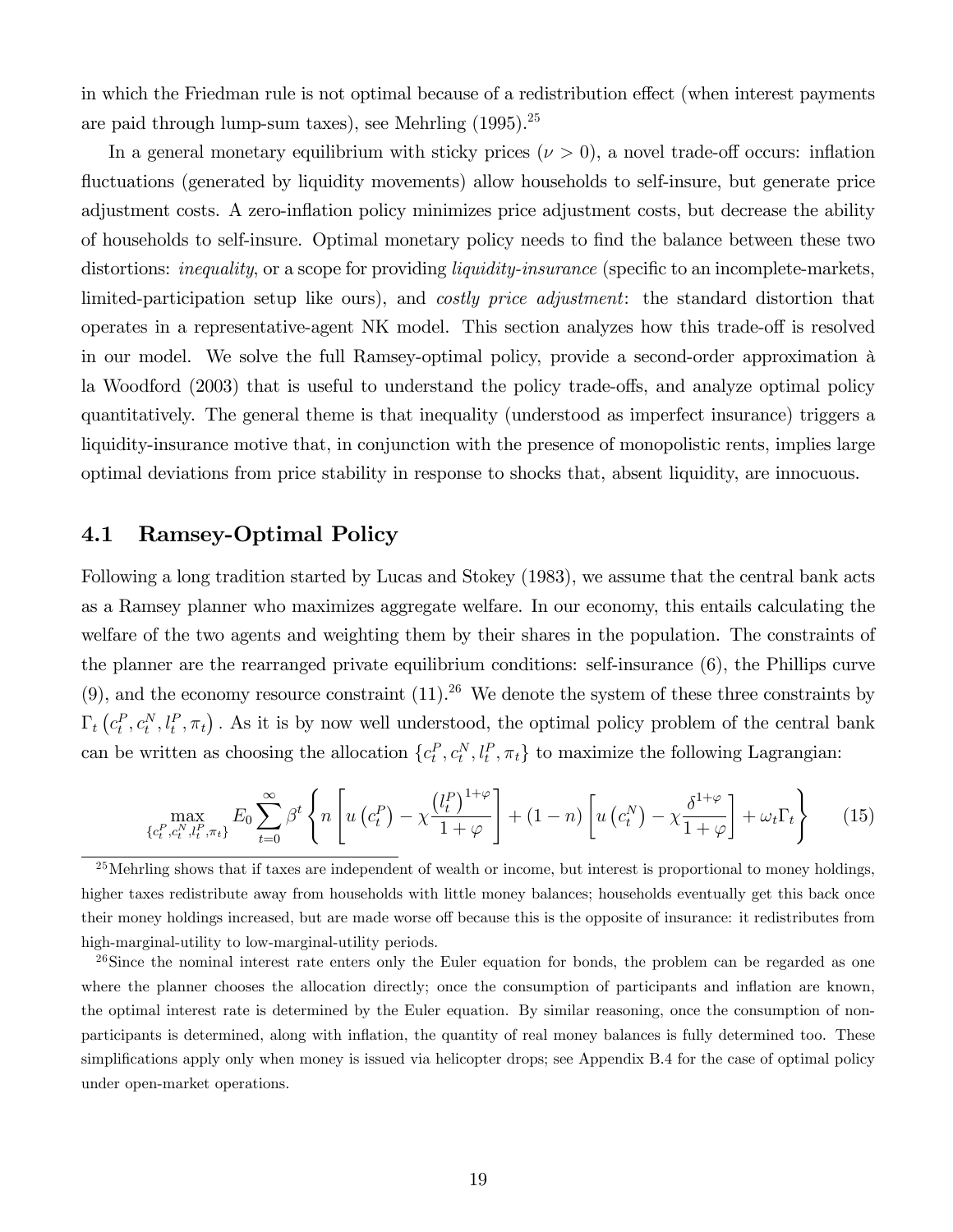in which the Friedman rule is not optimal because of a redistribution effect (when interest payments are paid through lump-sum taxes), see Mehrling (1995).[25]

In a general monetary equilibrium with sticky prices ($\nu > 0$), a novel trade-off occurs: inflation fluctuations (generated by liquidity movements) allow households to self-insure, but generate price adjustment costs. A zero-inflation policy minimizes price adjustment costs, but decrease the ability of households to self-insure. Optimal monetary policy needs to find the balance between these two distortions: *inequality*, or a scope for providing *liquidity-insurance* (specific to an incomplete-markets, limited-participation setup like ours), and *costly price adjustment*: the standard distortion that operates in a representative-agent NK model. This section analyzes how this trade-off is resolved in our model. We solve the full Ramsey-optimal policy, provide a second-order approximation à la Woodford (2003) that is useful to understand the policy trade-offs, and analyze optimal policy quantitatively. The general theme is that inequality (understood as imperfect insurance) triggers a liquidity-insurance motive that, in conjunction with the presence of monopolistic rents, implies large optimal deviations from price stability in response to shocks that, absent liquidity, are innocuous.

## 4.1 Ramsey-Optimal Policy

Following a long tradition started by Lucas and Stokey (1983), we assume that the central bank acts as a Ramsey planner who maximizes aggregate welfare. In our economy, this entails calculating the welfare of the two agents and weighting them by their shares in the population. The constraints of the planner are the rearranged private equilibrium conditions: self-insurance (6), the Phillips curve (9), and the economy resource constraint (11).[26] We denote the system of these three constraints by $\Gamma_t \left(c_t^P, c_t^N, l_t^P, \pi_t\right)$. As it is by now well understood, the optimal policy problem of the central bank can be written as choosing the allocation $\{c_t^P, c_t^N, l_t^P, \pi_t\}$ to maximize the following Lagrangian:

$$\max_{\{c_t^P, c_t^N, l_t^P, \pi_t\}} E_0 \sum_{t=0}^{\infty} \beta^t \left\{ n \left[ u\left(c_t^P\right) - \chi \frac{\left(l_t^P\right)^{1+\varphi}}{1+\varphi} \right] + (1-n) \left[ u\left(c_t^N\right) - \chi \frac{\delta^{1+\varphi}}{1+\varphi} \right] + \omega_t \Gamma_t \right\} \tag{15}$$

[25] Mehrling shows that if taxes are independent of wealth or income, but interest is proportional to money holdings, higher taxes redistribute away from households with little money balances; households eventually get this back once their money holdings increased, but are made worse off because this is the opposite of insurance: it redistributes from high-marginal-utility to low-marginal-utility periods.

[26] Since the nominal interest rate enters only the Euler equation for bonds, the problem can be regarded as one where the planner chooses the allocation directly; once the consumption of participants and inflation are known, the optimal interest rate is determined by the Euler equation. By similar reasoning, once the consumption of non-participants is determined, along with inflation, the quantity of real money balances is fully determined too. These simplifications apply only when money is issued via helicopter drops; see Appendix B.4 for the case of optimal policy under open-market operations.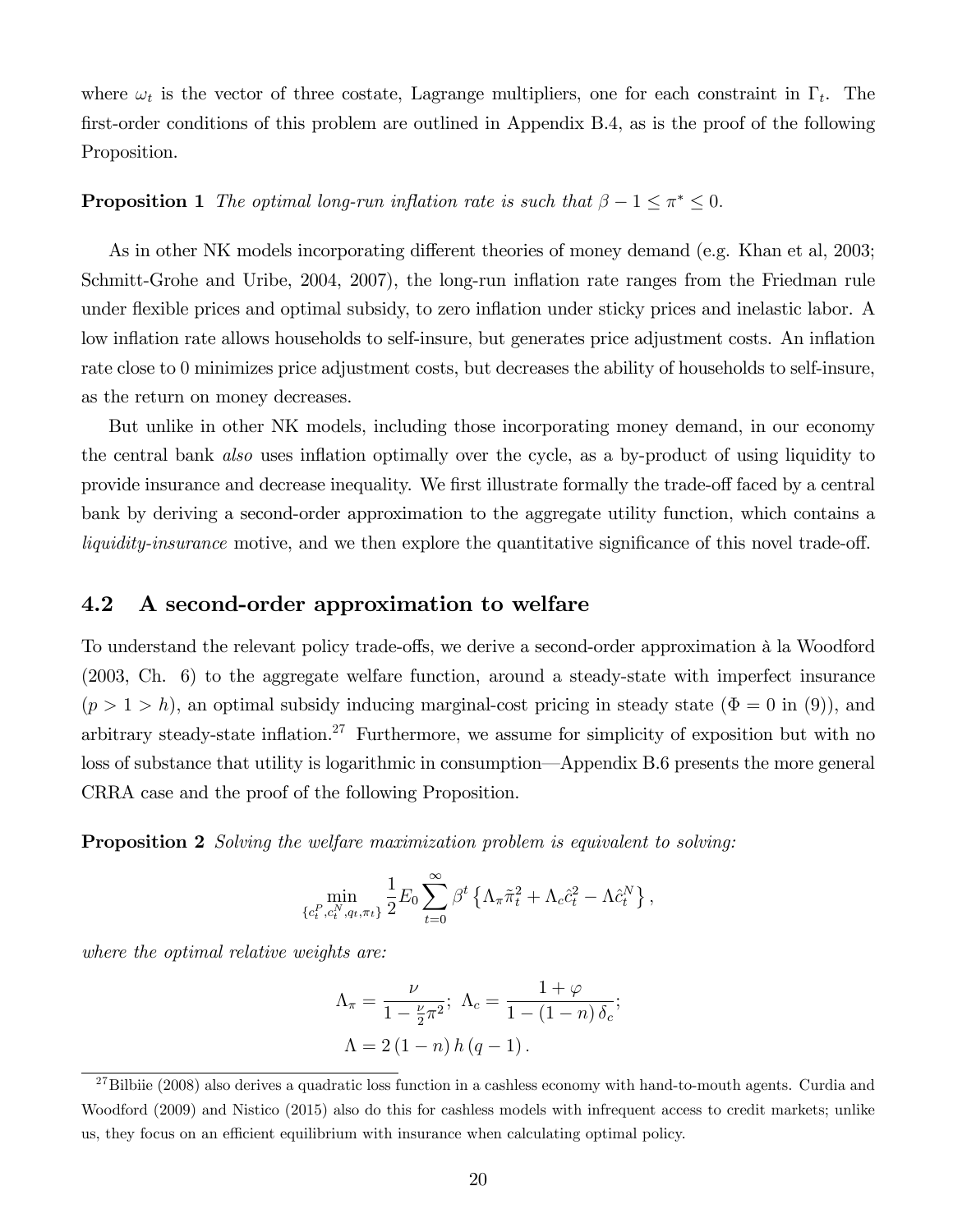where $\omega_t$ is the vector of three costate, Lagrange multipliers, one for each constraint in $\Gamma_t$. The first-order conditions of this problem are outlined in Appendix B.4, as is the proof of the following Proposition.

**Proposition 1** *The optimal long-run inflation rate is such that $\beta - 1 \leq \pi^* \leq 0$.*

As in other NK models incorporating different theories of money demand (e.g. Khan et al, 2003; Schmitt-Grohe and Uribe, 2004, 2007), the long-run inflation rate ranges from the Friedman rule under flexible prices and optimal subsidy, to zero inflation under sticky prices and inelastic labor. A low inflation rate allows households to self-insure, but generates price adjustment costs. An inflation rate close to 0 minimizes price adjustment costs, but decreases the ability of households to self-insure, as the return on money decreases.

But unlike in other NK models, including those incorporating money demand, in our economy the central bank *also* uses inflation optimally over the cycle, as a by-product of using liquidity to provide insurance and decrease inequality. We first illustrate formally the trade-off faced by a central bank by deriving a second-order approximation to the aggregate utility function, which contains a *liquidity-insurance* motive, and we then explore the quantitative significance of this novel trade-off.

## 4.2 A second-order approximation to welfare

To understand the relevant policy trade-offs, we derive a second-order approximation à la Woodford (2003, Ch. 6) to the aggregate welfare function, around a steady-state with imperfect insurance ($p > 1 > h$), an optimal subsidy inducing marginal-cost pricing in steady state ($\Phi = 0$ in (9)), and arbitrary steady-state inflation.[27] Furthermore, we assume for simplicity of exposition but with no loss of substance that utility is logarithmic in consumption—Appendix B.6 presents the more general CRRA case and the proof of the following Proposition.

**Proposition 2** *Solving the welfare maximization problem is equivalent to solving:*

$$\min_{\{c_t^P, c_t^N, q_t, \pi_t\}} \frac{1}{2} E_0 \sum_{t=0}^{\infty} \beta^t \left\{ \Lambda_\pi \tilde{\pi}_t^2 + \Lambda_c \hat{c}_t^2 - \Lambda \hat{c}_t^N \right\},$$

*where the optimal relative weights are:*

$$\Lambda_\pi = \frac{\nu}{1 - \frac{\nu}{2}\pi^2}; \; \Lambda_c = \frac{1 + \varphi}{1 - (1 - n)\,\delta_c};$$
$$\Lambda = 2\,(1 - n)\,h\,(q - 1)\,.$$

[27] Bilbiie (2008) also derives a quadratic loss function in a cashless economy with hand-to-mouth agents. Curdia and Woodford (2009) and Nistico (2015) also do this for cashless models with infrequent access to credit markets; unlike us, they focus on an efficient equilibrium with insurance when calculating optimal policy.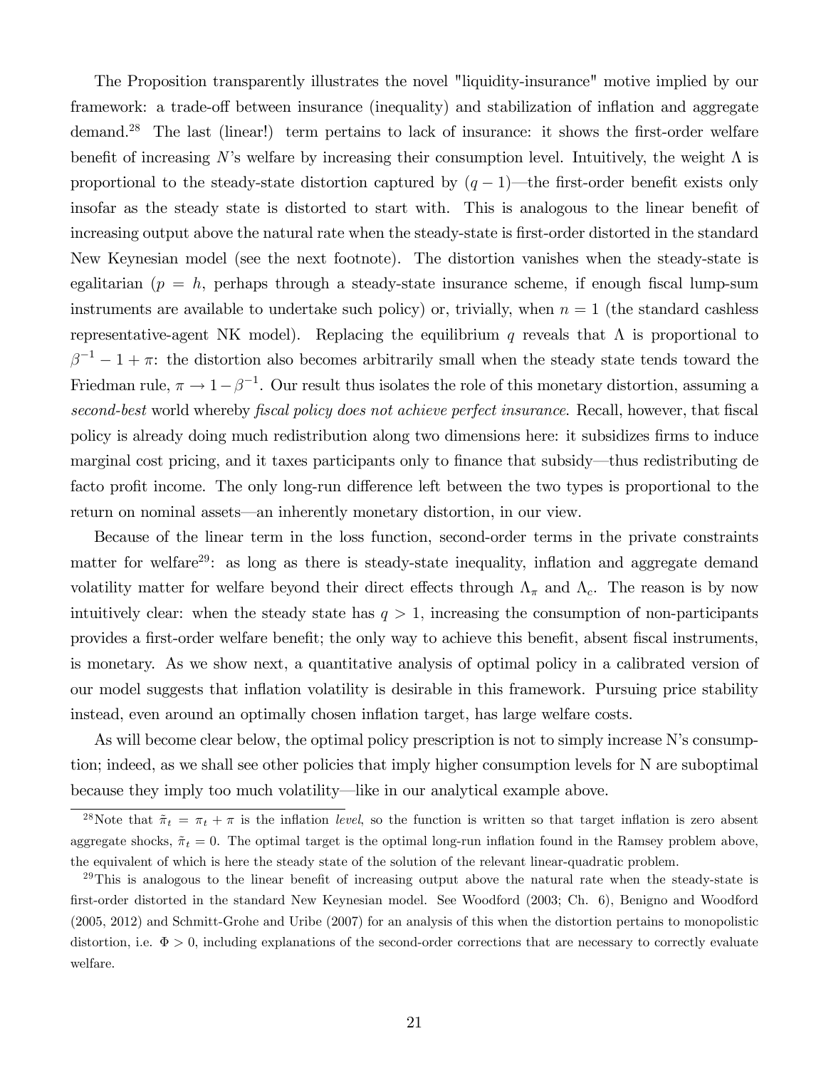The Proposition transparently illustrates the novel "liquidity-insurance" motive implied by our framework: a trade-off between insurance (inequality) and stabilization of inflation and aggregate demand.[28] The last (linear!) term pertains to lack of insurance: it shows the first-order welfare benefit of increasing $N$'s welfare by increasing their consumption level. Intuitively, the weight $\Lambda$ is proportional to the steady-state distortion captured by $(q-1)$—the first-order benefit exists only insofar as the steady state is distorted to start with. This is analogous to the linear benefit of increasing output above the natural rate when the steady-state is first-order distorted in the standard New Keynesian model (see the next footnote). The distortion vanishes when the steady-state is egalitarian ($p = h$, perhaps through a steady-state insurance scheme, if enough fiscal lump-sum instruments are available to undertake such policy) or, trivially, when $n = 1$ (the standard cashless representative-agent NK model). Replacing the equilibrium $q$ reveals that $\Lambda$ is proportional to $\beta^{-1} - 1 + \pi$: the distortion also becomes arbitrarily small when the steady state tends toward the Friedman rule, $\pi \rightarrow 1 - \beta^{-1}$. Our result thus isolates the role of this monetary distortion, assuming a *second-best* world whereby *fiscal policy does not achieve perfect insurance*. Recall, however, that fiscal policy is already doing much redistribution along two dimensions here: it subsidizes firms to induce marginal cost pricing, and it taxes participants only to finance that subsidy—thus redistributing de facto profit income. The only long-run difference left between the two types is proportional to the return on nominal assets—an inherently monetary distortion, in our view.

Because of the linear term in the loss function, second-order terms in the private constraints matter for welfare[29]: as long as there is steady-state inequality, inflation and aggregate demand volatility matter for welfare beyond their direct effects through $\Lambda_\pi$ and $\Lambda_c$. The reason is by now intuitively clear: when the steady state has $q > 1$, increasing the consumption of non-participants provides a first-order welfare benefit; the only way to achieve this benefit, absent fiscal instruments, is monetary. As we show next, a quantitative analysis of optimal policy in a calibrated version of our model suggests that inflation volatility is desirable in this framework. Pursuing price stability instead, even around an optimally chosen inflation target, has large welfare costs.

As will become clear below, the optimal policy prescription is not to simply increase N's consumption; indeed, as we shall see other policies that imply higher consumption levels for N are suboptimal because they imply too much volatility—like in our analytical example above.

[28] Note that $\tilde{\pi}_t = \pi_t + \pi$ is the inflation *level*, so the function is written so that target inflation is zero absent aggregate shocks, $\tilde{\pi}_t = 0$. The optimal target is the optimal long-run inflation found in the Ramsey problem above, the equivalent of which is here the steady state of the solution of the relevant linear-quadratic problem.

[29] This is analogous to the linear benefit of increasing output above the natural rate when the steady-state is first-order distorted in the standard New Keynesian model. See Woodford (2003; Ch. 6), Benigno and Woodford (2005, 2012) and Schmitt-Grohe and Uribe (2007) for an analysis of this when the distortion pertains to monopolistic distortion, i.e. $\Phi > 0$, including explanations of the second-order corrections that are necessary to correctly evaluate welfare.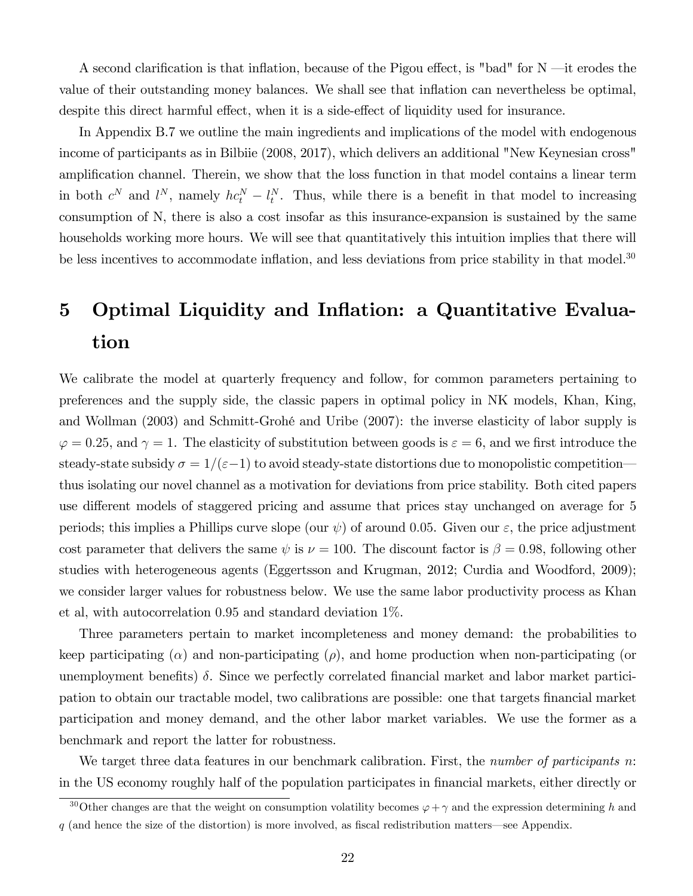A second clarification is that inflation, because of the Pigou effect, is "bad" for N —it erodes the value of their outstanding money balances. We shall see that inflation can nevertheless be optimal, despite this direct harmful effect, when it is a side-effect of liquidity used for insurance.

In Appendix B.7 we outline the main ingredients and implications of the model with endogenous income of participants as in Bilbiie (2008, 2017), which delivers an additional "New Keynesian cross" amplification channel. Therein, we show that the loss function in that model contains a linear term in both $c^N$ and $l^N$, namely $hc_t^N - l_t^N$. Thus, while there is a benefit in that model to increasing consumption of N, there is also a cost insofar as this insurance-expansion is sustained by the same households working more hours. We will see that quantitatively this intuition implies that there will be less incentives to accommodate inflation, and less deviations from price stability in that model.[30]

# 5 Optimal Liquidity and Inflation: a Quantitative Evaluation

We calibrate the model at quarterly frequency and follow, for common parameters pertaining to preferences and the supply side, the classic papers in optimal policy in NK models, Khan, King, and Wollman (2003) and Schmitt-Grohé and Uribe (2007): the inverse elasticity of labor supply is $\varphi = 0.25$, and $\gamma = 1$. The elasticity of substitution between goods is $\varepsilon = 6$, and we first introduce the steady-state subsidy $\sigma = 1/(\varepsilon - 1)$ to avoid steady-state distortions due to monopolistic competition—thus isolating our novel channel as a motivation for deviations from price stability. Both cited papers use different models of staggered pricing and assume that prices stay unchanged on average for 5 periods; this implies a Phillips curve slope (our $\psi$) of around 0.05. Given our $\varepsilon$, the price adjustment cost parameter that delivers the same $\psi$ is $\nu = 100$. The discount factor is $\beta = 0.98$, following other studies with heterogeneous agents (Eggertsson and Krugman, 2012; Curdia and Woodford, 2009); we consider larger values for robustness below. We use the same labor productivity process as Khan et al, with autocorrelation 0.95 and standard deviation 1%.

Three parameters pertain to market incompleteness and money demand: the probabilities to keep participating ($\alpha$) and non-participating ($\rho$), and home production when non-participating (or unemployment benefits) $\delta$. Since we perfectly correlated financial market and labor market participation to obtain our tractable model, two calibrations are possible: one that targets financial market participation and money demand, and the other labor market variables. We use the former as a benchmark and report the latter for robustness.

We target three data features in our benchmark calibration. First, the *number of participants* $n$: in the US economy roughly half of the population participates in financial markets, either directly or

[30] Other changes are that the weight on consumption volatility becomes $\varphi + \gamma$ and the expression determining $h$ and $q$ (and hence the size of the distortion) is more involved, as fiscal redistribution matters—see Appendix.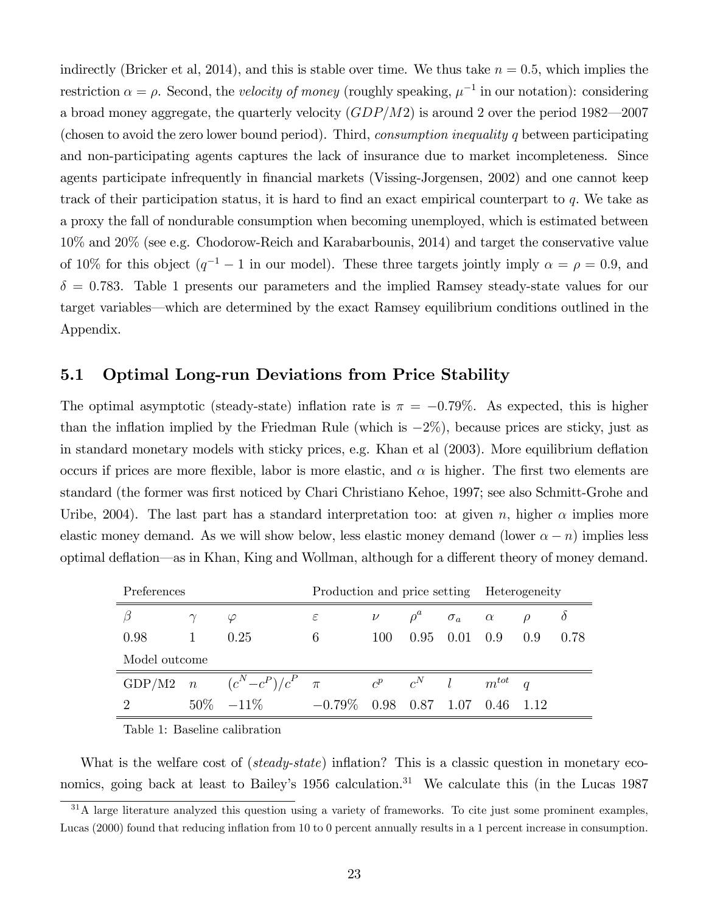indirectly (Bricker et al, 2014), and this is stable over time. We thus take $n = 0.5$, which implies the restriction $\alpha = \rho$. Second, the *velocity of money* (roughly speaking, $\mu^{-1}$ in our notation): considering a broad money aggregate, the quarterly velocity ($GDP/M2$) is around 2 over the period 1982—2007 (chosen to avoid the zero lower bound period). Third, *consumption inequality* $q$ between participating and non-participating agents captures the lack of insurance due to market incompleteness. Since agents participate infrequently in financial markets (Vissing-Jorgensen, 2002) and one cannot keep track of their participation status, it is hard to find an exact empirical counterpart to $q$. We take as a proxy the fall of nondurable consumption when becoming unemployed, which is estimated between 10% and 20% (see e.g. Chodorow-Reich and Karabarbounis, 2014) and target the conservative value of 10% for this object ($q^{-1} - 1$ in our model). These three targets jointly imply $\alpha = \rho = 0.9$, and $\delta = 0.783$. Table 1 presents our parameters and the implied Ramsey steady-state values for our target variables—which are determined by the exact Ramsey equilibrium conditions outlined in the Appendix.

## 5.1 Optimal Long-run Deviations from Price Stability

The optimal asymptotic (steady-state) inflation rate is $\pi = -0.79\%$. As expected, this is higher than the inflation implied by the Friedman Rule (which is $-2\%$), because prices are sticky, just as in standard monetary models with sticky prices, e.g. Khan et al (2003). More equilibrium deflation occurs if prices are more flexible, labor is more elastic, and $\alpha$ is higher. The first two elements are standard (the former was first noticed by Chari Christiano Kehoe, 1997; see also Schmitt-Grohe and Uribe, 2004). The last part has a standard interpretation too: at given $n$, higher $\alpha$ implies more elastic money demand. As we will show below, less elastic money demand (lower $\alpha - n$) implies less optimal deflation—as in Khan, King and Wollman, although for a different theory of money demand.

| Preferences | | | Production and price setting | | | | Heterogeneity | | |
|---|---|---|---|---|---|---|---|---|---|
| $\beta$ | $\gamma$ | $\varphi$ | $\varepsilon$ | $\nu$ | $\rho^a$ | $\sigma_a$ | $\alpha$ | $\rho$ | $\delta$ |
| 0.98 | 1 | 0.25 | 6 | 100 | 0.95 | 0.01 | 0.9 | 0.9 | 0.78 |
| Model outcome | | | | | | | | | |
| GDP/M2 | $n$ | $(c^N - c^P)/c^P$ | $\pi$ | $c^p$ | $c^N$ | $l$ | $m^{tot}$ | $q$ | |
| 2 | 50% | $-11\%$ | $-0.79\%$ | 0.98 | 0.87 | 1.07 | 0.46 | 1.12 | |

Table 1: Baseline calibration

What is the welfare cost of (*steady-state*) inflation? This is a classic question in monetary economics, going back at least to Bailey's 1956 calculation.[31] We calculate this (in the Lucas 1987

[31] A large literature analyzed this question using a variety of frameworks. To cite just some prominent examples, Lucas (2000) found that reducing inflation from 10 to 0 percent annually results in a 1 percent increase in consumption.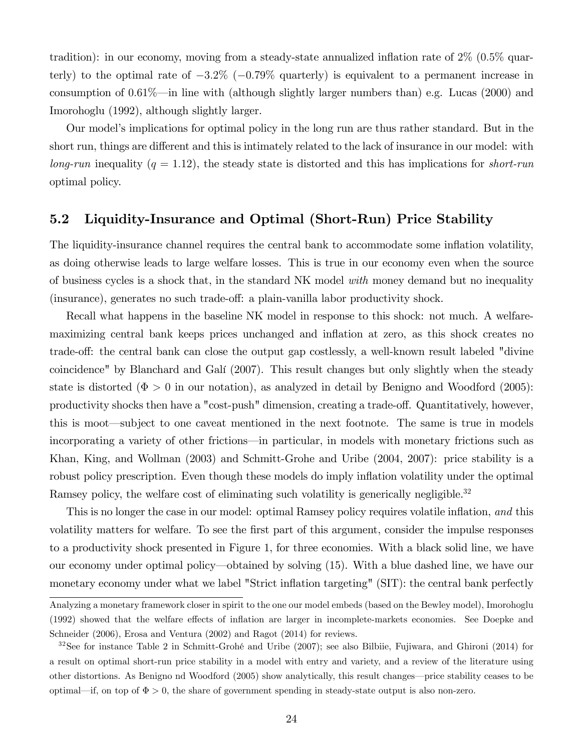tradition): in our economy, moving from a steady-state annualized inflation rate of 2% (0.5% quarterly) to the optimal rate of $-3.2\%$ ($-0.79\%$ quarterly) is equivalent to a permanent increase in consumption of 0.61%—in line with (although slightly larger numbers than) e.g. Lucas (2000) and Imorohoglu (1992), although slightly larger.

Our model's implications for optimal policy in the long run are thus rather standard. But in the short run, things are different and this is intimately related to the lack of insurance in our model: with *long-run* inequality ($q = 1.12$), the steady state is distorted and this has implications for *short-run* optimal policy.

## 5.2 Liquidity-Insurance and Optimal (Short-Run) Price Stability

The liquidity-insurance channel requires the central bank to accommodate some inflation volatility, as doing otherwise leads to large welfare losses. This is true in our economy even when the source of business cycles is a shock that, in the standard NK model *with* money demand but no inequality (insurance), generates no such trade-off: a plain-vanilla labor productivity shock.

Recall what happens in the baseline NK model in response to this shock: not much. A welfare-maximizing central bank keeps prices unchanged and inflation at zero, as this shock creates no trade-off: the central bank can close the output gap costlessly, a well-known result labeled "divine coincidence" by Blanchard and Galí (2007). This result changes but only slightly when the steady state is distorted ($\Phi > 0$ in our notation), as analyzed in detail by Benigno and Woodford (2005): productivity shocks then have a "cost-push" dimension, creating a trade-off. Quantitatively, however, this is moot—subject to one caveat mentioned in the next footnote. The same is true in models incorporating a variety of other frictions—in particular, in models with monetary frictions such as Khan, King, and Wollman (2003) and Schmitt-Grohe and Uribe (2004, 2007): price stability is a robust policy prescription. Even though these models do imply inflation volatility under the optimal Ramsey policy, the welfare cost of eliminating such volatility is generically negligible.[32]

This is no longer the case in our model: optimal Ramsey policy requires volatile inflation, *and* this volatility matters for welfare. To see the first part of this argument, consider the impulse responses to a productivity shock presented in Figure 1, for three economies. With a black solid line, we have our economy under optimal policy—obtained by solving (15). With a blue dashed line, we have our monetary economy under what we label "Strict inflation targeting" (SIT): the central bank perfectly

---

Analyzing a monetary framework closer in spirit to the one our model embeds (based on the Bewley model), Imorohoglu (1992) showed that the welfare effects of inflation are larger in incomplete-markets economies. See Doepke and Schneider (2006), Erosa and Ventura (2002) and Ragot (2014) for reviews.

[32] See for instance Table 2 in Schmitt-Grohé and Uribe (2007); see also Bilbiie, Fujiwara, and Ghironi (2014) for a result on optimal short-run price stability in a model with entry and variety, and a review of the literature using other distortions. As Benigno nd Woodford (2005) show analytically, this result changes—price stability ceases to be optimal—if, on top of $\Phi > 0$, the share of government spending in steady-state output is also non-zero.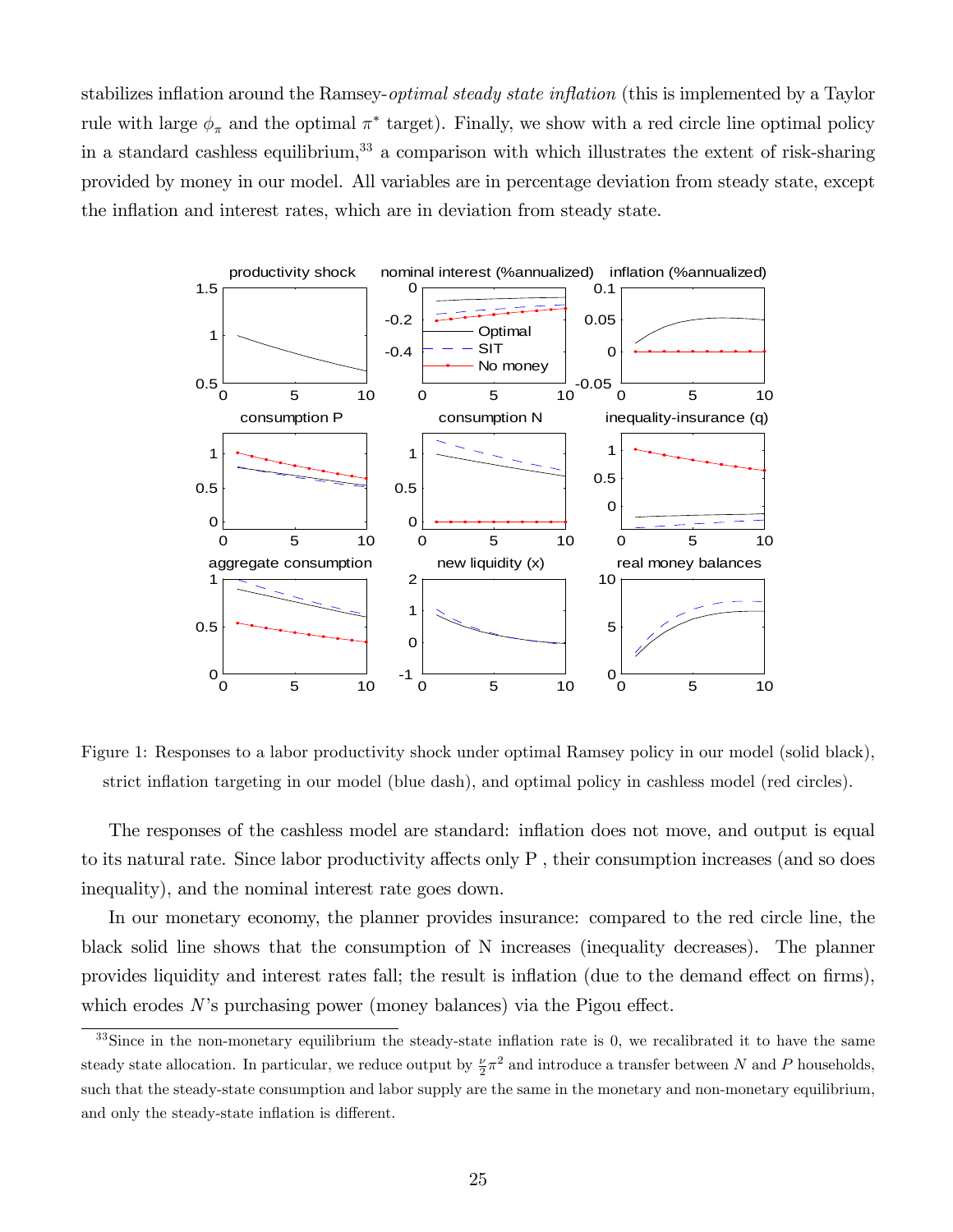stabilizes inflation around the Ramsey-*optimal steady state inflation* (this is implemented by a Taylor rule with large $\phi_\pi$ and the optimal $\pi^*$ target). Finally, we show with a red circle line optimal policy in a standard cashless equilibrium,[33] a comparison with which illustrates the extent of risk-sharing provided by money in our model. All variables are in percentage deviation from steady state, except the inflation and interest rates, which are in deviation from steady state.

Figure 1: Responses to a labor productivity shock under optimal Ramsey policy in our model (solid black), strict inflation targeting in our model (blue dash), and optimal policy in cashless model (red circles).

The responses of the cashless model are standard: inflation does not move, and output is equal to its natural rate. Since labor productivity affects only P , their consumption increases (and so does inequality), and the nominal interest rate goes down.

In our monetary economy, the planner provides insurance: compared to the red circle line, the black solid line shows that the consumption of N increases (inequality decreases). The planner provides liquidity and interest rates fall; the result is inflation (due to the demand effect on firms), which erodes $N$'s purchasing power (money balances) via the Pigou effect.

[33] Since in the non-monetary equilibrium the steady-state inflation rate is 0, we recalibrated it to have the same steady state allocation. In particular, we reduce output by $\frac{\nu}{2}\pi^2$ and introduce a transfer between $N$ and $P$ households, such that the steady-state consumption and labor supply are the same in the monetary and non-monetary equilibrium, and only the steady-state inflation is different.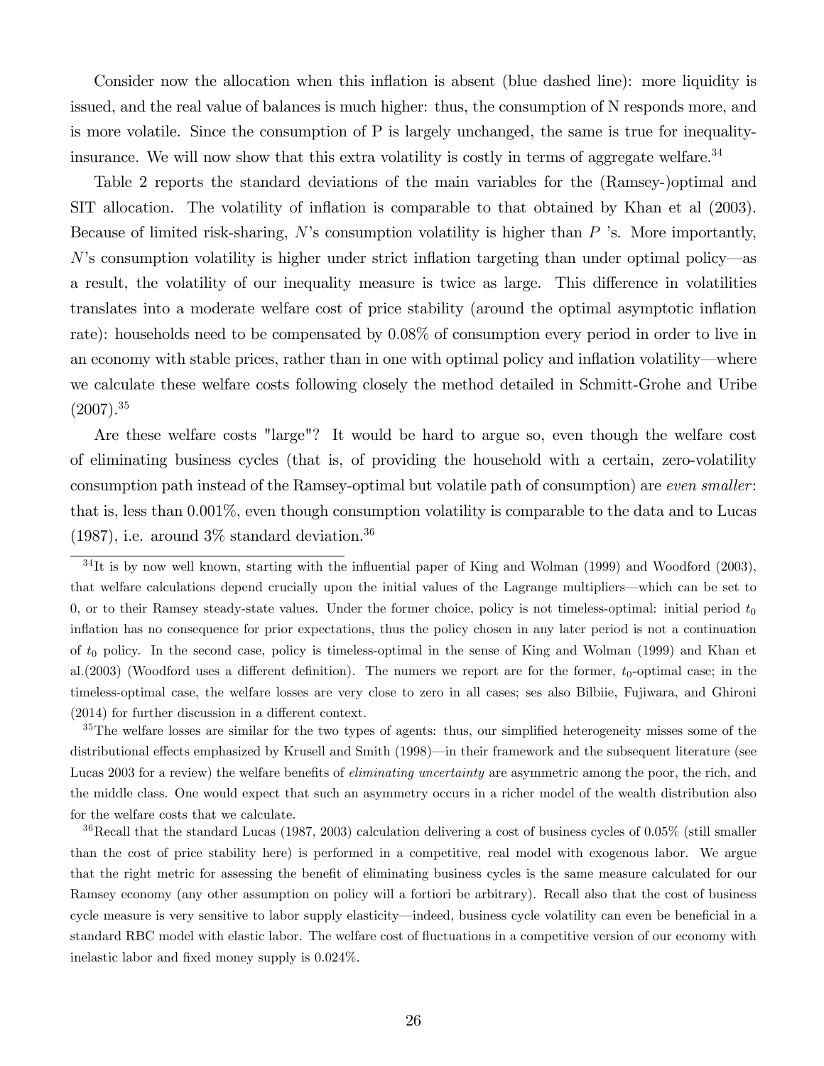Consider now the allocation when this inflation is absent (blue dashed line): more liquidity is issued, and the real value of balances is much higher: thus, the consumption of N responds more, and is more volatile. Since the consumption of P is largely unchanged, the same is true for inequality-insurance. We will now show that this extra volatility is costly in terms of aggregate welfare.[34]

Table 2 reports the standard deviations of the main variables for the (Ramsey-)optimal and SIT allocation. The volatility of inflation is comparable to that obtained by Khan et al (2003). Because of limited risk-sharing, $N$'s consumption volatility is higher than $P$ 's. More importantly, $N$'s consumption volatility is higher under strict inflation targeting than under optimal policy—as a result, the volatility of our inequality measure is twice as large. This difference in volatilities translates into a moderate welfare cost of price stability (around the optimal asymptotic inflation rate): households need to be compensated by 0.08% of consumption every period in order to live in an economy with stable prices, rather than in one with optimal policy and inflation volatility—where we calculate these welfare costs following closely the method detailed in Schmitt-Grohe and Uribe (2007).[35]

Are these welfare costs "large"? It would be hard to argue so, even though the welfare cost of eliminating business cycles (that is, of providing the household with a certain, zero-volatility consumption path instead of the Ramsey-optimal but volatile path of consumption) are *even smaller*: that is, less than 0.001%, even though consumption volatility is comparable to the data and to Lucas (1987), i.e. around 3% standard deviation.[36]

---

[34]It is by now well known, starting with the influential paper of King and Wolman (1999) and Woodford (2003), that welfare calculations depend crucially upon the initial values of the Lagrange multipliers—which can be set to 0, or to their Ramsey steady-state values. Under the former choice, policy is not timeless-optimal: initial period $t_0$ inflation has no consequence for prior expectations, thus the policy chosen in any later period is not a continuation of $t_0$ policy. In the second case, policy is timeless-optimal in the sense of King and Wolman (1999) and Khan et al.(2003) (Woodford uses a different definition). The numers we report are for the former, $t_0$-optimal case; in the timeless-optimal case, the welfare losses are very close to zero in all cases; ses also Bilbiie, Fujiwara, and Ghironi (2014) for further discussion in a different context.

[35]The welfare losses are similar for the two types of agents: thus, our simplified heterogeneity misses some of the distributional effects emphasized by Krusell and Smith (1998)—in their framework and the subsequent literature (see Lucas 2003 for a review) the welfare benefits of *eliminating uncertainty* are asymmetric among the poor, the rich, and the middle class. One would expect that such an asymmetry occurs in a richer model of the wealth distribution also for the welfare costs that we calculate.

[36]Recall that the standard Lucas (1987, 2003) calculation delivering a cost of business cycles of 0.05% (still smaller than the cost of price stability here) is performed in a competitive, real model with exogenous labor. We argue that the right metric for assessing the benefit of eliminating business cycles is the same measure calculated for our Ramsey economy (any other assumption on policy will a fortiori be arbitrary). Recall also that the cost of business cycle measure is very sensitive to labor supply elasticity—indeed, business cycle volatility can even be beneficial in a standard RBC model with elastic labor. The welfare cost of fluctuations in a competitive version of our economy with inelastic labor and fixed money supply is 0.024%.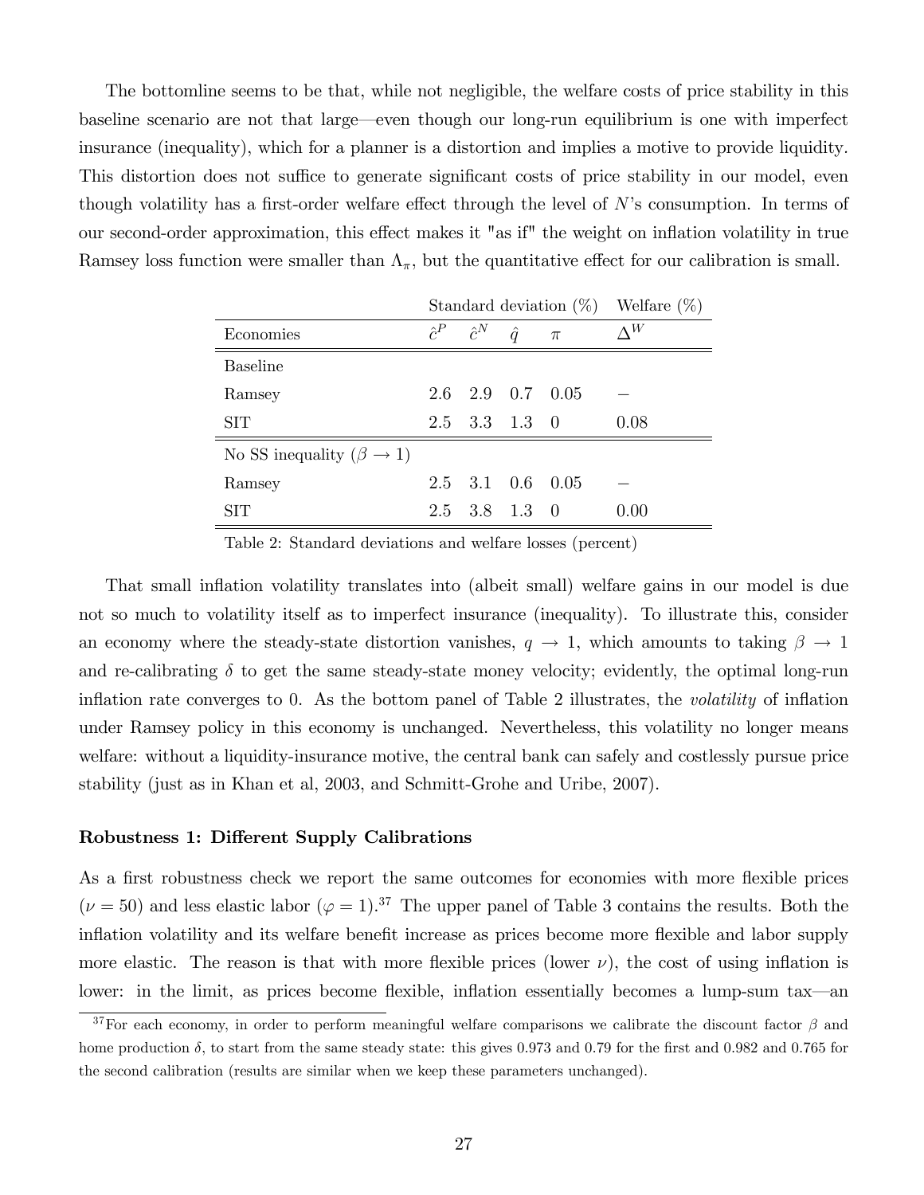The bottomline seems to be that, while not negligible, the welfare costs of price stability in this baseline scenario are not that large—even though our long-run equilibrium is one with imperfect insurance (inequality), which for a planner is a distortion and implies a motive to provide liquidity. This distortion does not suffice to generate significant costs of price stability in our model, even though volatility has a first-order welfare effect through the level of $N$'s consumption. In terms of our second-order approximation, this effect makes it "as if" the weight on inflation volatility in true Ramsey loss function were smaller than $\Lambda_\pi$, but the quantitative effect for our calibration is small.

| | Standard deviation (%) | | | | Welfare (%) |
|---|---|---|---|---|---|
| Economies | $\hat{c}^P$ | $\hat{c}^N$ | $\hat{q}$ | $\pi$ | $\Delta^W$ |
| Baseline | | | | | |
| Ramsey | 2.6 | 2.9 | 0.7 | 0.05 | – |
| SIT | 2.5 | 3.3 | 1.3 | 0 | 0.08 |
| No SS inequality ($\beta \to 1$) | | | | | |
| Ramsey | 2.5 | 3.1 | 0.6 | 0.05 | – |
| SIT | 2.5 | 3.8 | 1.3 | 0 | 0.00 |

Table 2: Standard deviations and welfare losses (percent)

That small inflation volatility translates into (albeit small) welfare gains in our model is due not so much to volatility itself as to imperfect insurance (inequality). To illustrate this, consider an economy where the steady-state distortion vanishes, $q \to 1$, which amounts to taking $\beta \to 1$ and re-calibrating $\delta$ to get the same steady-state money velocity; evidently, the optimal long-run inflation rate converges to 0. As the bottom panel of Table 2 illustrates, the *volatility* of inflation under Ramsey policy in this economy is unchanged. Nevertheless, this volatility no longer means welfare: without a liquidity-insurance motive, the central bank can safely and costlessly pursue price stability (just as in Khan et al, 2003, and Schmitt-Grohe and Uribe, 2007).

**Robustness 1: Different Supply Calibrations**

As a first robustness check we report the same outcomes for economies with more flexible prices ($\nu = 50$) and less elastic labor ($\varphi = 1$).[37] The upper panel of Table 3 contains the results. Both the inflation volatility and its welfare benefit increase as prices become more flexible and labor supply more elastic. The reason is that with more flexible prices (lower $\nu$), the cost of using inflation is lower: in the limit, as prices become flexible, inflation essentially becomes a lump-sum tax—an

[37] For each economy, in order to perform meaningful welfare comparisons we calibrate the discount factor $\beta$ and home production $\delta$, to start from the same steady state: this gives 0.973 and 0.79 for the first and 0.982 and 0.765 for the second calibration (results are similar when we keep these parameters unchanged).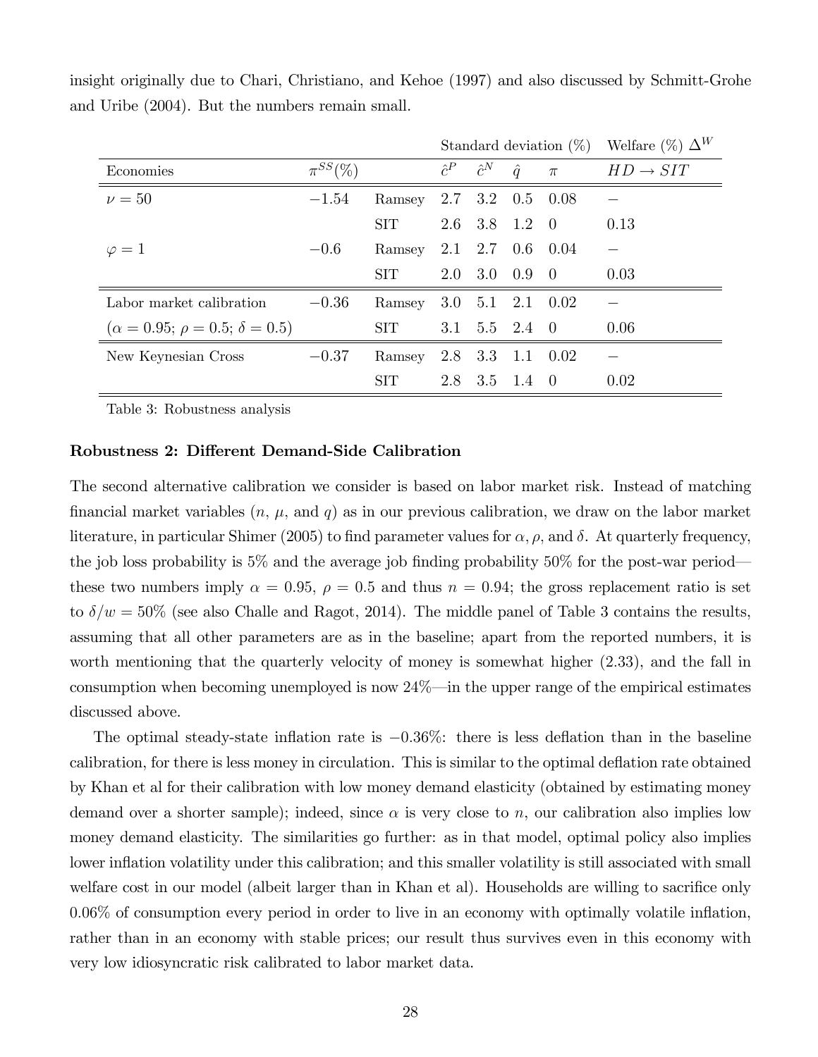insight originally due to Chari, Christiano, and Kehoe (1997) and also discussed by Schmitt-Grohe and Uribe (2004). But the numbers remain small.

| | | | Standard deviation (%) | | | | Welfare (%) $\Delta^W$ |
|---|---|---|---|---|---|---|---|
| Economies | $\pi^{SS}(\%)$ | | $\hat{c}^P$ | $\hat{c}^N$ | $\hat{q}$ | $\pi$ | $HD \rightarrow SIT$ |
| $\nu = 50$ | $-1.54$ | Ramsey | 2.7 | 3.2 | 0.5 | 0.08 | $-$ |
| | | SIT | 2.6 | 3.8 | 1.2 | 0 | 0.13 |
| $\varphi = 1$ | $-0.6$ | Ramsey | 2.1 | 2.7 | 0.6 | 0.04 | $-$ |
| | | SIT | 2.0 | 3.0 | 0.9 | 0 | 0.03 |
| Labor market calibration | $-0.36$ | Ramsey | 3.0 | 5.1 | 2.1 | 0.02 | $-$ |
| ($\alpha = 0.95$; $\rho = 0.5$; $\delta = 0.5$) | | SIT | 3.1 | 5.5 | 2.4 | 0 | 0.06 |
| New Keynesian Cross | $-0.37$ | Ramsey | 2.8 | 3.3 | 1.1 | 0.02 | $-$ |
| | | SIT | 2.8 | 3.5 | 1.4 | 0 | 0.02 |

Table 3: Robustness analysis

**Robustness 2: Different Demand-Side Calibration**

The second alternative calibration we consider is based on labor market risk. Instead of matching financial market variables ($n$, $\mu$, and $q$) as in our previous calibration, we draw on the labor market literature, in particular Shimer (2005) to find parameter values for $\alpha, \rho$, and $\delta$. At quarterly frequency, the job loss probability is 5% and the average job finding probability 50% for the post-war period—these two numbers imply $\alpha = 0.95$, $\rho = 0.5$ and thus $n = 0.94$; the gross replacement ratio is set to $\delta/w = 50\%$ (see also Challe and Ragot, 2014). The middle panel of Table 3 contains the results, assuming that all other parameters are as in the baseline; apart from the reported numbers, it is worth mentioning that the quarterly velocity of money is somewhat higher (2.33), and the fall in consumption when becoming unemployed is now 24%—in the upper range of the empirical estimates discussed above.

The optimal steady-state inflation rate is $-0.36\%$: there is less deflation than in the baseline calibration, for there is less money in circulation. This is similar to the optimal deflation rate obtained by Khan et al for their calibration with low money demand elasticity (obtained by estimating money demand over a shorter sample); indeed, since $\alpha$ is very close to $n$, our calibration also implies low money demand elasticity. The similarities go further: as in that model, optimal policy also implies lower inflation volatility under this calibration; and this smaller volatility is still associated with small welfare cost in our model (albeit larger than in Khan et al). Households are willing to sacrifice only 0.06% of consumption every period in order to live in an economy with optimally volatile inflation, rather than in an economy with stable prices; our result thus survives even in this economy with very low idiosyncratic risk calibrated to labor market data.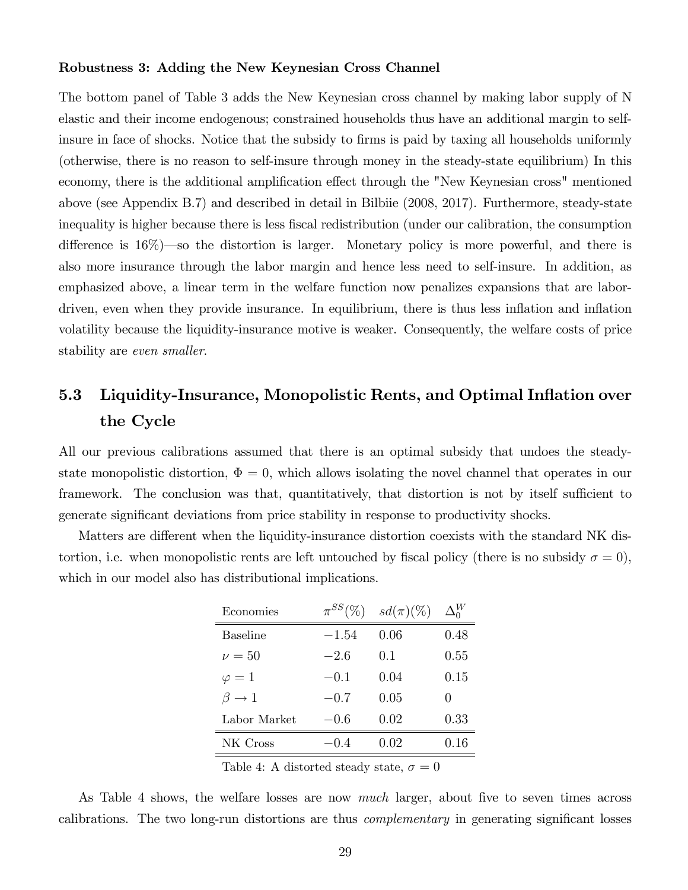**Robustness 3: Adding the New Keynesian Cross Channel**

The bottom panel of Table 3 adds the New Keynesian cross channel by making labor supply of N elastic and their income endogenous; constrained households thus have an additional margin to self-insure in face of shocks. Notice that the subsidy to firms is paid by taxing all households uniformly (otherwise, there is no reason to self-insure through money in the steady-state equilibrium) In this economy, there is the additional amplification effect through the "New Keynesian cross" mentioned above (see Appendix B.7) and described in detail in Bilbiie (2008, 2017). Furthermore, steady-state inequality is higher because there is less fiscal redistribution (under our calibration, the consumption difference is 16%)—so the distortion is larger. Monetary policy is more powerful, and there is also more insurance through the labor margin and hence less need to self-insure. In addition, as emphasized above, a linear term in the welfare function now penalizes expansions that are labor-driven, even when they provide insurance. In equilibrium, there is thus less inflation and inflation volatility because the liquidity-insurance motive is weaker. Consequently, the welfare costs of price stability are *even smaller*.

## 5.3 Liquidity-Insurance, Monopolistic Rents, and Optimal Inflation over the Cycle

All our previous calibrations assumed that there is an optimal subsidy that undoes the steady-state monopolistic distortion, $\Phi = 0$, which allows isolating the novel channel that operates in our framework. The conclusion was that, quantitatively, that distortion is not by itself sufficient to generate significant deviations from price stability in response to productivity shocks.

Matters are different when the liquidity-insurance distortion coexists with the standard NK distortion, i.e. when monopolistic rents are left untouched by fiscal policy (there is no subsidy $\sigma = 0$), which in our model also has distributional implications.

| Economies | $\pi^{SS}(\%)$ | $sd(\pi)(\%)$ | $\Delta_0^W$ |
|---|---|---|---|
| Baseline | $-1.54$ | 0.06 | 0.48 |
| $\nu = 50$ | $-2.6$ | 0.1 | 0.55 |
| $\varphi = 1$ | $-0.1$ | 0.04 | 0.15 |
| $\beta \to 1$ | $-0.7$ | 0.05 | 0 |
| Labor Market | $-0.6$ | 0.02 | 0.33 |
| NK Cross | $-0.4$ | 0.02 | 0.16 |

Table 4: A distorted steady state, $\sigma = 0$

As Table 4 shows, the welfare losses are now *much* larger, about five to seven times across calibrations. The two long-run distortions are thus *complementary* in generating significant losses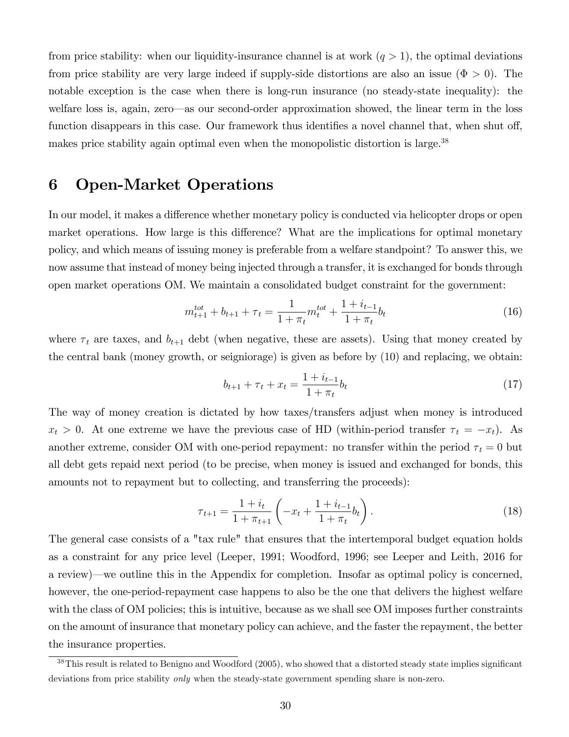from price stability: when our liquidity-insurance channel is at work ($q > 1$), the optimal deviations from price stability are very large indeed if supply-side distortions are also an issue ($\Phi > 0$). The notable exception is the case when there is long-run insurance (no steady-state inequality): the welfare loss is, again, zero—as our second-order approximation showed, the linear term in the loss function disappears in this case. Our framework thus identifies a novel channel that, when shut off, makes price stability again optimal even when the monopolistic distortion is large.[38]

# 6 Open-Market Operations

In our model, it makes a difference whether monetary policy is conducted via helicopter drops or open market operations. How large is this difference? What are the implications for optimal monetary policy, and which means of issuing money is preferable from a welfare standpoint? To answer this, we now assume that instead of money being injected through a transfer, it is exchanged for bonds through open market operations OM. We maintain a consolidated budget constraint for the government:

$$m_{t+1}^{tot} + b_{t+1} + \tau_t = \frac{1}{1+\pi_t} m_t^{tot} + \frac{1+i_{t-1}}{1+\pi_t} b_t \tag{16}$$

where $\tau_t$ are taxes, and $b_{t+1}$ debt (when negative, these are assets). Using that money created by the central bank (money growth, or seigniorage) is given as before by (10) and replacing, we obtain:

$$b_{t+1} + \tau_t + x_t = \frac{1+i_{t-1}}{1+\pi_t} b_t \tag{17}$$

The way of money creation is dictated by how taxes/transfers adjust when money is introduced $x_t > 0$. At one extreme we have the previous case of HD (within-period transfer $\tau_t = -x_t$). As another extreme, consider OM with one-period repayment: no transfer within the period $\tau_t = 0$ but all debt gets repaid next period (to be precise, when money is issued and exchanged for bonds, this amounts not to repayment but to collecting, and transferring the proceeds):

$$\tau_{t+1} = \frac{1+i_t}{1+\pi_{t+1}} \left( -x_t + \frac{1+i_{t-1}}{1+\pi_t} b_t \right). \tag{18}$$

The general case consists of a "tax rule" that ensures that the intertemporal budget equation holds as a constraint for any price level (Leeper, 1991; Woodford, 1996; see Leeper and Leith, 2016 for a review)—we outline this in the Appendix for completion. Insofar as optimal policy is concerned, however, the one-period-repayment case happens to also be the one that delivers the highest welfare with the class of OM policies; this is intuitive, because as we shall see OM imposes further constraints on the amount of insurance that monetary policy can achieve, and the faster the repayment, the better the insurance properties.

[38] This result is related to Benigno and Woodford (2005), who showed that a distorted steady state implies significant deviations from price stability *only* when the steady-state government spending share is non-zero.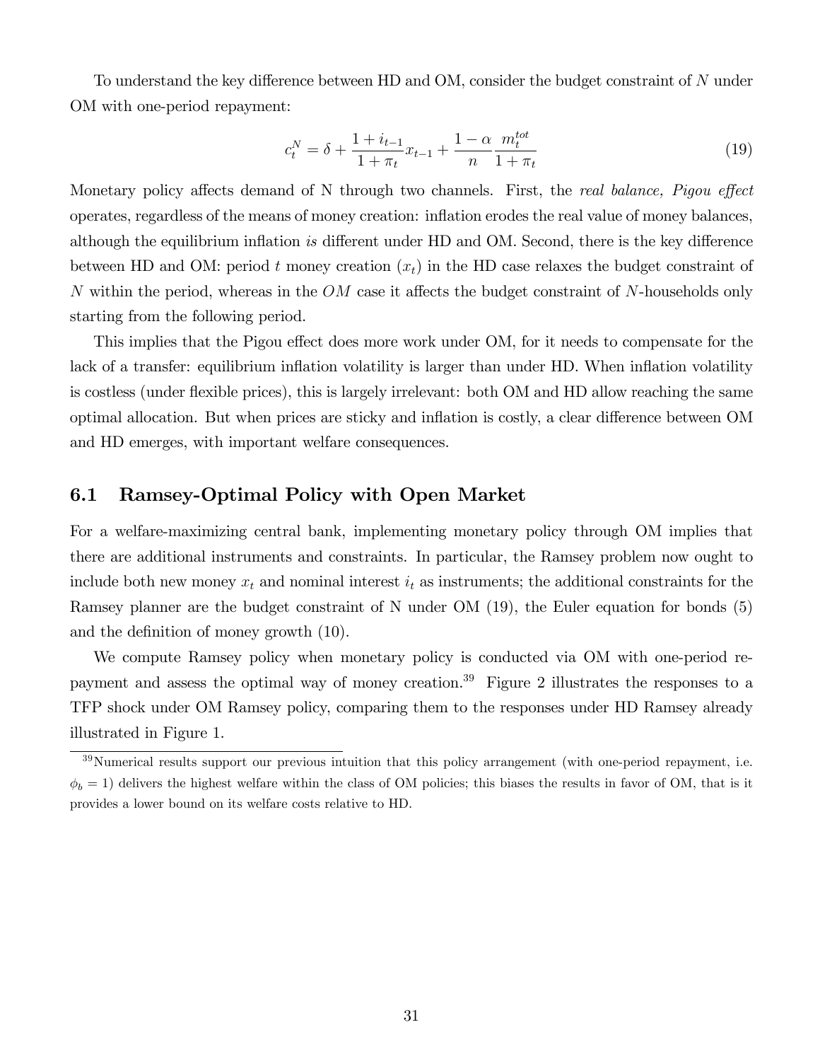To understand the key difference between HD and OM, consider the budget constraint of $N$ under OM with one-period repayment:

$$c_t^N = \delta + \frac{1+i_{t-1}}{1+\pi_t} x_{t-1} + \frac{1-\alpha}{n} \frac{m_t^{tot}}{1+\pi_t} \tag{19}$$

Monetary policy affects demand of N through two channels. First, the *real balance, Pigou effect* operates, regardless of the means of money creation: inflation erodes the real value of money balances, although the equilibrium inflation *is* different under HD and OM. Second, there is the key difference between HD and OM: period $t$ money creation ($x_t$) in the HD case relaxes the budget constraint of $N$ within the period, whereas in the $OM$ case it affects the budget constraint of $N$-households only starting from the following period.

This implies that the Pigou effect does more work under OM, for it needs to compensate for the lack of a transfer: equilibrium inflation volatility is larger than under HD. When inflation volatility is costless (under flexible prices), this is largely irrelevant: both OM and HD allow reaching the same optimal allocation. But when prices are sticky and inflation is costly, a clear difference between OM and HD emerges, with important welfare consequences.

## 6.1 Ramsey-Optimal Policy with Open Market

For a welfare-maximizing central bank, implementing monetary policy through OM implies that there are additional instruments and constraints. In particular, the Ramsey problem now ought to include both new money $x_t$ and nominal interest $i_t$ as instruments; the additional constraints for the Ramsey planner are the budget constraint of N under OM (19), the Euler equation for bonds (5) and the definition of money growth (10).

We compute Ramsey policy when monetary policy is conducted via OM with one-period repayment and assess the optimal way of money creation.[39] Figure 2 illustrates the responses to a TFP shock under OM Ramsey policy, comparing them to the responses under HD Ramsey already illustrated in Figure 1.

[39] Numerical results support our previous intuition that this policy arrangement (with one-period repayment, i.e. $\phi_b = 1$) delivers the highest welfare within the class of OM policies; this biases the results in favor of OM, that is it provides a lower bound on its welfare costs relative to HD.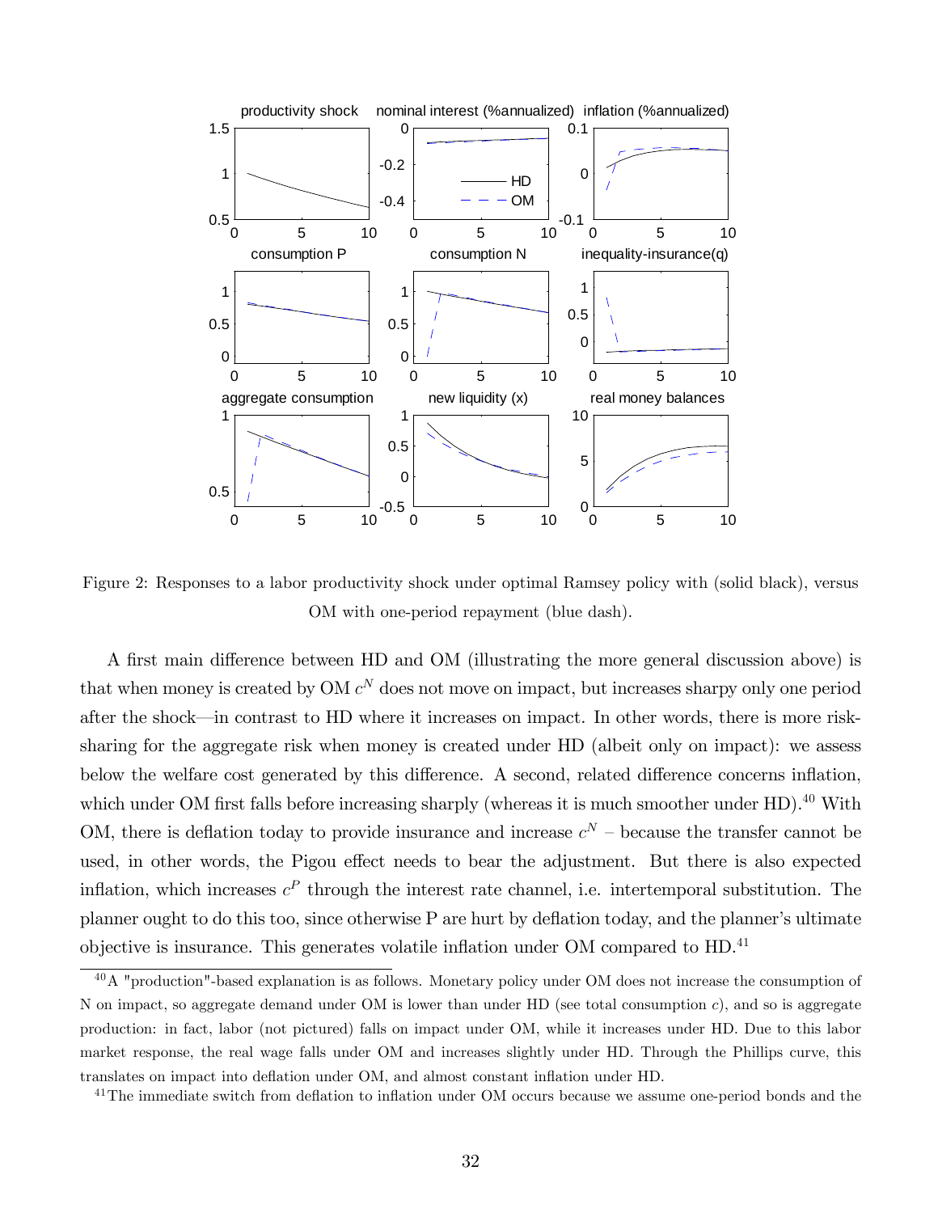Figure 2: Responses to a labor productivity shock under optimal Ramsey policy with (solid black), versus OM with one-period repayment (blue dash).

A first main difference between HD and OM (illustrating the more general discussion above) is that when money is created by OM $c^N$ does not move on impact, but increases sharpy only one period after the shock—in contrast to HD where it increases on impact. In other words, there is more risk-sharing for the aggregate risk when money is created under HD (albeit only on impact): we assess below the welfare cost generated by this difference. A second, related difference concerns inflation, which under OM first falls before increasing sharply (whereas it is much smoother under HD).[40] With OM, there is deflation today to provide insurance and increase $c^N$ – because the transfer cannot be used, in other words, the Pigou effect needs to bear the adjustment. But there is also expected inflation, which increases $c^P$ through the interest rate channel, i.e. intertemporal substitution. The planner ought to do this too, since otherwise P are hurt by deflation today, and the planner's ultimate objective is insurance. This generates volatile inflation under OM compared to HD.[41]

[40] A "production"-based explanation is as follows. Monetary policy under OM does not increase the consumption of N on impact, so aggregate demand under OM is lower than under HD (see total consumption $c$), and so is aggregate production: in fact, labor (not pictured) falls on impact under OM, while it increases under HD. Due to this labor market response, the real wage falls under OM and increases slightly under HD. Through the Phillips curve, this translates on impact into deflation under OM, and almost constant inflation under HD.

[41] The immediate switch from deflation to inflation under OM occurs because we assume one-period bonds and the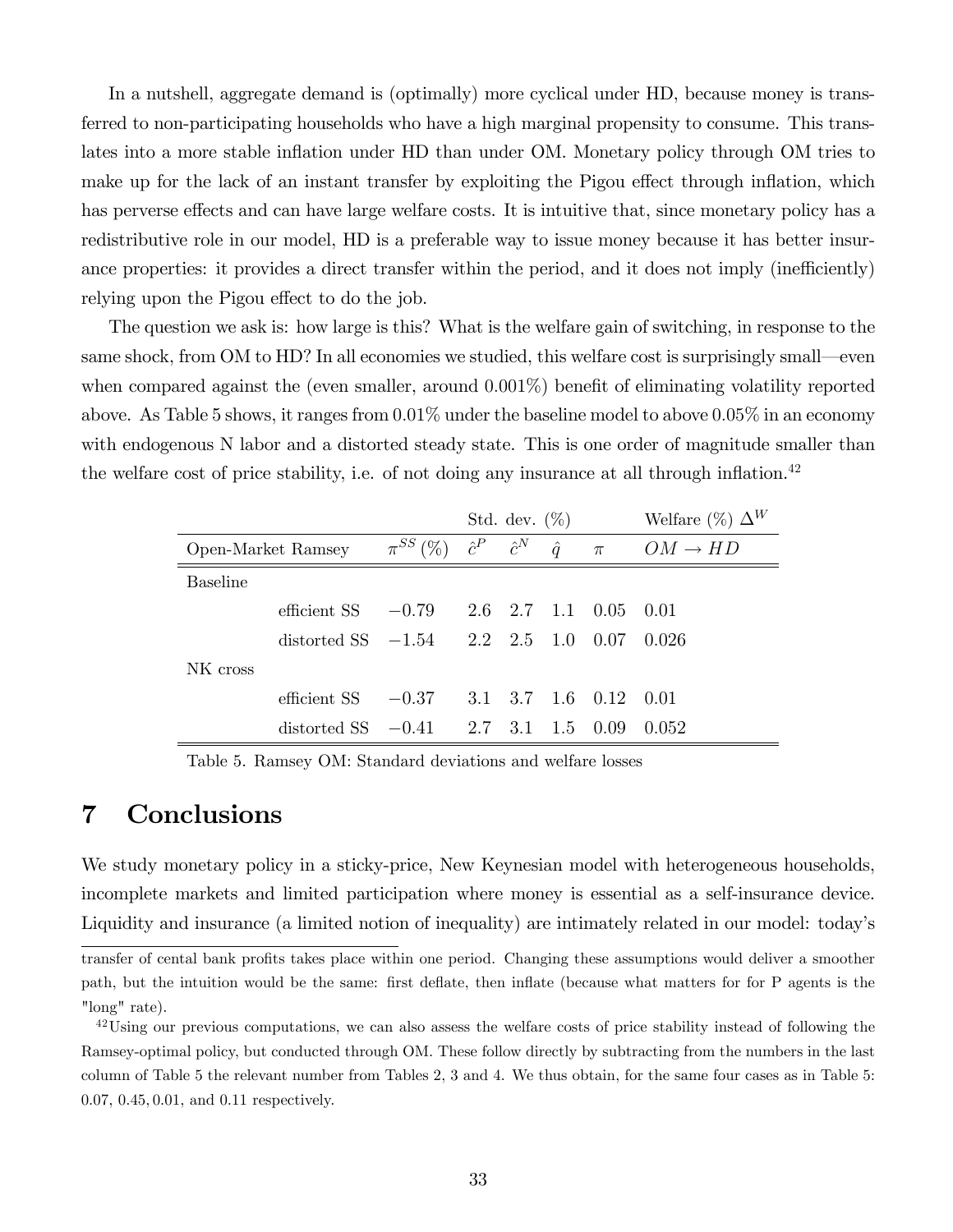In a nutshell, aggregate demand is (optimally) more cyclical under HD, because money is transferred to non-participating households who have a high marginal propensity to consume. This translates into a more stable inflation under HD than under OM. Monetary policy through OM tries to make up for the lack of an instant transfer by exploiting the Pigou effect through inflation, which has perverse effects and can have large welfare costs. It is intuitive that, since monetary policy has a redistributive role in our model, HD is a preferable way to issue money because it has better insurance properties: it provides a direct transfer within the period, and it does not imply (inefficiently) relying upon the Pigou effect to do the job.

The question we ask is: how large is this? What is the welfare gain of switching, in response to the same shock, from OM to HD? In all economies we studied, this welfare cost is surprisingly small—even when compared against the (even smaller, around 0.001%) benefit of eliminating volatility reported above. As Table 5 shows, it ranges from 0.01% under the baseline model to above 0.05% in an economy with endogenous N labor and a distorted steady state. This is one order of magnitude smaller than the welfare cost of price stability, i.e. of not doing any insurance at all through inflation.[42]

| | | | Std. dev. (%) | | | | Welfare (%) $\Delta^W$ |
|---|---|---|---|---|---|---|---|
| Open-Market Ramsey | | $\pi^{SS}$ (%) | $\hat{c}^P$ | $\hat{c}^N$ | $\hat{q}$ | $\pi$ | $OM \rightarrow HD$ |
| Baseline | | | | | | | |
| | efficient SS | $-0.79$ | 2.6 | 2.7 | 1.1 | 0.05 | 0.01 |
| | distorted SS | $-1.54$ | 2.2 | 2.5 | 1.0 | 0.07 | 0.026 |
| NK cross | | | | | | | |
| | efficient SS | $-0.37$ | 3.1 | 3.7 | 1.6 | 0.12 | 0.01 |
| | distorted SS | $-0.41$ | 2.7 | 3.1 | 1.5 | 0.09 | 0.052 |

Table 5. Ramsey OM: Standard deviations and welfare losses

# 7 Conclusions

We study monetary policy in a sticky-price, New Keynesian model with heterogeneous households, incomplete markets and limited participation where money is essential as a self-insurance device. Liquidity and insurance (a limited notion of inequality) are intimately related in our model: today's

transfer of cental bank profits takes place within one period. Changing these assumptions would deliver a smoother path, but the intuition would be the same: first deflate, then inflate (because what matters for for P agents is the "long" rate).

[42]Using our previous computations, we can also assess the welfare costs of price stability instead of following the Ramsey-optimal policy, but conducted through OM. These follow directly by subtracting from the numbers in the last column of Table 5 the relevant number from Tables 2, 3 and 4. We thus obtain, for the same four cases as in Table 5: 0.07, 0.45, 0.01, and 0.11 respectively.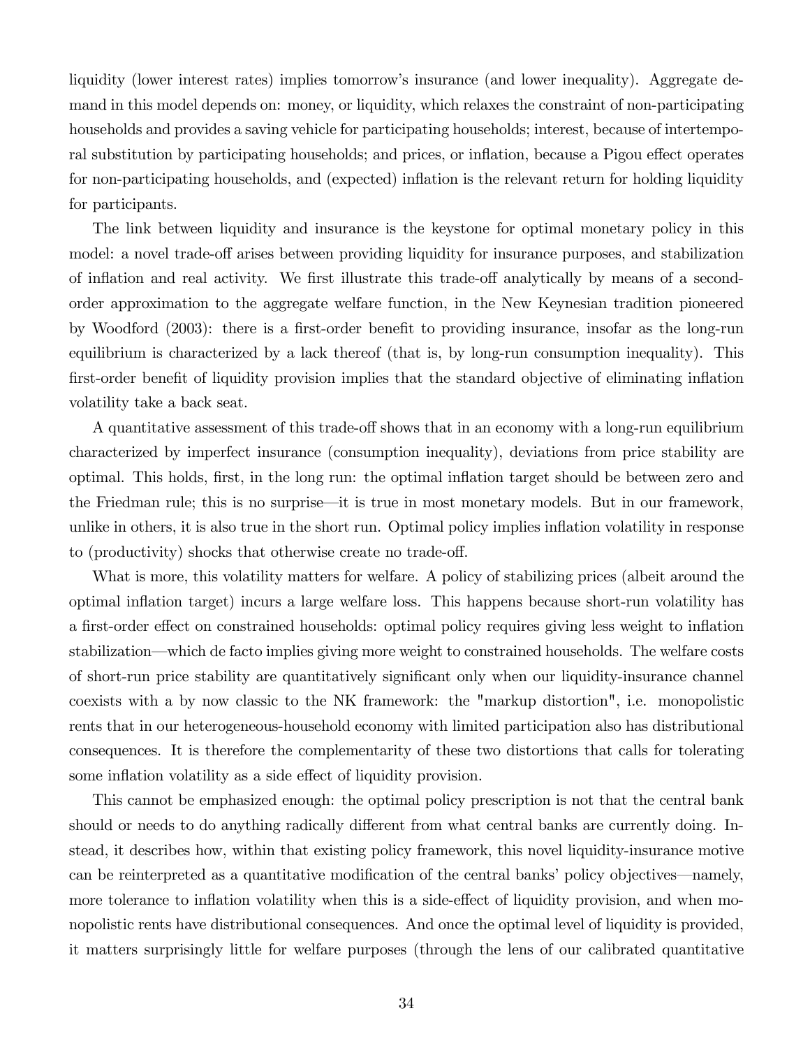liquidity (lower interest rates) implies tomorrow's insurance (and lower inequality). Aggregate demand in this model depends on: money, or liquidity, which relaxes the constraint of non-participating households and provides a saving vehicle for participating households; interest, because of intertemporal substitution by participating households; and prices, or inflation, because a Pigou effect operates for non-participating households, and (expected) inflation is the relevant return for holding liquidity for participants.

The link between liquidity and insurance is the keystone for optimal monetary policy in this model: a novel trade-off arises between providing liquidity for insurance purposes, and stabilization of inflation and real activity. We first illustrate this trade-off analytically by means of a second-order approximation to the aggregate welfare function, in the New Keynesian tradition pioneered by Woodford (2003): there is a first-order benefit to providing insurance, insofar as the long-run equilibrium is characterized by a lack thereof (that is, by long-run consumption inequality). This first-order benefit of liquidity provision implies that the standard objective of eliminating inflation volatility take a back seat.

A quantitative assessment of this trade-off shows that in an economy with a long-run equilibrium characterized by imperfect insurance (consumption inequality), deviations from price stability are optimal. This holds, first, in the long run: the optimal inflation target should be between zero and the Friedman rule; this is no surprise—it is true in most monetary models. But in our framework, unlike in others, it is also true in the short run. Optimal policy implies inflation volatility in response to (productivity) shocks that otherwise create no trade-off.

What is more, this volatility matters for welfare. A policy of stabilizing prices (albeit around the optimal inflation target) incurs a large welfare loss. This happens because short-run volatility has a first-order effect on constrained households: optimal policy requires giving less weight to inflation stabilization—which de facto implies giving more weight to constrained households. The welfare costs of short-run price stability are quantitatively significant only when our liquidity-insurance channel coexists with a by now classic to the NK framework: the "markup distortion", i.e. monopolistic rents that in our heterogeneous-household economy with limited participation also has distributional consequences. It is therefore the complementarity of these two distortions that calls for tolerating some inflation volatility as a side effect of liquidity provision.

This cannot be emphasized enough: the optimal policy prescription is not that the central bank should or needs to do anything radically different from what central banks are currently doing. Instead, it describes how, within that existing policy framework, this novel liquidity-insurance motive can be reinterpreted as a quantitative modification of the central banks' policy objectives—namely, more tolerance to inflation volatility when this is a side-effect of liquidity provision, and when monopolistic rents have distributional consequences. And once the optimal level of liquidity is provided, it matters surprisingly little for welfare purposes (through the lens of our calibrated quantitative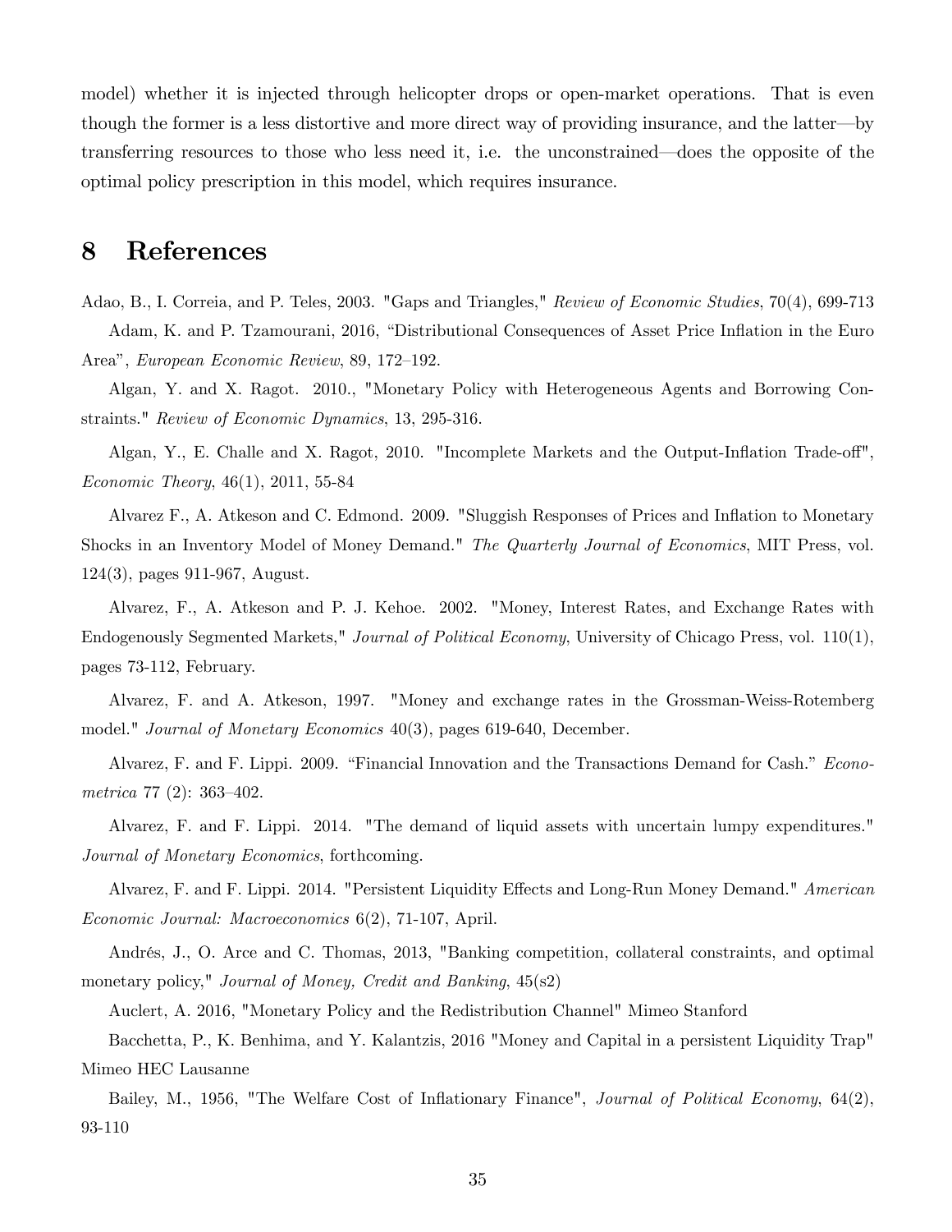model) whether it is injected through helicopter drops or open-market operations. That is even though the former is a less distortive and more direct way of providing insurance, and the latter—by transferring resources to those who less need it, i.e. the unconstrained—does the opposite of the optimal policy prescription in this model, which requires insurance.

# 8 References

Adao, B., I. Correia, and P. Teles, 2003. "Gaps and Triangles," *Review of Economic Studies*, 70(4), 699-713

Adam, K. and P. Tzamourani, 2016, "Distributional Consequences of Asset Price Inflation in the Euro Area", *European Economic Review*, 89, 172–192.

Algan, Y. and X. Ragot. 2010., "Monetary Policy with Heterogeneous Agents and Borrowing Constraints." *Review of Economic Dynamics*, 13, 295-316.

Algan, Y., E. Challe and X. Ragot, 2010. "Incomplete Markets and the Output-Inflation Trade-off", *Economic Theory*, 46(1), 2011, 55-84

Alvarez F., A. Atkeson and C. Edmond. 2009. "Sluggish Responses of Prices and Inflation to Monetary Shocks in an Inventory Model of Money Demand." *The Quarterly Journal of Economics*, MIT Press, vol. 124(3), pages 911-967, August.

Alvarez, F., A. Atkeson and P. J. Kehoe. 2002. "Money, Interest Rates, and Exchange Rates with Endogenously Segmented Markets," *Journal of Political Economy*, University of Chicago Press, vol. 110(1), pages 73-112, February.

Alvarez, F. and A. Atkeson, 1997. "Money and exchange rates in the Grossman-Weiss-Rotemberg model." *Journal of Monetary Economics* 40(3), pages 619-640, December.

Alvarez, F. and F. Lippi. 2009. "Financial Innovation and the Transactions Demand for Cash." *Econometrica* 77 (2): 363–402.

Alvarez, F. and F. Lippi. 2014. "The demand of liquid assets with uncertain lumpy expenditures." *Journal of Monetary Economics*, forthcoming.

Alvarez, F. and F. Lippi. 2014. "Persistent Liquidity Effects and Long-Run Money Demand." *American Economic Journal: Macroeconomics* 6(2), 71-107, April.

Andrés, J., O. Arce and C. Thomas, 2013, "Banking competition, collateral constraints, and optimal monetary policy," *Journal of Money, Credit and Banking*, 45(s2)

Auclert, A. 2016, "Monetary Policy and the Redistribution Channel" Mimeo Stanford

Bacchetta, P., K. Benhima, and Y. Kalantzis, 2016 "Money and Capital in a persistent Liquidity Trap" Mimeo HEC Lausanne

Bailey, M., 1956, "The Welfare Cost of Inflationary Finance", *Journal of Political Economy*, 64(2), 93-110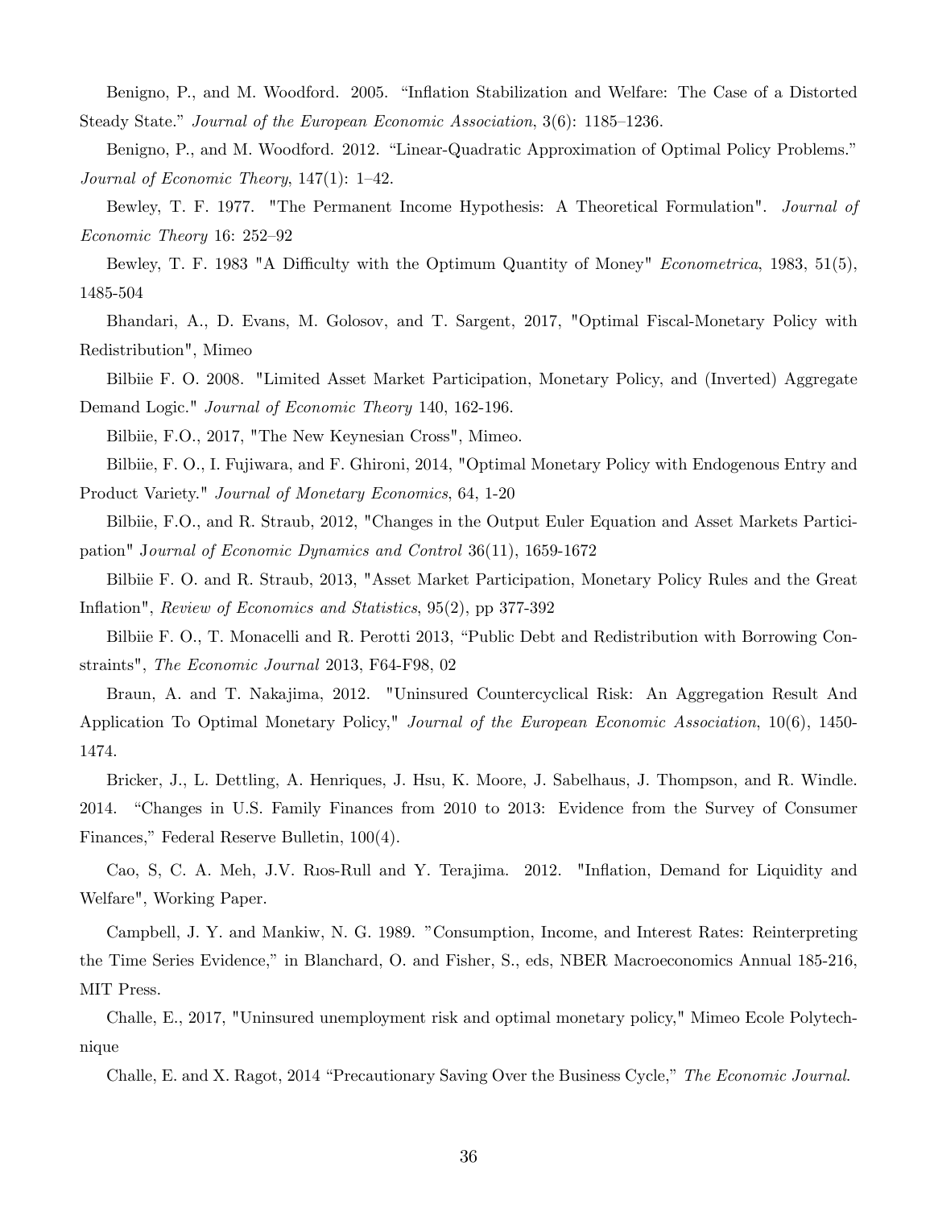Benigno, P., and M. Woodford. 2005. “Inflation Stabilization and Welfare: The Case of a Distorted Steady State.” *Journal of the European Economic Association*, 3(6): 1185–1236.

Benigno, P., and M. Woodford. 2012. “Linear-Quadratic Approximation of Optimal Policy Problems.” *Journal of Economic Theory*, 147(1): 1–42.

Bewley, T. F. 1977. "The Permanent Income Hypothesis: A Theoretical Formulation". *Journal of Economic Theory* 16: 252–92

Bewley, T. F. 1983 "A Difficulty with the Optimum Quantity of Money" *Econometrica*, 1983, 51(5), 1485-504

Bhandari, A., D. Evans, M. Golosov, and T. Sargent, 2017, "Optimal Fiscal-Monetary Policy with Redistribution", Mimeo

Bilbiie F. O. 2008. "Limited Asset Market Participation, Monetary Policy, and (Inverted) Aggregate Demand Logic." *Journal of Economic Theory* 140, 162-196.

Bilbiie, F.O., 2017, "The New Keynesian Cross", Mimeo.

Bilbiie, F. O., I. Fujiwara, and F. Ghironi, 2014, "Optimal Monetary Policy with Endogenous Entry and Product Variety." *Journal of Monetary Economics*, 64, 1-20

Bilbiie, F.O., and R. Straub, 2012, "Changes in the Output Euler Equation and Asset Markets Participation" J*ournal of Economic Dynamics and Control* 36(11), 1659-1672

Bilbiie F. O. and R. Straub, 2013, "Asset Market Participation, Monetary Policy Rules and the Great Inflation", *Review of Economics and Statistics*, 95(2), pp 377-392

Bilbiie F. O., T. Monacelli and R. Perotti 2013, “Public Debt and Redistribution with Borrowing Constraints", *The Economic Journal* 2013, F64-F98, 02

Braun, A. and T. Nakajima, 2012. "Uninsured Countercyclical Risk: An Aggregation Result And Application To Optimal Monetary Policy," *Journal of the European Economic Association*, 10(6), 1450-1474.

Bricker, J., L. Dettling, A. Henriques, J. Hsu, K. Moore, J. Sabelhaus, J. Thompson, and R. Windle. 2014. “Changes in U.S. Family Finances from 2010 to 2013: Evidence from the Survey of Consumer Finances,” Federal Reserve Bulletin, 100(4).

Cao, S, C. A. Meh, J.V. Rıos-Rull and Y. Terajima. 2012. "Inflation, Demand for Liquidity and Welfare", Working Paper.

Campbell, J. Y. and Mankiw, N. G. 1989. ”Consumption, Income, and Interest Rates: Reinterpreting the Time Series Evidence,” in Blanchard, O. and Fisher, S., eds, NBER Macroeconomics Annual 185-216, MIT Press.

Challe, E., 2017, "Uninsured unemployment risk and optimal monetary policy," Mimeo Ecole Polytechnique

Challe, E. and X. Ragot, 2014 “Precautionary Saving Over the Business Cycle,” *The Economic Journal*.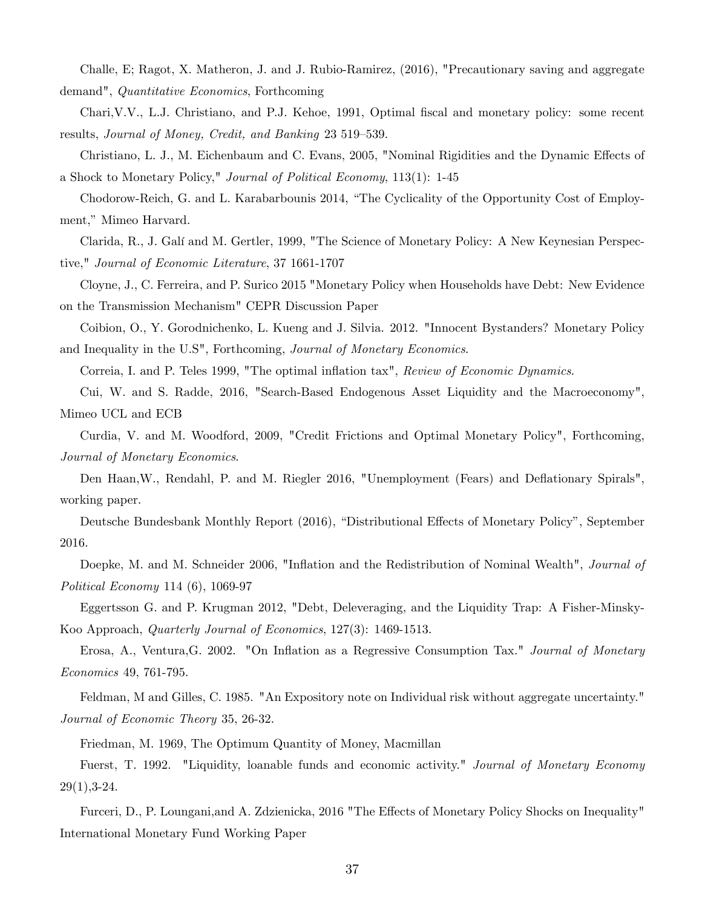Challe, E; Ragot, X. Matheron, J. and J. Rubio-Ramirez, (2016), "Precautionary saving and aggregate demand", *Quantitative Economics*, Forthcoming

Chari,V.V., L.J. Christiano, and P.J. Kehoe, 1991, Optimal fiscal and monetary policy: some recent results, *Journal of Money, Credit, and Banking* 23 519–539.

Christiano, L. J., M. Eichenbaum and C. Evans, 2005, "Nominal Rigidities and the Dynamic Effects of a Shock to Monetary Policy," *Journal of Political Economy*, 113(1): 1-45

Chodorow-Reich, G. and L. Karabarbounis 2014, "The Cyclicality of the Opportunity Cost of Employment," Mimeo Harvard.

Clarida, R., J. Galí and M. Gertler, 1999, "The Science of Monetary Policy: A New Keynesian Perspective," *Journal of Economic Literature*, 37 1661-1707

Cloyne, J., C. Ferreira, and P. Surico 2015 "Monetary Policy when Households have Debt: New Evidence on the Transmission Mechanism" CEPR Discussion Paper

Coibion, O., Y. Gorodnichenko, L. Kueng and J. Silvia. 2012. "Innocent Bystanders? Monetary Policy and Inequality in the U.S", Forthcoming, *Journal of Monetary Economics*.

Correia, I. and P. Teles 1999, "The optimal inflation tax", *Review of Economic Dynamics*.

Cui, W. and S. Radde, 2016, "Search-Based Endogenous Asset Liquidity and the Macroeconomy", Mimeo UCL and ECB

Curdia, V. and M. Woodford, 2009, "Credit Frictions and Optimal Monetary Policy", Forthcoming, *Journal of Monetary Economics*.

Den Haan,W., Rendahl, P. and M. Riegler 2016, "Unemployment (Fears) and Deflationary Spirals", working paper.

Deutsche Bundesbank Monthly Report (2016), "Distributional Effects of Monetary Policy", September 2016.

Doepke, M. and M. Schneider 2006, "Inflation and the Redistribution of Nominal Wealth", *Journal of Political Economy* 114 (6), 1069-97

Eggertsson G. and P. Krugman 2012, "Debt, Deleveraging, and the Liquidity Trap: A Fisher-Minsky-Koo Approach, *Quarterly Journal of Economics*, 127(3): 1469-1513.

Erosa, A., Ventura,G. 2002. "On Inflation as a Regressive Consumption Tax." *Journal of Monetary Economics* 49, 761-795.

Feldman, M and Gilles, C. 1985. "An Expository note on Individual risk without aggregate uncertainty." *Journal of Economic Theory* 35, 26-32.

Friedman, M. 1969, The Optimum Quantity of Money, Macmillan

Fuerst, T. 1992. "Liquidity, loanable funds and economic activity." *Journal of Monetary Economy* 29(1),3-24.

Furceri, D., P. Loungani,and A. Zdzienicka, 2016 "The Effects of Monetary Policy Shocks on Inequality" International Monetary Fund Working Paper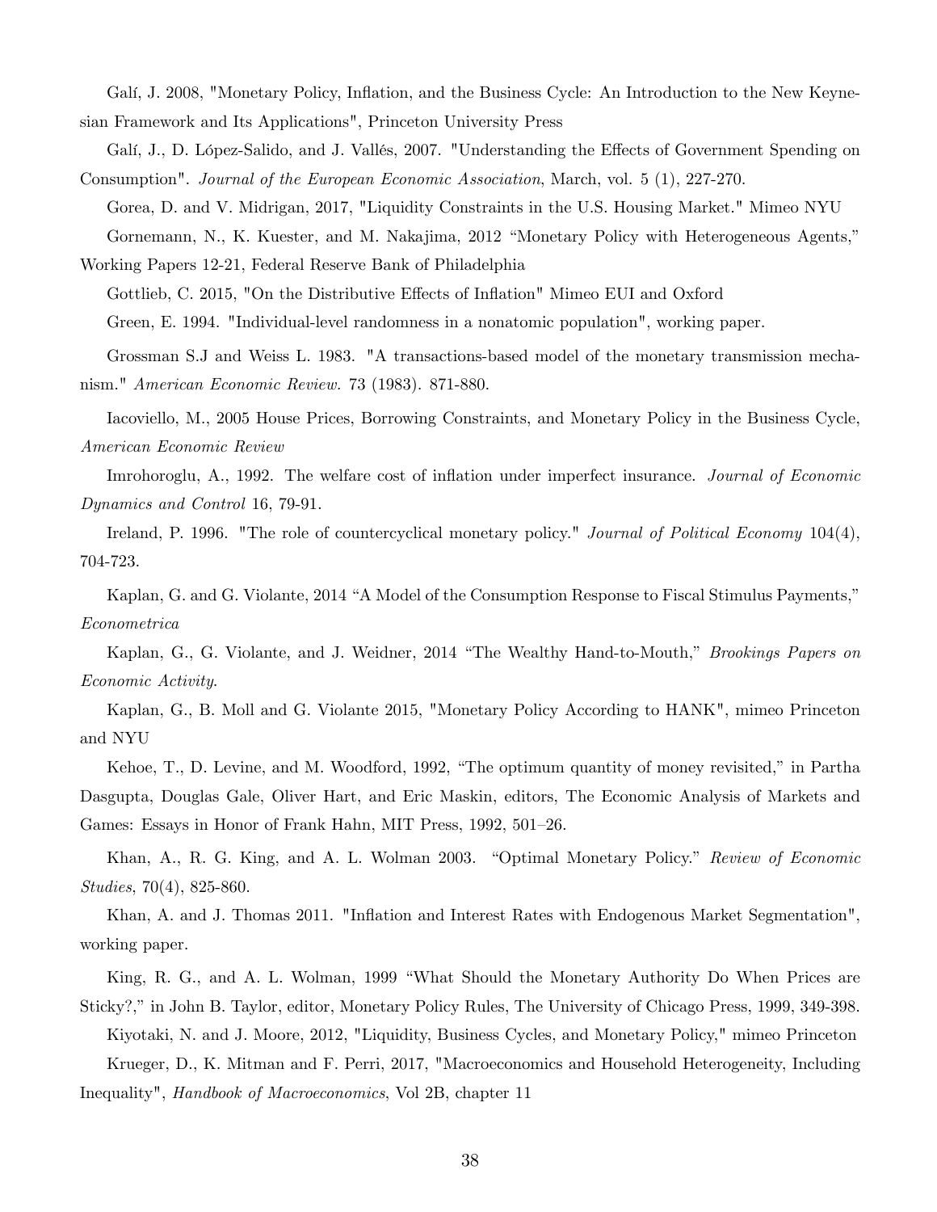Galí, J. 2008, "Monetary Policy, Inflation, and the Business Cycle: An Introduction to the New Keynesian Framework and Its Applications", Princeton University Press

Galí, J., D. López-Salido, and J. Vallés, 2007. "Understanding the Effects of Government Spending on Consumption". *Journal of the European Economic Association*, March, vol. 5 (1), 227-270.

Gorea, D. and V. Midrigan, 2017, "Liquidity Constraints in the U.S. Housing Market." Mimeo NYU

Gornemann, N., K. Kuester, and M. Nakajima, 2012 "Monetary Policy with Heterogeneous Agents," Working Papers 12-21, Federal Reserve Bank of Philadelphia

Gottlieb, C. 2015, "On the Distributive Effects of Inflation" Mimeo EUI and Oxford

Green, E. 1994. "Individual-level randomness in a nonatomic population", working paper.

Grossman S.J and Weiss L. 1983. "A transactions-based model of the monetary transmission mechanism." *American Economic Review*. 73 (1983). 871-880.

Iacoviello, M., 2005 House Prices, Borrowing Constraints, and Monetary Policy in the Business Cycle, *American Economic Review*

Imrohoroglu, A., 1992. The welfare cost of inflation under imperfect insurance. *Journal of Economic Dynamics and Control* 16, 79-91.

Ireland, P. 1996. "The role of countercyclical monetary policy." *Journal of Political Economy* 104(4), 704-723.

Kaplan, G. and G. Violante, 2014 "A Model of the Consumption Response to Fiscal Stimulus Payments," *Econometrica*

Kaplan, G., G. Violante, and J. Weidner, 2014 "The Wealthy Hand-to-Mouth," *Brookings Papers on Economic Activity*.

Kaplan, G., B. Moll and G. Violante 2015, "Monetary Policy According to HANK", mimeo Princeton and NYU

Kehoe, T., D. Levine, and M. Woodford, 1992, "The optimum quantity of money revisited," in Partha Dasgupta, Douglas Gale, Oliver Hart, and Eric Maskin, editors, The Economic Analysis of Markets and Games: Essays in Honor of Frank Hahn, MIT Press, 1992, 501–26.

Khan, A., R. G. King, and A. L. Wolman 2003. "Optimal Monetary Policy." *Review of Economic Studies*, 70(4), 825-860.

Khan, A. and J. Thomas 2011. "Inflation and Interest Rates with Endogenous Market Segmentation", working paper.

King, R. G., and A. L. Wolman, 1999 "What Should the Monetary Authority Do When Prices are Sticky?," in John B. Taylor, editor, Monetary Policy Rules, The University of Chicago Press, 1999, 349-398.

Kiyotaki, N. and J. Moore, 2012, "Liquidity, Business Cycles, and Monetary Policy," mimeo Princeton

Krueger, D., K. Mitman and F. Perri, 2017, "Macroeconomics and Household Heterogeneity, Including Inequality", *Handbook of Macroeconomics*, Vol 2B, chapter 11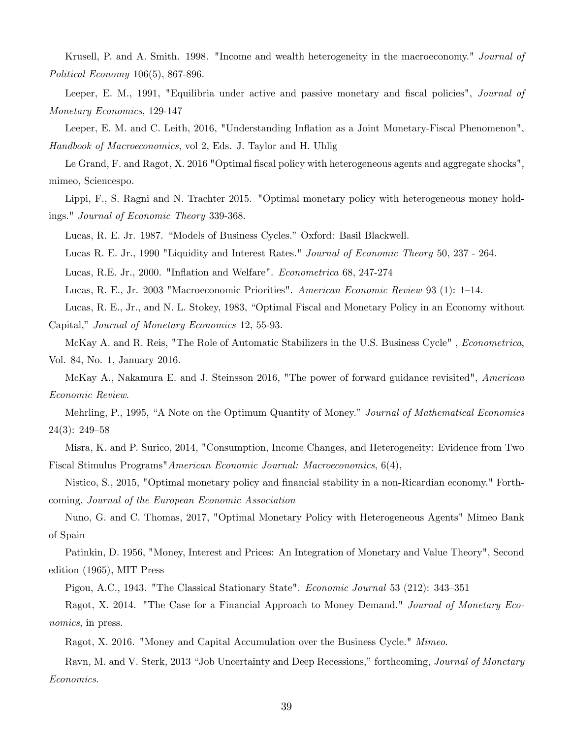Krusell, P. and A. Smith. 1998. "Income and wealth heterogeneity in the macroeconomy." *Journal of Political Economy* 106(5), 867-896.

Leeper, E. M., 1991, "Equilibria under active and passive monetary and fiscal policies", *Journal of Monetary Economics*, 129-147

Leeper, E. M. and C. Leith, 2016, "Understanding Inflation as a Joint Monetary-Fiscal Phenomenon", *Handbook of Macroeconomics*, vol 2, Eds. J. Taylor and H. Uhlig

Le Grand, F. and Ragot, X. 2016 "Optimal fiscal policy with heterogeneous agents and aggregate shocks", mimeo, Sciencespo.

Lippi, F., S. Ragni and N. Trachter 2015. "Optimal monetary policy with heterogeneous money holdings." *Journal of Economic Theory* 339-368.

Lucas, R. E. Jr. 1987. "Models of Business Cycles." Oxford: Basil Blackwell.

Lucas R. E. Jr., 1990 "Liquidity and Interest Rates." *Journal of Economic Theory* 50, 237 - 264.

Lucas, R.E. Jr., 2000. "Inflation and Welfare". *Econometrica* 68, 247-274

Lucas, R. E., Jr. 2003 "Macroeconomic Priorities". *American Economic Review* 93 (1): 1–14.

Lucas, R. E., Jr., and N. L. Stokey, 1983, "Optimal Fiscal and Monetary Policy in an Economy without Capital," *Journal of Monetary Economics* 12, 55-93.

McKay A. and R. Reis, "The Role of Automatic Stabilizers in the U.S. Business Cycle" , *Econometrica*, Vol. 84, No. 1, January 2016.

McKay A., Nakamura E. and J. Steinsson 2016, "The power of forward guidance revisited", *American Economic Review*.

Mehrling, P., 1995, "A Note on the Optimum Quantity of Money." *Journal of Mathematical Economics* 24(3): 249–58

Misra, K. and P. Surico, 2014, "Consumption, Income Changes, and Heterogeneity: Evidence from Two Fiscal Stimulus Programs"*American Economic Journal: Macroeconomics*, 6(4),

Nistico, S., 2015, "Optimal monetary policy and financial stability in a non-Ricardian economy." Forthcoming, *Journal of the European Economic Association*

Nuno, G. and C. Thomas, 2017, "Optimal Monetary Policy with Heterogeneous Agents" Mimeo Bank of Spain

Patinkin, D. 1956, "Money, Interest and Prices: An Integration of Monetary and Value Theory", Second edition (1965), MIT Press

Pigou, A.C., 1943. "The Classical Stationary State". *Economic Journal* 53 (212): 343–351

Ragot, X. 2014. "The Case for a Financial Approach to Money Demand." *Journal of Monetary Economics*, in press.

Ragot, X. 2016. "Money and Capital Accumulation over the Business Cycle." *Mimeo*.

Ravn, M. and V. Sterk, 2013 "Job Uncertainty and Deep Recessions," forthcoming, *Journal of Monetary Economics*.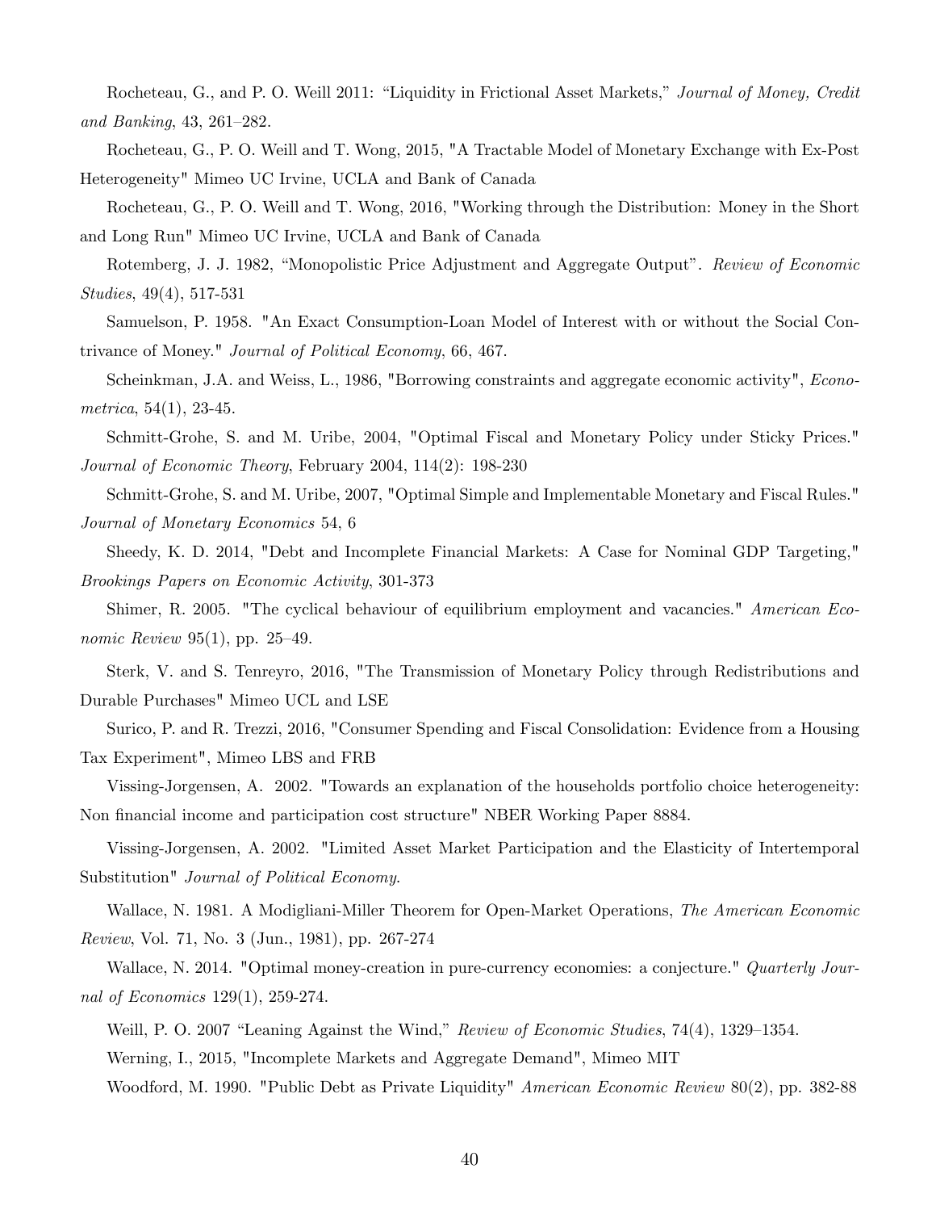Rocheteau, G., and P. O. Weill 2011: "Liquidity in Frictional Asset Markets," *Journal of Money, Credit and Banking*, 43, 261–282.

Rocheteau, G., P. O. Weill and T. Wong, 2015, "A Tractable Model of Monetary Exchange with Ex-Post Heterogeneity" Mimeo UC Irvine, UCLA and Bank of Canada

Rocheteau, G., P. O. Weill and T. Wong, 2016, "Working through the Distribution: Money in the Short and Long Run" Mimeo UC Irvine, UCLA and Bank of Canada

Rotemberg, J. J. 1982, "Monopolistic Price Adjustment and Aggregate Output". *Review of Economic Studies*, 49(4), 517-531

Samuelson, P. 1958. "An Exact Consumption-Loan Model of Interest with or without the Social Contrivance of Money." *Journal of Political Economy*, 66, 467.

Scheinkman, J.A. and Weiss, L., 1986, "Borrowing constraints and aggregate economic activity", *Econometrica*, 54(1), 23-45.

Schmitt-Grohe, S. and M. Uribe, 2004, "Optimal Fiscal and Monetary Policy under Sticky Prices." *Journal of Economic Theory*, February 2004, 114(2): 198-230

Schmitt-Grohe, S. and M. Uribe, 2007, "Optimal Simple and Implementable Monetary and Fiscal Rules." *Journal of Monetary Economics* 54, 6

Sheedy, K. D. 2014, "Debt and Incomplete Financial Markets: A Case for Nominal GDP Targeting," *Brookings Papers on Economic Activity*, 301-373

Shimer, R. 2005. "The cyclical behaviour of equilibrium employment and vacancies." *American Economic Review* 95(1), pp. 25–49.

Sterk, V. and S. Tenreyro, 2016, "The Transmission of Monetary Policy through Redistributions and Durable Purchases" Mimeo UCL and LSE

Surico, P. and R. Trezzi, 2016, "Consumer Spending and Fiscal Consolidation: Evidence from a Housing Tax Experiment", Mimeo LBS and FRB

Vissing-Jorgensen, A. 2002. "Towards an explanation of the households portfolio choice heterogeneity: Non financial income and participation cost structure" NBER Working Paper 8884.

Vissing-Jorgensen, A. 2002. "Limited Asset Market Participation and the Elasticity of Intertemporal Substitution" *Journal of Political Economy*.

Wallace, N. 1981. A Modigliani-Miller Theorem for Open-Market Operations, *The American Economic Review*, Vol. 71, No. 3 (Jun., 1981), pp. 267-274

Wallace, N. 2014. "Optimal money-creation in pure-currency economies: a conjecture." *Quarterly Journal of Economics* 129(1), 259-274.

Weill, P. O. 2007 "Leaning Against the Wind," *Review of Economic Studies*, 74(4), 1329–1354.

Werning, I., 2015, "Incomplete Markets and Aggregate Demand", Mimeo MIT

Woodford, M. 1990. "Public Debt as Private Liquidity" *American Economic Review* 80(2), pp. 382-88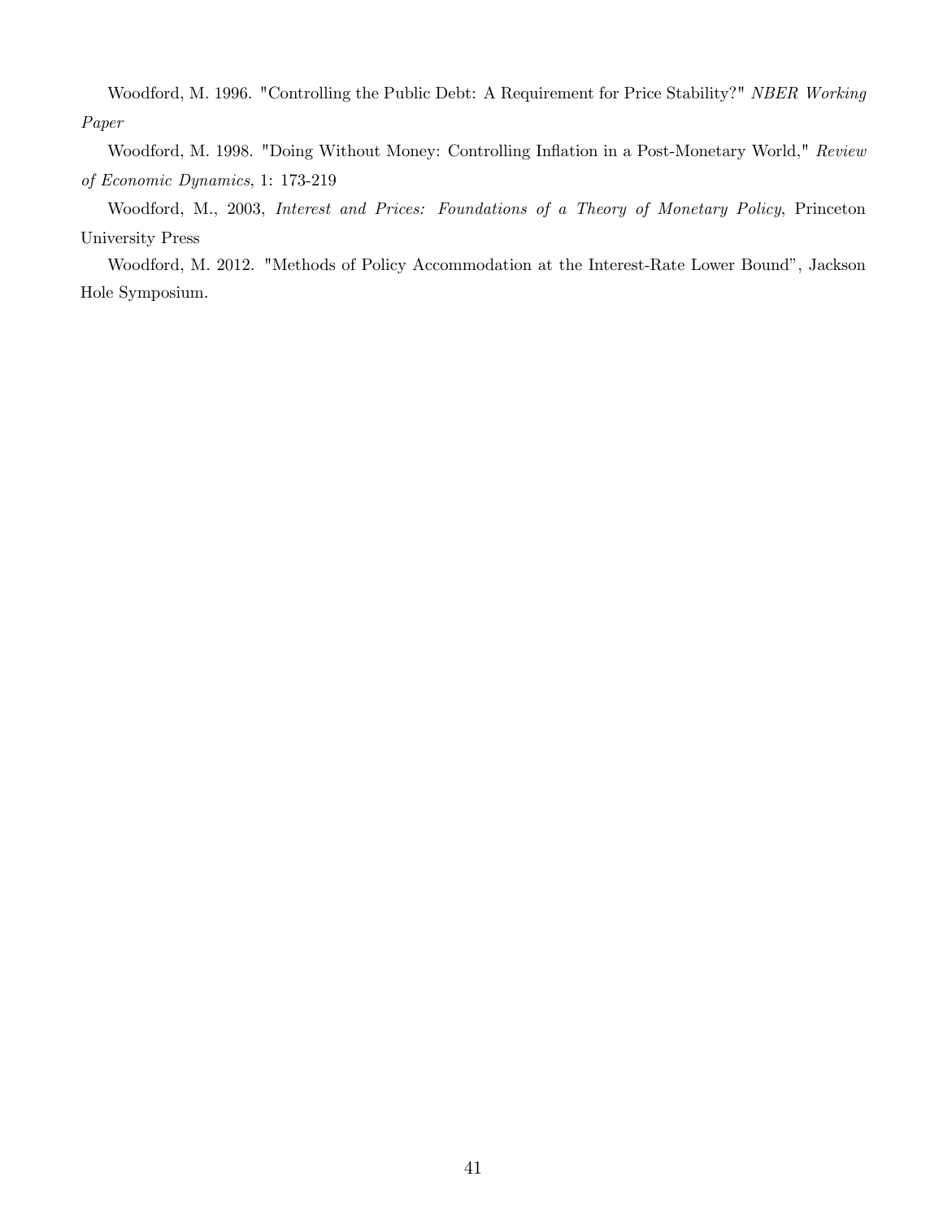Woodford, M. 1996. "Controlling the Public Debt: A Requirement for Price Stability?" *NBER Working Paper*

Woodford, M. 1998. "Doing Without Money: Controlling Inflation in a Post-Monetary World," *Review of Economic Dynamics*, 1: 173-219

Woodford, M., 2003, *Interest and Prices: Foundations of a Theory of Monetary Policy*, Princeton University Press

Woodford, M. 2012. "Methods of Policy Accommodation at the Interest-Rate Lower Bound", Jackson Hole Symposium.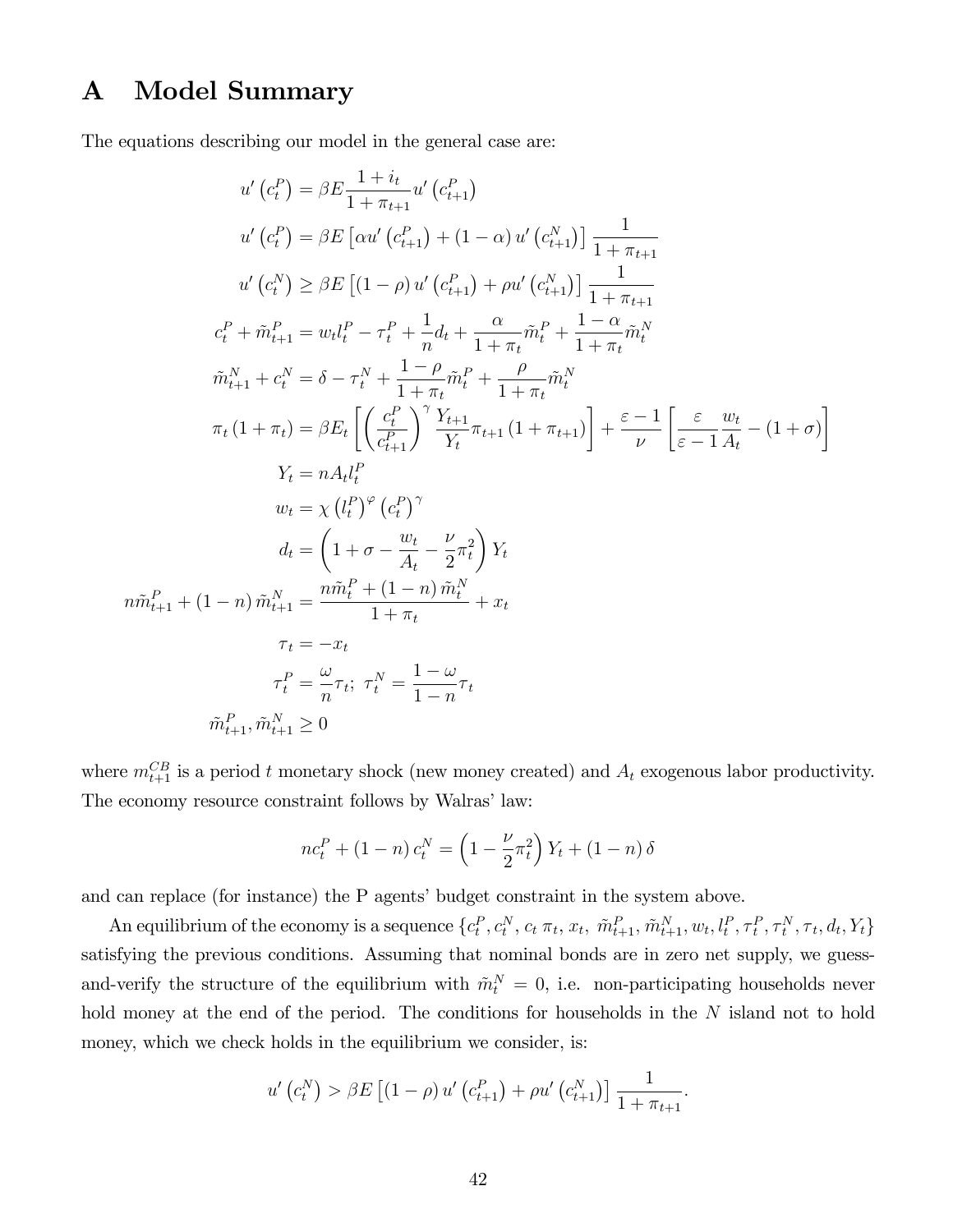# A Model Summary

The equations describing our model in the general case are:

$$
\begin{aligned}
u'\left(c_t^P\right) &= \beta E \frac{1+i_t}{1+\pi_{t+1}} u'\left(c_{t+1}^P\right) \\
u'\left(c_t^P\right) &= \beta E\left[\alpha u'\left(c_{t+1}^P\right) + (1-\alpha) u'\left(c_{t+1}^N\right)\right] \frac{1}{1+\pi_{t+1}} \\
u'\left(c_t^N\right) &\geq \beta E\left[(1-\rho) u'\left(c_{t+1}^P\right) + \rho u'\left(c_{t+1}^N\right)\right] \frac{1}{1+\pi_{t+1}} \\
c_t^P + \tilde{m}_{t+1}^P &= w_t l_t^P - \tau_t^P + \frac{1}{n} d_t + \frac{\alpha}{1+\pi_t} \tilde{m}_t^P + \frac{1-\alpha}{1+\pi_t} \tilde{m}_t^N \\
\tilde{m}_{t+1}^N + c_t^N &= \delta - \tau_t^N + \frac{1-\rho}{1+\pi_t} \tilde{m}_t^P + \frac{\rho}{1+\pi_t} \tilde{m}_t^N \\
\pi_t\left(1+\pi_t\right) &= \beta E_t\left[\left(\frac{c_t^P}{c_{t+1}^P}\right)^\gamma \frac{Y_{t+1}}{Y_t} \pi_{t+1}\left(1+\pi_{t+1}\right)\right] + \frac{\varepsilon-1}{\nu}\left[\frac{\varepsilon}{\varepsilon-1} \frac{w_t}{A_t} - (1+\sigma)\right] \\
Y_t &= n A_t l_t^P \\
w_t &= \chi \left(l_t^P\right)^\varphi \left(c_t^P\right)^\gamma \\
d_t &= \left(1 + \sigma - \frac{w_t}{A_t} - \frac{\nu}{2}\pi_t^2\right) Y_t \\
n\tilde{m}_{t+1}^P + (1-n)\tilde{m}_{t+1}^N &= \frac{n\tilde{m}_t^P + (1-n)\tilde{m}_t^N}{1+\pi_t} + x_t \\
\tau_t &= -x_t \\
\tau_t^P &= \frac{\omega}{n}\tau_t;\ \tau_t^N = \frac{1-\omega}{1-n}\tau_t \\
\tilde{m}_{t+1}^P, \tilde{m}_{t+1}^N &\geq 0
\end{aligned}
$$

where $m_{t+1}^{CB}$ is a period $t$ monetary shock (new money created) and $A_t$ exogenous labor productivity. The economy resource constraint follows by Walras' law:

$$
nc_t^P + (1-n) c_t^N = \left(1 - \frac{\nu}{2}\pi_t^2\right) Y_t + (1-n)\delta
$$

and can replace (for instance) the P agents' budget constraint in the system above.

An equilibrium of the economy is a sequence $\{c_t^P, c_t^N, c_t\, \pi_t,\, x_t,\ \tilde{m}_{t+1}^P, \tilde{m}_{t+1}^N, w_t, l_t^P, \tau_t^P, \tau_t^N, \tau_t, d_t, Y_t\}$ satisfying the previous conditions. Assuming that nominal bonds are in zero net supply, we guess-and-verify the structure of the equilibrium with $\tilde{m}_t^N = 0$, i.e. non-participating households never hold money at the end of the period. The conditions for households in the $N$ island not to hold money, which we check holds in the equilibrium we consider, is:

$$
u'\left(c_t^N\right) > \beta E\left[(1-\rho) u'\left(c_{t+1}^P\right) + \rho u'\left(c_{t+1}^N\right)\right] \frac{1}{1+\pi_{t+1}}.
$$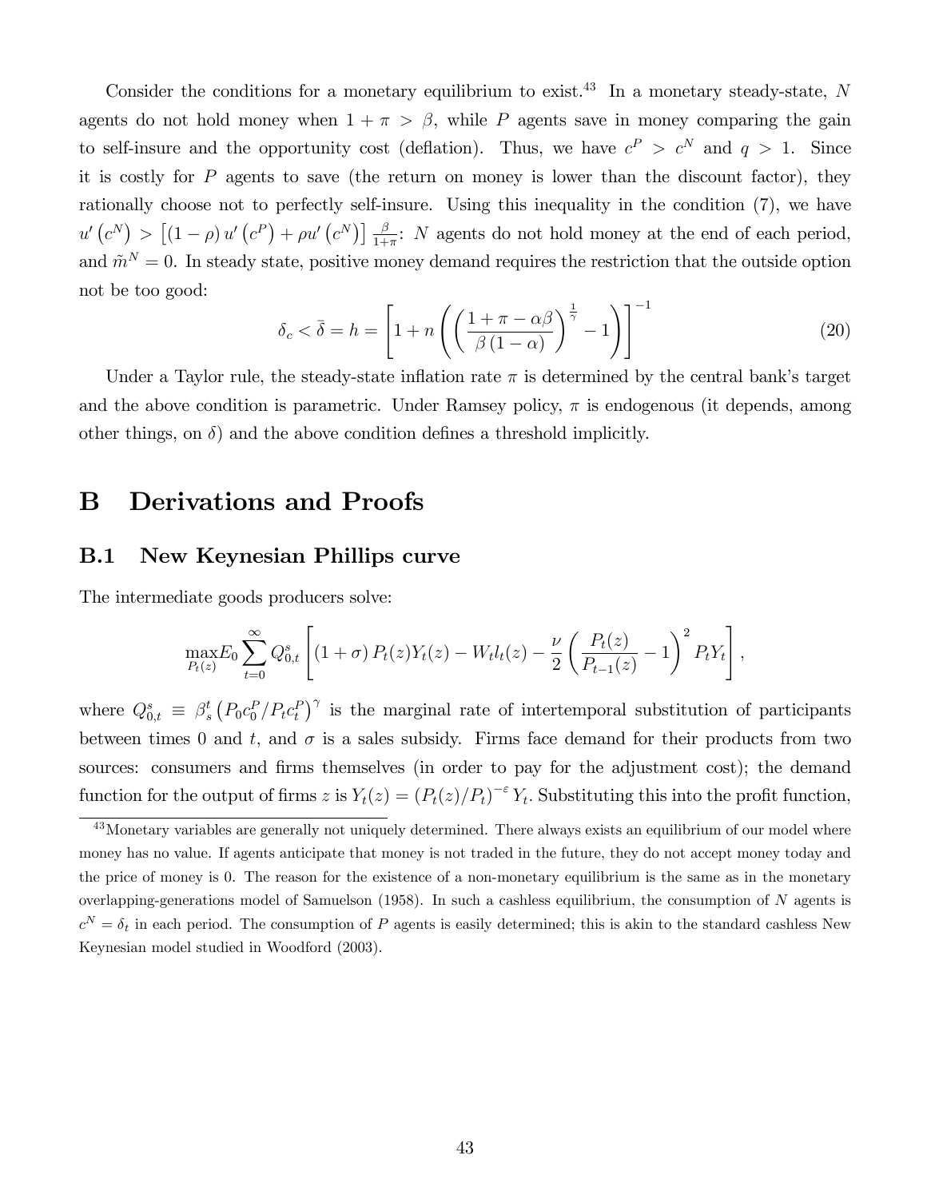Consider the conditions for a monetary equilibrium to exist.[43] In a monetary steady-state, $N$ agents do not hold money when $1+\pi > \beta$, while $P$ agents save in money comparing the gain to self-insure and the opportunity cost (deflation). Thus, we have $c^P > c^N$ and $q > 1$. Since it is costly for $P$ agents to save (the return on money is lower than the discount factor), they rationally choose not to perfectly self-insure. Using this inequality in the condition (7), we have $u'\left(c^N\right) > \left[(1-\rho)\,u'\left(c^P\right) + \rho u'\left(c^N\right)\right] \frac{\beta}{1+\pi}$: $N$ agents do not hold money at the end of each period, and $\tilde{m}^N = 0$. In steady state, positive money demand requires the restriction that the outside option not be too good:

$$\delta_c < \bar{\delta} = h = \left[1 + n\left(\left(\frac{1+\pi-\alpha\beta}{\beta(1-\alpha)}\right)^{\frac{1}{\gamma}} - 1\right)\right]^{-1} \tag{20}$$

Under a Taylor rule, the steady-state inflation rate $\pi$ is determined by the central bank's target and the above condition is parametric. Under Ramsey policy, $\pi$ is endogenous (it depends, among other things, on $\delta$) and the above condition defines a threshold implicitly.

# B Derivations and Proofs

## B.1 New Keynesian Phillips curve

The intermediate goods producers solve:

$$\max_{P_t(z)} E_0 \sum_{t=0}^{\infty} Q^s_{0,t} \left[(1+\sigma)\,P_t(z)Y_t(z) - W_t l_t(z) - \frac{\nu}{2}\left(\frac{P_t(z)}{P_{t-1}(z)} - 1\right)^2 P_t Y_t\right],$$

where $Q^s_{0,t} \equiv \beta^t_s \left(P_0 c^P_0 / P_t c^P_t\right)^{\gamma}$ is the marginal rate of intertemporal substitution of participants between times 0 and $t$, and $\sigma$ is a sales subsidy. Firms face demand for their products from two sources: consumers and firms themselves (in order to pay for the adjustment cost); the demand function for the output of firms $z$ is $Y_t(z) = \left(P_t(z)/P_t\right)^{-\varepsilon} Y_t$. Substituting this into the profit function,

---

[43] Monetary variables are generally not uniquely determined. There always exists an equilibrium of our model where money has no value. If agents anticipate that money is not traded in the future, they do not accept money today and the price of money is 0. The reason for the existence of a non-monetary equilibrium is the same as in the monetary overlapping-generations model of Samuelson (1958). In such a cashless equilibrium, the consumption of $N$ agents is $c^N = \delta_t$ in each period. The consumption of $P$ agents is easily determined; this is akin to the standard cashless New Keynesian model studied in Woodford (2003).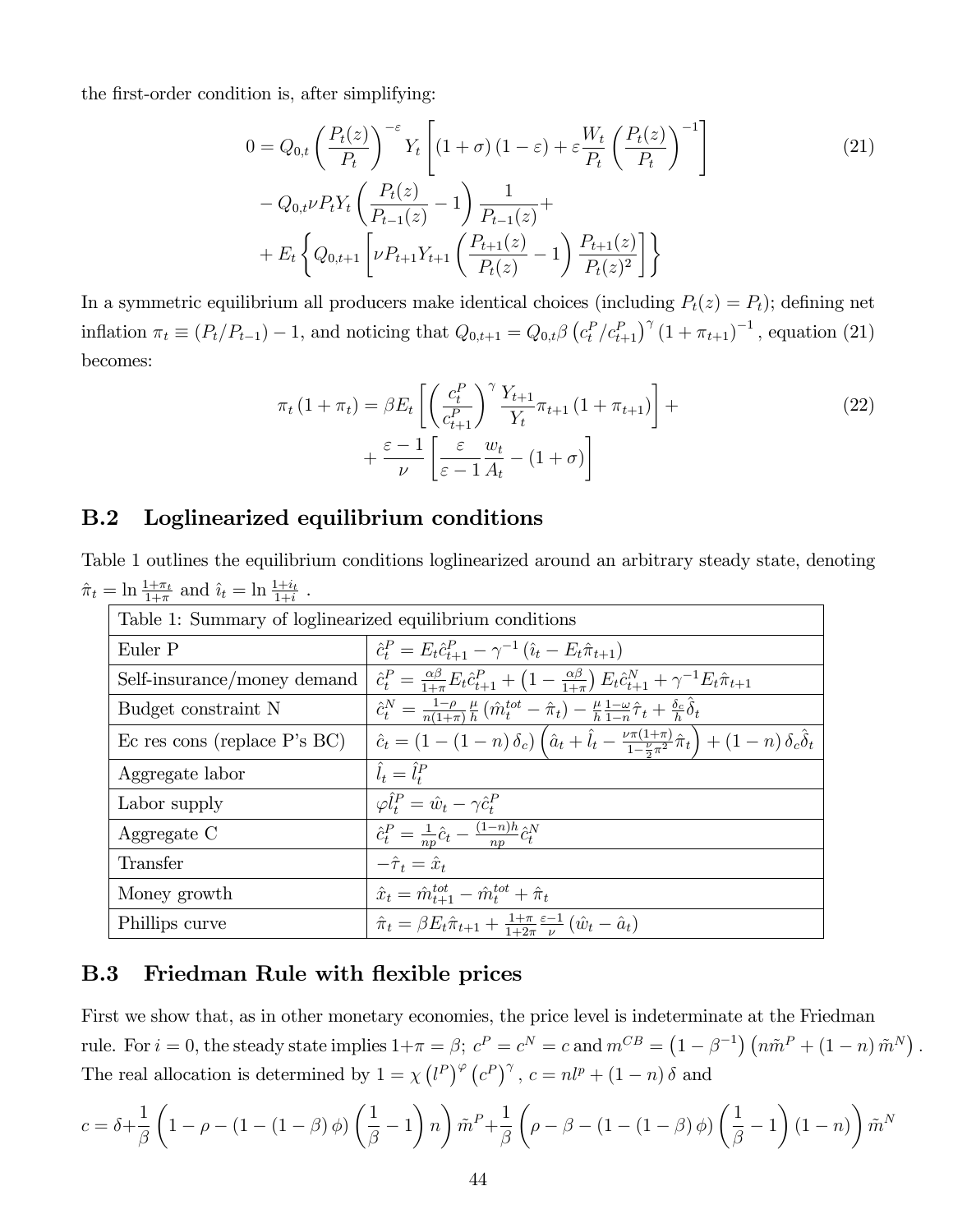the first-order condition is, after simplifying:

$$
\begin{aligned}
0 = & Q_{0,t}\left(\frac{P_t(z)}{P_t}\right)^{-\varepsilon} Y_t\left[(1+\sigma)(1-\varepsilon)+\varepsilon\frac{W_t}{P_t}\left(\frac{P_t(z)}{P_t}\right)^{-1}\right] \\
& - Q_{0,t}\nu P_t Y_t\left(\frac{P_t(z)}{P_{t-1}(z)}-1\right)\frac{1}{P_{t-1}(z)}+ \\
& + E_t\left\{Q_{0,t+1}\left[\nu P_{t+1}Y_{t+1}\left(\frac{P_{t+1}(z)}{P_t(z)}-1\right)\frac{P_{t+1}(z)}{P_t(z)^2}\right]\right\}
\end{aligned} \tag{21}
$$

In a symmetric equilibrium all producers make identical choices (including $P_t(z) = P_t$); defining net inflation $\pi_t \equiv (P_t/P_{t-1}) - 1$, and noticing that $Q_{0,t+1} = Q_{0,t}\beta\left(c_t^P/c_{t+1}^P\right)^{\gamma}(1+\pi_{t+1})^{-1}$, equation (21) becomes:

$$
\begin{aligned}
\pi_t(1+\pi_t) = & \beta E_t\left[\left(\frac{c_t^P}{c_{t+1}^P}\right)^{\gamma}\frac{Y_{t+1}}{Y_t}\pi_{t+1}(1+\pi_{t+1})\right]+ \\
& + \frac{\varepsilon-1}{\nu}\left[\frac{\varepsilon}{\varepsilon-1}\frac{w_t}{A_t}-(1+\sigma)\right]
\end{aligned} \tag{22}
$$

## B.2 Loglinearized equilibrium conditions

Table 1 outlines the equilibrium conditions loglinearized around an arbitrary steady state, denoting $\hat{\pi}_t = \ln\frac{1+\pi_t}{1+\pi}$ and $\hat{\imath}_t = \ln\frac{1+i_t}{1+i}$ .

| Table 1: Summary of loglinearized equilibrium conditions | |
|---|---|
| Euler P | $\hat{c}_t^P = E_t\hat{c}_{t+1}^P - \gamma^{-1}\left(\hat{\imath}_t - E_t\hat{\pi}_{t+1}\right)$ |
| Self-insurance/money demand | $\hat{c}_t^P = \frac{\alpha\beta}{1+\pi}E_t\hat{c}_{t+1}^P + \left(1-\frac{\alpha\beta}{1+\pi}\right)E_t\hat{c}_{t+1}^N + \gamma^{-1}E_t\hat{\pi}_{t+1}$ |
| Budget constraint N | $\hat{c}_t^N = \frac{1-\rho}{n(1+\pi)}\frac{\mu}{h}\left(\hat{m}_t^{tot}-\hat{\pi}_t\right) - \frac{\mu}{h}\frac{1-\omega}{1-n}\hat{\tau}_t + \frac{\delta_c}{h}\hat{\delta}_t$ |
| Ec res cons (replace P's BC) | $\hat{c}_t = (1-(1-n)\delta_c)\left(\hat{a}_t + \hat{l}_t - \frac{\nu\pi(1+\pi)}{1-\frac{\nu}{2}\pi^2}\hat{\pi}_t\right) + (1-n)\delta_c\hat{\delta}_t$ |
| Aggregate labor | $\hat{l}_t = \hat{l}_t^P$ |
| Labor supply | $\varphi\hat{l}_t^P = \hat{w}_t - \gamma\hat{c}_t^P$ |
| Aggregate C | $\hat{c}_t^P = \frac{1}{np}\hat{c}_t - \frac{(1-n)h}{np}\hat{c}_t^N$ |
| Transfer | $-\hat{\tau}_t = \hat{x}_t$ |
| Money growth | $\hat{x}_t = \hat{m}_{t+1}^{tot} - \hat{m}_t^{tot} + \hat{\pi}_t$ |
| Phillips curve | $\hat{\pi}_t = \beta E_t\hat{\pi}_{t+1} + \frac{1+\pi}{1+2\pi}\frac{\varepsilon-1}{\nu}\left(\hat{w}_t - \hat{a}_t\right)$ |

## B.3 Friedman Rule with flexible prices

First we show that, as in other monetary economies, the price level is indeterminate at the Friedman rule. For $i = 0$, the steady state implies $1+\pi = \beta$; $c^P = c^N = c$ and $m^{CB} = \left(1-\beta^{-1}\right)\left(n\tilde{m}^P + (1-n)\tilde{m}^N\right)$. The real allocation is determined by $1 = \chi\left(l^P\right)^{\varphi}\left(c^P\right)^{\gamma}$, $c = nl^p + (1-n)\delta$ and

$$
c = \delta + \frac{1}{\beta}\left(1-\rho-(1-(1-\beta)\phi)\left(\frac{1}{\beta}-1\right)n\right)\tilde{m}^P + \frac{1}{\beta}\left(\rho-\beta-(1-(1-\beta)\phi)\left(\frac{1}{\beta}-1\right)(1-n)\right)\tilde{m}^N
$$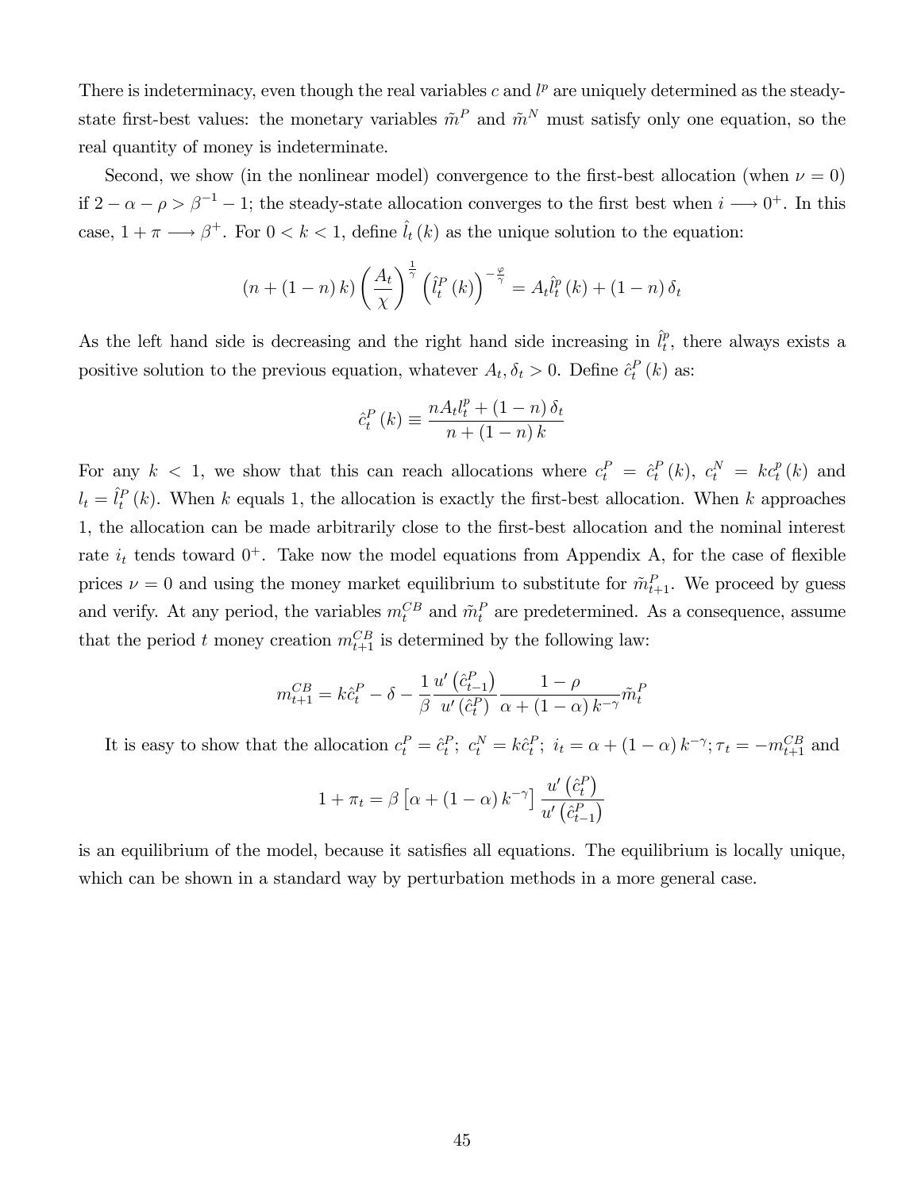There is indeterminacy, even though the real variables $c$ and $l^p$ are uniquely determined as the steady-state first-best values: the monetary variables $\tilde{m}^P$ and $\tilde{m}^N$ must satisfy only one equation, so the real quantity of money is indeterminate.

Second, we show (in the nonlinear model) convergence to the first-best allocation (when $\nu = 0$) if $2 - \alpha - \rho > \beta^{-1} - 1$; the steady-state allocation converges to the first best when $i \longrightarrow 0^+$. In this case, $1 + \pi \longrightarrow \beta^+$. For $0 < k < 1$, define $\hat{l}_t(k)$ as the unique solution to the equation:

$$(n + (1-n)k)\left(\frac{A_t}{\chi}\right)^{\frac{1}{\gamma}}\left(\hat{l}_t^P(k)\right)^{-\frac{\varphi}{\gamma}} = A_t \hat{l}_t^p(k) + (1-n)\delta_t$$

As the left hand side is decreasing and the right hand side increasing in $\hat{l}_t^p$, there always exists a positive solution to the previous equation, whatever $A_t, \delta_t > 0$. Define $\hat{c}_t^P(k)$ as:

$$\hat{c}_t^P(k) \equiv \frac{nA_t l_t^p + (1-n)\delta_t}{n + (1-n)k}$$

For any $k < 1$, we show that this can reach allocations where $c_t^P = \hat{c}_t^P(k)$, $c_t^N = kc_t^p(k)$ and $l_t = \hat{l}_t^P(k)$. When $k$ equals 1, the allocation is exactly the first-best allocation. When $k$ approaches 1, the allocation can be made arbitrarily close to the first-best allocation and the nominal interest rate $i_t$ tends toward $0^+$. Take now the model equations from Appendix A, for the case of flexible prices $\nu = 0$ and using the money market equilibrium to substitute for $\tilde{m}_{t+1}^P$. We proceed by guess and verify. At any period, the variables $m_t^{CB}$ and $\tilde{m}_t^P$ are predetermined. As a consequence, assume that the period $t$ money creation $m_{t+1}^{CB}$ is determined by the following law:

$$m_{t+1}^{CB} = k\hat{c}_t^P - \delta - \frac{1}{\beta}\frac{u'\left(\hat{c}_{t-1}^P\right)}{u'\left(\hat{c}_t^P\right)}\frac{1-\rho}{\alpha + (1-\alpha)k^{-\gamma}}\tilde{m}_t^P$$

It is easy to show that the allocation $c_t^P = \hat{c}_t^P$; $c_t^N = k\hat{c}_t^P$; $i_t = \alpha + (1-\alpha)k^{-\gamma}$; $\tau_t = -m_{t+1}^{CB}$ and

$$1 + \pi_t = \beta\left[\alpha + (1-\alpha)k^{-\gamma}\right]\frac{u'\left(\hat{c}_t^P\right)}{u'\left(\hat{c}_{t-1}^P\right)}$$

is an equilibrium of the model, because it satisfies all equations. The equilibrium is locally unique, which can be shown in a standard way by perturbation methods in a more general case.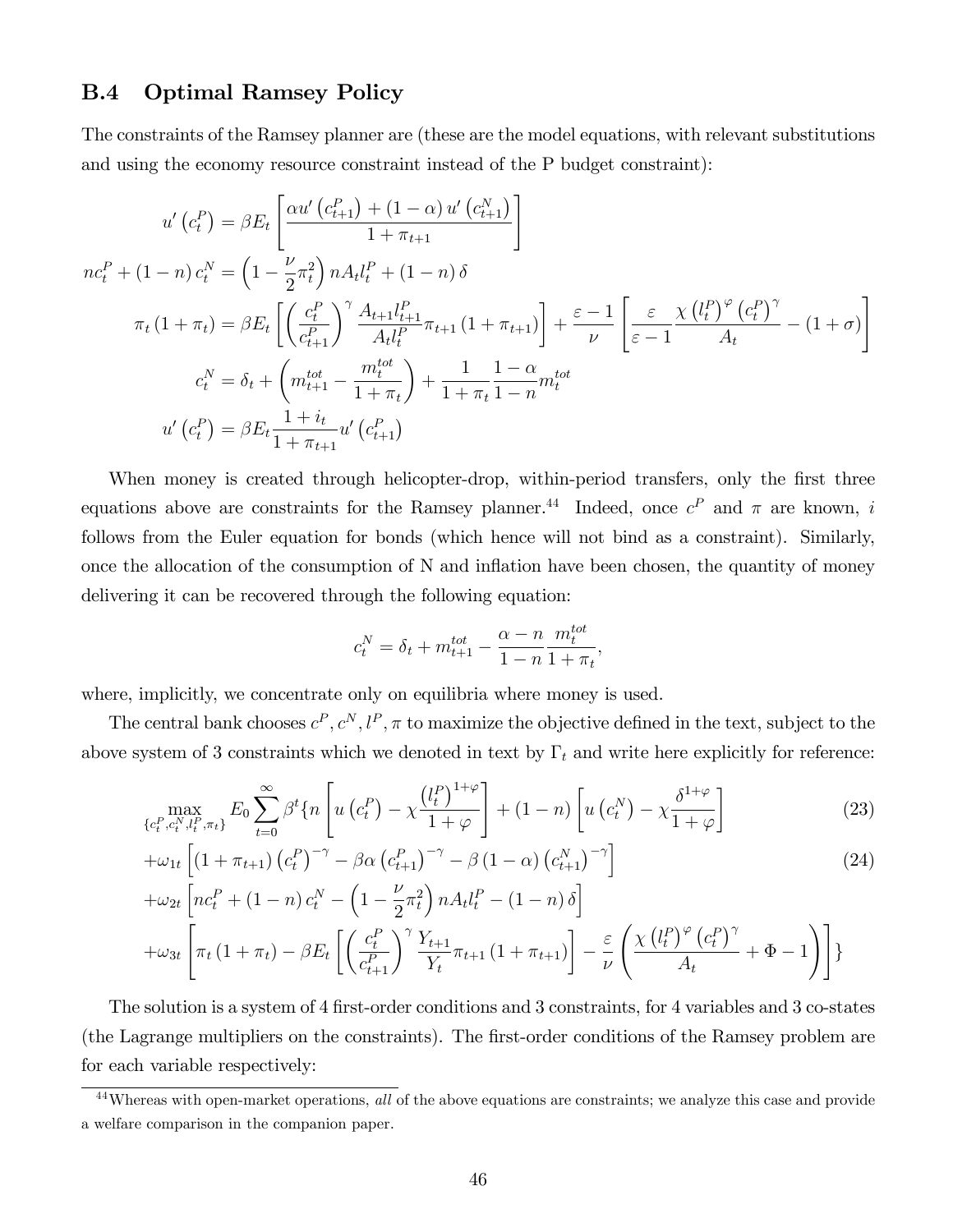### B.4 Optimal Ramsey Policy

The constraints of the Ramsey planner are (these are the model equations, with relevant substitutions and using the economy resource constraint instead of the P budget constraint):

$$
\begin{aligned}
u'\left(c_t^P\right) &= \beta E_t \left[ \frac{\alpha u'\left(c_{t+1}^P\right) + (1-\alpha) u'\left(c_{t+1}^N\right)}{1+\pi_{t+1}} \right] \\
n c_t^P + (1-n) c_t^N &= \left(1 - \frac{\nu}{2}\pi_t^2\right) n A_t l_t^P + (1-n)\delta \\
\pi_t (1+\pi_t) &= \beta E_t \left[ \left(\frac{c_t^P}{c_{t+1}^P}\right)^{\gamma} \frac{A_{t+1} l_{t+1}^P}{A_t l_t^P} \pi_{t+1}(1+\pi_{t+1}) \right] + \frac{\varepsilon - 1}{\nu} \left[ \frac{\varepsilon}{\varepsilon - 1} \frac{\chi \left(l_t^P\right)^{\varphi} \left(c_t^P\right)^{\gamma}}{A_t} - (1+\sigma) \right] \\
c_t^N &= \delta_t + \left( m_{t+1}^{tot} - \frac{m_t^{tot}}{1+\pi_t} \right) + \frac{1}{1+\pi_t} \frac{1-\alpha}{1-n} m_t^{tot} \\
u'\left(c_t^P\right) &= \beta E_t \frac{1+i_t}{1+\pi_{t+1}} u'\left(c_{t+1}^P\right)
\end{aligned}
$$

When money is created through helicopter-drop, within-period transfers, only the first three equations above are constraints for the Ramsey planner.[44] Indeed, once $c^P$ and $\pi$ are known, $i$ follows from the Euler equation for bonds (which hence will not bind as a constraint). Similarly, once the allocation of the consumption of N and inflation have been chosen, the quantity of money delivering it can be recovered through the following equation:

$$
c_t^N = \delta_t + m_{t+1}^{tot} - \frac{\alpha - n}{1-n} \frac{m_t^{tot}}{1+\pi_t},
$$

where, implicitly, we concentrate only on equilibria where money is used.

The central bank chooses $c^P, c^N, l^P, \pi$ to maximize the objective defined in the text, subject to the above system of 3 constraints which we denoted in text by $\Gamma_t$ and write here explicitly for reference:

$$
\max_{\{c_t^P, c_t^N, l_t^P, \pi_t\}} E_0 \sum_{t=0}^{\infty} \beta^t \{ n \left[ u\left(c_t^P\right) - \chi \frac{\left(l_t^P\right)^{1+\varphi}}{1+\varphi} \right] + (1-n) \left[ u\left(c_t^N\right) - \chi \frac{\delta^{1+\varphi}}{1+\varphi} \right] \tag{23}
$$

$$
+\omega_{1t} \left[ (1+\pi_{t+1}) \left(c_t^P\right)^{-\gamma} - \beta\alpha \left(c_{t+1}^P\right)^{-\gamma} - \beta(1-\alpha)\left(c_{t+1}^N\right)^{-\gamma} \right] \tag{24}
$$

$$
+\omega_{2t} \left[ n c_t^P + (1-n) c_t^N - \left(1 - \frac{\nu}{2}\pi_t^2\right) n A_t l_t^P - (1-n)\delta \right]
$$

$$
+\omega_{3t} \left[ \pi_t (1+\pi_t) - \beta E_t \left[ \left(\frac{c_t^P}{c_{t+1}^P}\right)^{\gamma} \frac{Y_{t+1}}{Y_t} \pi_{t+1}(1+\pi_{t+1}) \right] - \frac{\varepsilon}{\nu} \left( \frac{\chi \left(l_t^P\right)^{\varphi} \left(c_t^P\right)^{\gamma}}{A_t} + \Phi - 1 \right) \right] \}
$$

The solution is a system of 4 first-order conditions and 3 constraints, for 4 variables and 3 co-states (the Lagrange multipliers on the constraints). The first-order conditions of the Ramsey problem are for each variable respectively:

[44] Whereas with open-market operations, *all* of the above equations are constraints; we analyze this case and provide a welfare comparison in the companion paper.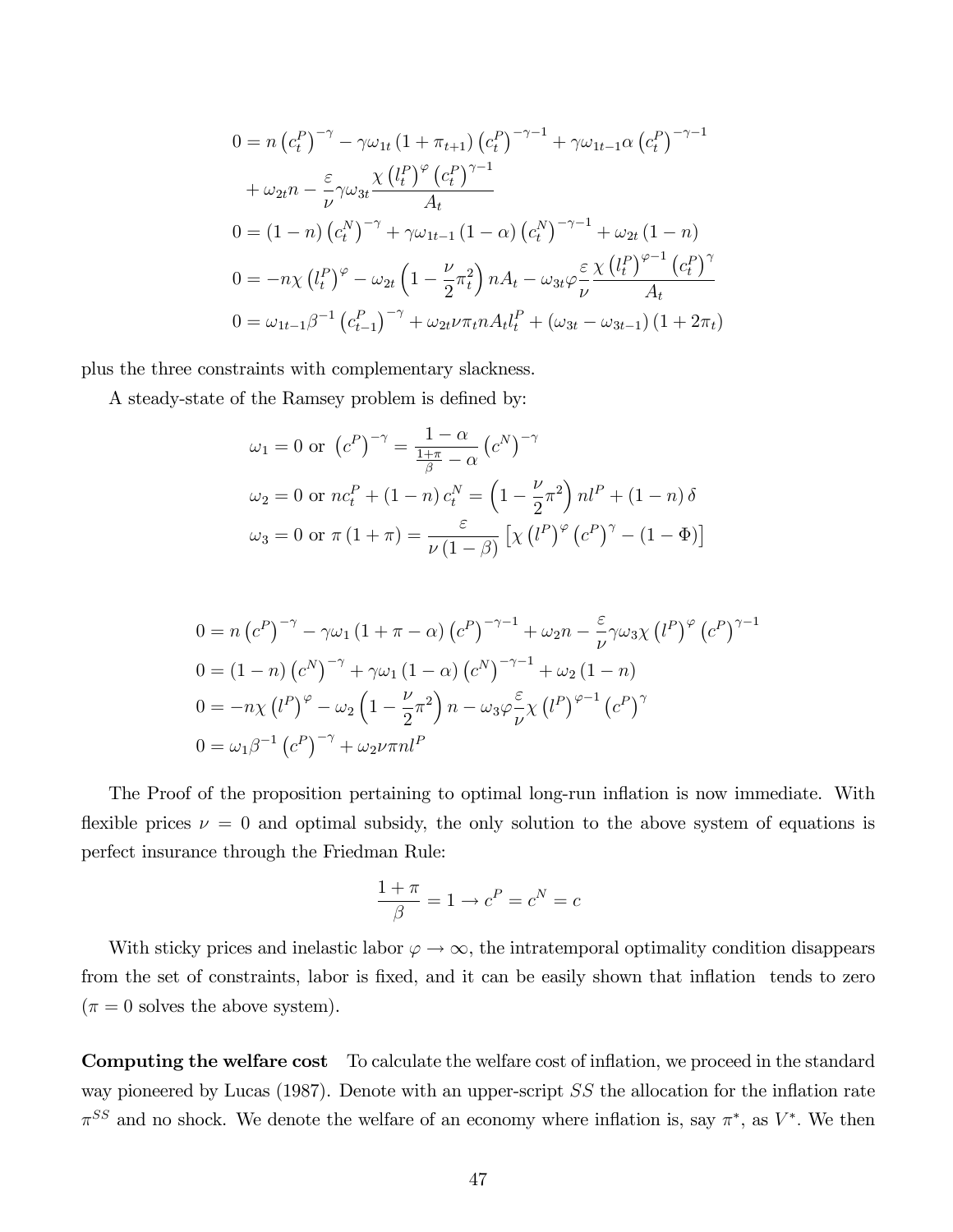$$0 = n\left(c_t^P\right)^{-\gamma} - \gamma\omega_{1t}\left(1+\pi_{t+1}\right)\left(c_t^P\right)^{-\gamma-1} + \gamma\omega_{1t-1}\alpha\left(c_t^P\right)^{-\gamma-1}$$

$$+\omega_{2t}n - \frac{\varepsilon}{\nu}\gamma\omega_{3t}\frac{\chi\left(l_t^P\right)^{\varphi}\left(c_t^P\right)^{\gamma-1}}{A_t}$$

$$0 = (1-n)\left(c_t^N\right)^{-\gamma} + \gamma\omega_{1t-1}(1-\alpha)\left(c_t^N\right)^{-\gamma-1} + \omega_{2t}(1-n)$$

$$0 = -n\chi\left(l_t^P\right)^{\varphi} - \omega_{2t}\left(1-\frac{\nu}{2}\pi_t^2\right)nA_t - \omega_{3t}\varphi\frac{\varepsilon}{\nu}\frac{\chi\left(l_t^P\right)^{\varphi-1}\left(c_t^P\right)^{\gamma}}{A_t}$$

$$0 = \omega_{1t-1}\beta^{-1}\left(c_{t-1}^P\right)^{-\gamma} + \omega_{2t}\nu\pi_t nA_t l_t^P + \left(\omega_{3t}-\omega_{3t-1}\right)\left(1+2\pi_t\right)$$

plus the three constraints with complementary slackness.

A steady-state of the Ramsey problem is defined by:

$$\omega_1 = 0 \text{ or } \left(c^P\right)^{-\gamma} = \frac{1-\alpha}{\frac{1+\pi}{\beta}-\alpha}\left(c^N\right)^{-\gamma}$$

$$\omega_2 = 0 \text{ or } nc_t^P + (1-n)c_t^N = \left(1-\frac{\nu}{2}\pi^2\right)nl^P + (1-n)\delta$$

$$\omega_3 = 0 \text{ or } \pi(1+\pi) = \frac{\varepsilon}{\nu(1-\beta)}\left[\chi\left(l^P\right)^{\varphi}\left(c^P\right)^{\gamma} - (1-\Phi)\right]$$

$$0 = n\left(c^P\right)^{-\gamma} - \gamma\omega_1(1+\pi-\alpha)\left(c^P\right)^{-\gamma-1} + \omega_2 n - \frac{\varepsilon}{\nu}\gamma\omega_3\chi\left(l^P\right)^{\varphi}\left(c^P\right)^{\gamma-1}$$

$$0 = (1-n)\left(c^N\right)^{-\gamma} + \gamma\omega_1(1-\alpha)\left(c^N\right)^{-\gamma-1} + \omega_2(1-n)$$

$$0 = -n\chi\left(l^P\right)^{\varphi} - \omega_2\left(1-\frac{\nu}{2}\pi^2\right)n - \omega_3\varphi\frac{\varepsilon}{\nu}\chi\left(l^P\right)^{\varphi-1}\left(c^P\right)^{\gamma}$$

$$0 = \omega_1\beta^{-1}\left(c^P\right)^{-\gamma} + \omega_2\nu\pi nl^P$$

The Proof of the proposition pertaining to optimal long-run inflation is now immediate. With flexible prices $\nu = 0$ and optimal subsidy, the only solution to the above system of equations is perfect insurance through the Friedman Rule:

$$\frac{1+\pi}{\beta} = 1 \rightarrow c^P = c^N = c$$

With sticky prices and inelastic labor $\varphi \rightarrow \infty$, the intratemporal optimality condition disappears from the set of constraints, labor is fixed, and it can be easily shown that inflation tends to zero ($\pi = 0$ solves the above system).

**Computing the welfare cost** To calculate the welfare cost of inflation, we proceed in the standard way pioneered by Lucas (1987). Denote with an upper-script $SS$ the allocation for the inflation rate $\pi^{SS}$ and no shock. We denote the welfare of an economy where inflation is, say $\pi^*$, as $V^*$. We then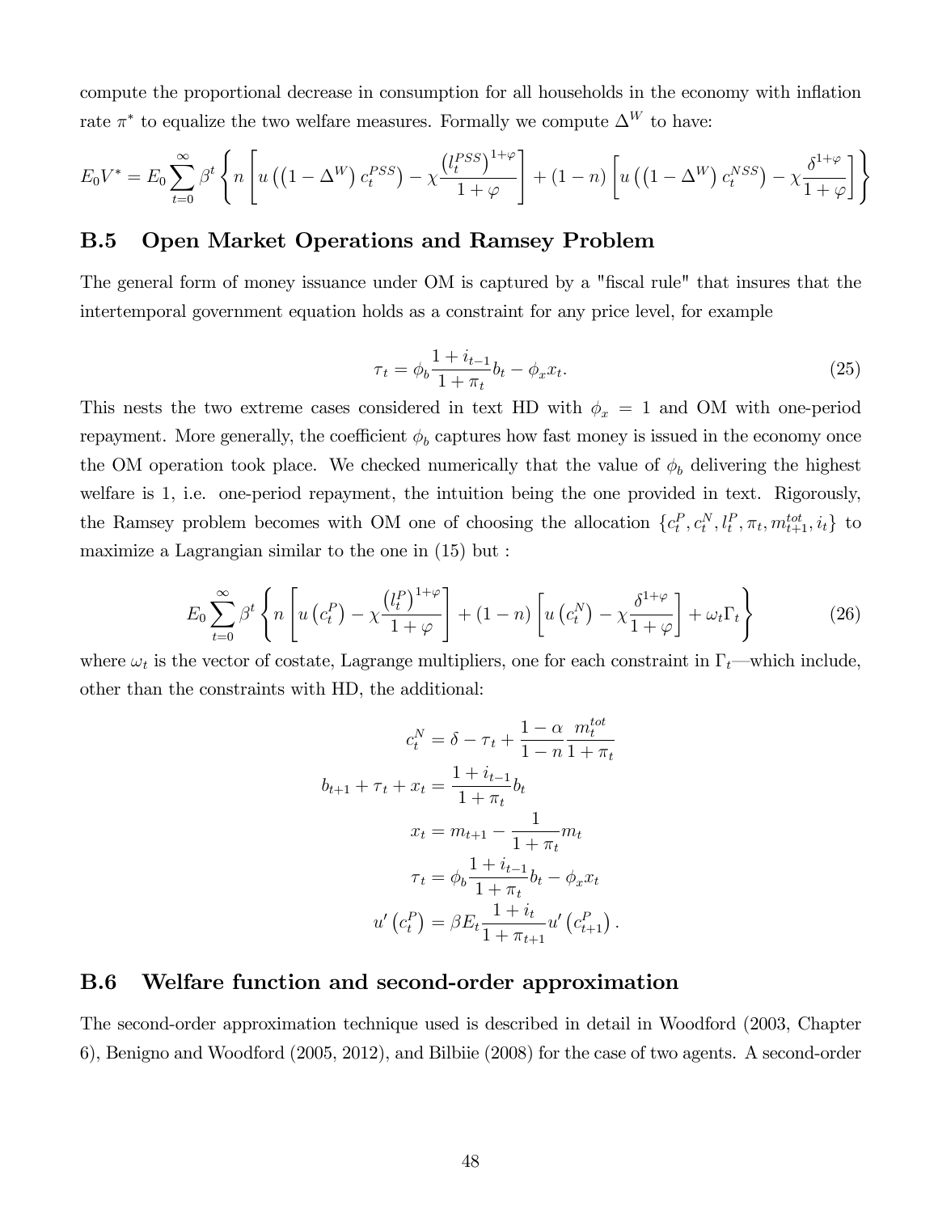compute the proportional decrease in consumption for all households in the economy with inflation rate $\pi^*$ to equalize the two welfare measures. Formally we compute $\Delta^W$ to have:

$$E_0 V^* = E_0 \sum_{t=0}^{\infty} \beta^t \left\{ n \left[ u\left( \left(1-\Delta^W\right) c_t^{PSS} \right) - \chi \frac{\left(l_t^{PSS}\right)^{1+\varphi}}{1+\varphi} \right] + (1-n) \left[ u\left( \left(1-\Delta^W\right) c_t^{NSS} \right) - \chi \frac{\delta^{1+\varphi}}{1+\varphi} \right] \right\}$$

## B.5 Open Market Operations and Ramsey Problem

The general form of money issuance under OM is captured by a "fiscal rule" that insures that the intertemporal government equation holds as a constraint for any price level, for example

$$\tau_t = \phi_b \frac{1+i_{t-1}}{1+\pi_t} b_t - \phi_x x_t. \tag{25}$$

This nests the two extreme cases considered in text HD with $\phi_x = 1$ and OM with one-period repayment. More generally, the coefficient $\phi_b$ captures how fast money is issued in the economy once the OM operation took place. We checked numerically that the value of $\phi_b$ delivering the highest welfare is 1, i.e. one-period repayment, the intuition being the one provided in text. Rigorously, the Ramsey problem becomes with OM one of choosing the allocation $\{c_t^P, c_t^N, l_t^P, \pi_t, m_{t+1}^{tot}, i_t\}$ to maximize a Lagrangian similar to the one in (15) but :

$$E_0 \sum_{t=0}^{\infty} \beta^t \left\{ n \left[ u\left(c_t^P\right) - \chi \frac{\left(l_t^P\right)^{1+\varphi}}{1+\varphi} \right] + (1-n) \left[ u\left(c_t^N\right) - \chi \frac{\delta^{1+\varphi}}{1+\varphi} \right] + \omega_t \Gamma_t \right\} \tag{26}$$

where $\omega_t$ is the vector of costate, Lagrange multipliers, one for each constraint in $\Gamma_t$—which include, other than the constraints with HD, the additional:

$$\begin{aligned}
c_t^N &= \delta - \tau_t + \frac{1-\alpha}{1-n} \frac{m_t^{tot}}{1+\pi_t} \\
b_{t+1} + \tau_t + x_t &= \frac{1+i_{t-1}}{1+\pi_t} b_t \\
x_t &= m_{t+1} - \frac{1}{1+\pi_t} m_t \\
\tau_t &= \phi_b \frac{1+i_{t-1}}{1+\pi_t} b_t - \phi_x x_t \\
u'\left(c_t^P\right) &= \beta E_t \frac{1+i_t}{1+\pi_{t+1}} u'\left(c_{t+1}^P\right).
\end{aligned}$$

## B.6 Welfare function and second-order approximation

The second-order approximation technique used is described in detail in Woodford (2003, Chapter 6), Benigno and Woodford (2005, 2012), and Bilbiie (2008) for the case of two agents. A second-order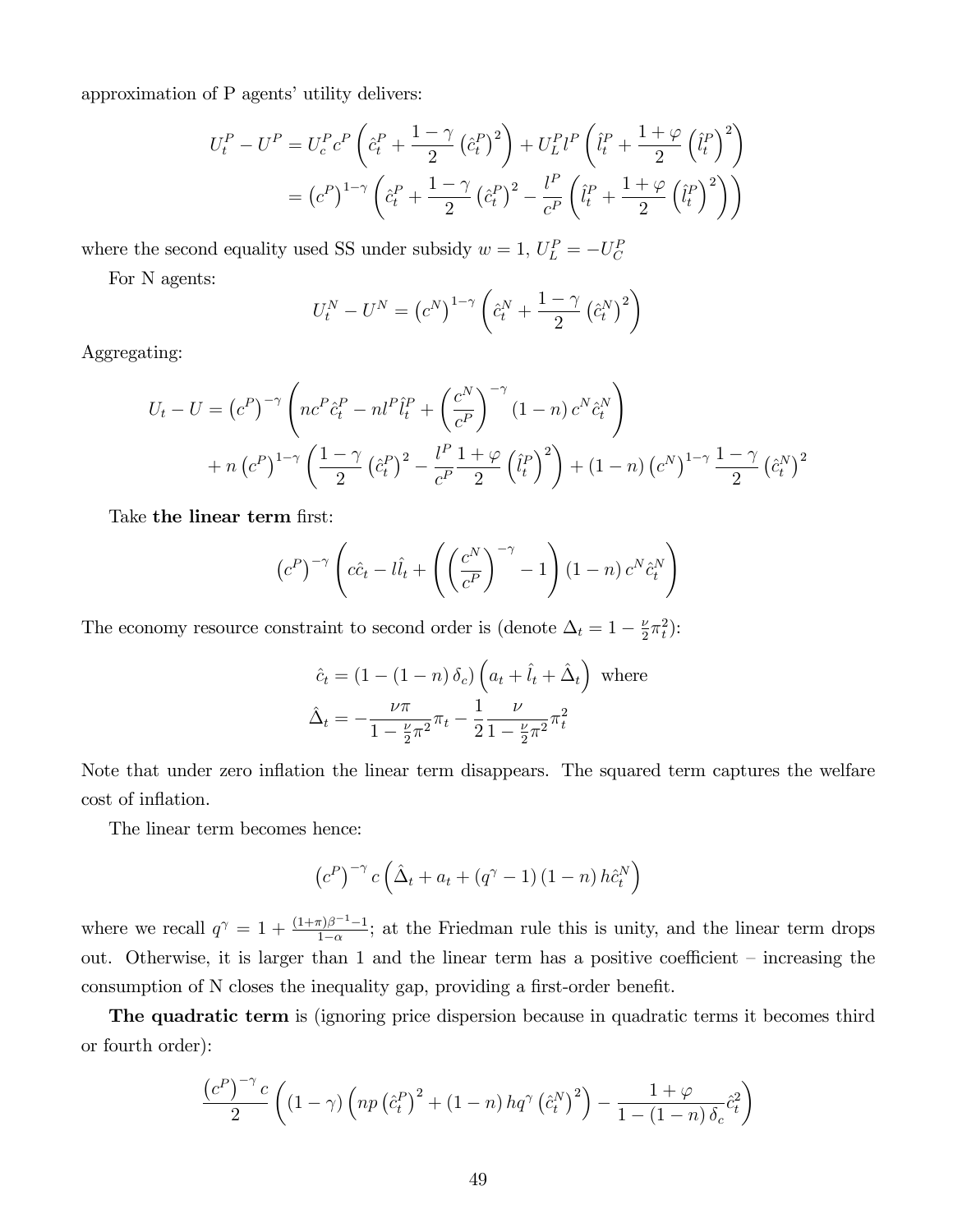approximation of P agents' utility delivers:

$$U_t^P - U^P = U_c^P c^P \left( \hat{c}_t^P + \frac{1-\gamma}{2} \left( \hat{c}_t^P \right)^2 \right) + U_L^P l^P \left( \hat{l}_t^P + \frac{1+\varphi}{2} \left( \hat{l}_t^P \right)^2 \right)$$

$$= \left( c^P \right)^{1-\gamma} \left( \hat{c}_t^P + \frac{1-\gamma}{2} \left( \hat{c}_t^P \right)^2 - \frac{l^P}{c^P} \left( \hat{l}_t^P + \frac{1+\varphi}{2} \left( \hat{l}_t^P \right)^2 \right) \right)$$

where the second equality used SS under subsidy $w = 1$, $U_L^P = -U_C^P$

For N agents:

$$U_t^N - U^N = \left( c^N \right)^{1-\gamma} \left( \hat{c}_t^N + \frac{1-\gamma}{2} \left( \hat{c}_t^N \right)^2 \right)$$

Aggregating:

$$U_t - U = \left( c^P \right)^{-\gamma} \left( n c^P \hat{c}_t^P - n l^P \hat{l}_t^P + \left( \frac{c^N}{c^P} \right)^{-\gamma} (1-n) c^N \hat{c}_t^N \right)$$

$$+ n \left( c^P \right)^{1-\gamma} \left( \frac{1-\gamma}{2} \left( \hat{c}_t^P \right)^2 - \frac{l^P}{c^P} \frac{1+\varphi}{2} \left( \hat{l}_t^P \right)^2 \right) + (1-n) \left( c^N \right)^{1-\gamma} \frac{1-\gamma}{2} \left( \hat{c}_t^N \right)^2$$

Take **the linear term** first:

$$\left( c^P \right)^{-\gamma} \left( c \hat{c}_t - l \hat{l}_t + \left( \left( \frac{c^N}{c^P} \right)^{-\gamma} - 1 \right) (1-n) c^N \hat{c}_t^N \right)$$

The economy resource constraint to second order is (denote $\Delta_t = 1 - \frac{\nu}{2} \pi_t^2$):

$$\hat{c}_t = (1 - (1-n) \delta_c) \left( a_t + \hat{l}_t + \hat{\Delta}_t \right) \text{ where}$$

$$\hat{\Delta}_t = -\frac{\nu \pi}{1 - \frac{\nu}{2} \pi^2} \pi_t - \frac{1}{2} \frac{\nu}{1 - \frac{\nu}{2} \pi^2} \pi_t^2$$

Note that under zero inflation the linear term disappears. The squared term captures the welfare cost of inflation.

The linear term becomes hence:

$$\left( c^P \right)^{-\gamma} c \left( \hat{\Delta}_t + a_t + \left( q^\gamma - 1 \right) (1-n) h \hat{c}_t^N \right)$$

where we recall $q^\gamma = 1 + \frac{(1+\pi)\beta^{-1} - 1}{1-\alpha}$; at the Friedman rule this is unity, and the linear term drops out. Otherwise, it is larger than 1 and the linear term has a positive coefficient – increasing the consumption of N closes the inequality gap, providing a first-order benefit.

**The quadratic term** is (ignoring price dispersion because in quadratic terms it becomes third or fourth order):

$$\frac{\left( c^P \right)^{-\gamma} c}{2} \left( (1-\gamma) \left( np \left( \hat{c}_t^P \right)^2 + (1-n) h q^\gamma \left( \hat{c}_t^N \right)^2 \right) - \frac{1+\varphi}{1 - (1-n) \delta_c} \hat{c}_t^2 \right)$$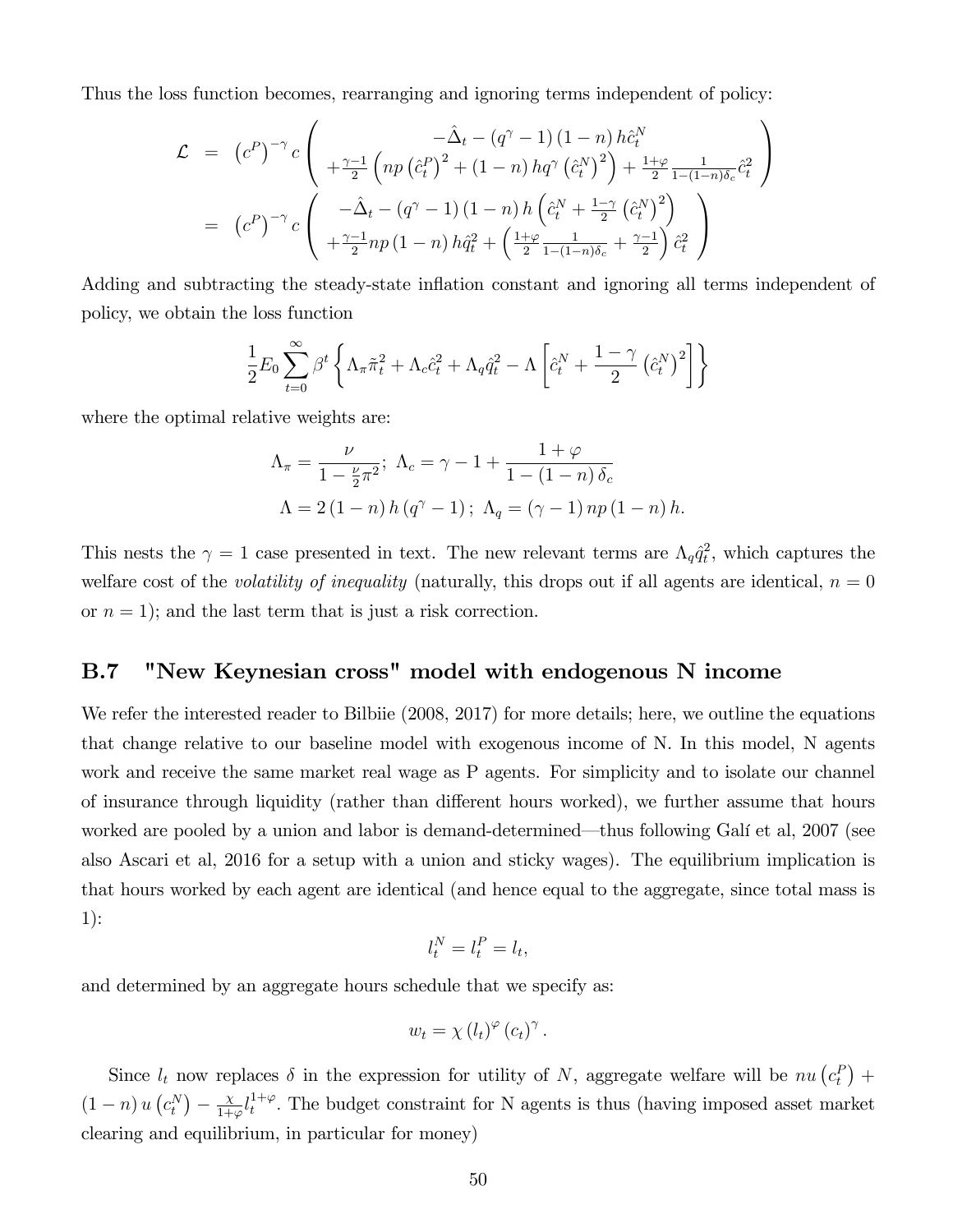Thus the loss function becomes, rearranging and ignoring terms independent of policy:

$$
\begin{aligned}
\mathcal{L} &= \left(c^P\right)^{-\gamma} c \left( \begin{array}{c} -\hat{\Delta}_t - \left(q^\gamma - 1\right)(1-n) h \hat{c}_t^N \\ +\frac{\gamma-1}{2}\left(np\left(\hat{c}_t^P\right)^2 + (1-n) hq^\gamma \left(\hat{c}_t^N\right)^2\right) + \frac{1+\varphi}{2}\frac{1}{1-(1-n)\delta_c}\hat{c}_t^2 \end{array} \right) \\
&= \left(c^P\right)^{-\gamma} c \left( \begin{array}{c} -\hat{\Delta}_t - \left(q^\gamma - 1\right)(1-n) h \left(\hat{c}_t^N + \frac{1-\gamma}{2}\left(\hat{c}_t^N\right)^2\right) \\ +\frac{\gamma-1}{2} np (1-n) h \hat{q}_t^2 + \left(\frac{1+\varphi}{2}\frac{1}{1-(1-n)\delta_c} + \frac{\gamma-1}{2}\right)\hat{c}_t^2 \end{array} \right)
\end{aligned}
$$

Adding and subtracting the steady-state inflation constant and ignoring all terms independent of policy, we obtain the loss function

$$
\frac{1}{2} E_0 \sum_{t=0}^{\infty} \beta^t \left\{ \Lambda_\pi \tilde{\pi}_t^2 + \Lambda_c \hat{c}_t^2 + \Lambda_q \hat{q}_t^2 - \Lambda \left[ \hat{c}_t^N + \frac{1-\gamma}{2}\left(\hat{c}_t^N\right)^2 \right] \right\}
$$

where the optimal relative weights are:

$$
\Lambda_\pi = \frac{\nu}{1-\frac{\nu}{2}\pi^2};\ \Lambda_c = \gamma - 1 + \frac{1+\varphi}{1-(1-n)\delta_c}
$$

$$
\Lambda = 2(1-n) h \left(q^\gamma - 1\right);\ \Lambda_q = (\gamma - 1) np (1-n) h.
$$

This nests the $\gamma = 1$ case presented in text. The new relevant terms are $\Lambda_q \hat{q}_t^2$, which captures the welfare cost of the *volatility of inequality* (naturally, this drops out if all agents are identical, $n = 0$ or $n = 1$); and the last term that is just a risk correction.

## B.7 "New Keynesian cross" model with endogenous N income

We refer the interested reader to Bilbiie (2008, 2017) for more details; here, we outline the equations that change relative to our baseline model with exogenous income of N. In this model, N agents work and receive the same market real wage as P agents. For simplicity and to isolate our channel of insurance through liquidity (rather than different hours worked), we further assume that hours worked are pooled by a union and labor is demand-determined—thus following Galí et al, 2007 (see also Ascari et al, 2016 for a setup with a union and sticky wages). The equilibrium implication is that hours worked by each agent are identical (and hence equal to the aggregate, since total mass is 1):

$$
l_t^N = l_t^P = l_t,
$$

and determined by an aggregate hours schedule that we specify as:

$$
w_t = \chi \left(l_t\right)^\varphi \left(c_t\right)^\gamma.
$$

Since $l_t$ now replaces $\delta$ in the expression for utility of $N$, aggregate welfare will be $nu\left(c_t^P\right) + (1-n) u\left(c_t^N\right) - \frac{\chi}{1+\varphi} l_t^{1+\varphi}$. The budget constraint for N agents is thus (having imposed asset market clearing and equilibrium, in particular for money)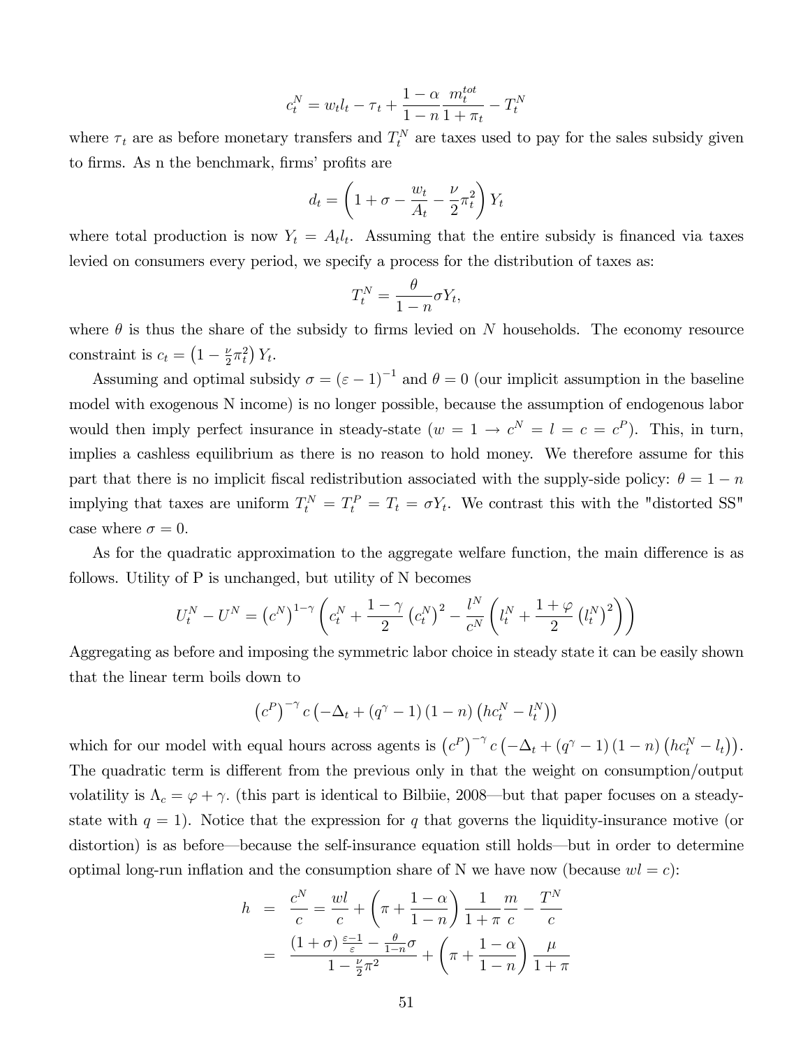$$c_t^N = w_t l_t - \tau_t + \frac{1-\alpha}{1-n}\frac{m_t^{tot}}{1+\pi_t} - T_t^N$$

where $\tau_t$ are as before monetary transfers and $T_t^N$ are taxes used to pay for the sales subsidy given to firms. As n the benchmark, firms' profits are

$$d_t = \left(1 + \sigma - \frac{w_t}{A_t} - \frac{\nu}{2}\pi_t^2\right) Y_t$$

where total production is now $Y_t = A_t l_t$. Assuming that the entire subsidy is financed via taxes levied on consumers every period, we specify a process for the distribution of taxes as:

$$T_t^N = \frac{\theta}{1-n}\sigma Y_t,$$

where $\theta$ is thus the share of the subsidy to firms levied on $N$ households. The economy resource constraint is $c_t = \left(1 - \frac{\nu}{2}\pi_t^2\right) Y_t$.

Assuming and optimal subsidy $\sigma = (\varepsilon - 1)^{-1}$ and $\theta = 0$ (our implicit assumption in the baseline model with exogenous N income) is no longer possible, because the assumption of endogenous labor would then imply perfect insurance in steady-state ($w = 1 \rightarrow c^N = l = c = c^P$). This, in turn, implies a cashless equilibrium as there is no reason to hold money. We therefore assume for this part that there is no implicit fiscal redistribution associated with the supply-side policy: $\theta = 1 - n$ implying that taxes are uniform $T_t^N = T_t^P = T_t = \sigma Y_t$. We contrast this with the "distorted SS" case where $\sigma = 0$.

As for the quadratic approximation to the aggregate welfare function, the main difference is as follows. Utility of P is unchanged, but utility of N becomes

$$U_t^N - U^N = \left(c^N\right)^{1-\gamma}\left(c_t^N + \frac{1-\gamma}{2}\left(c_t^N\right)^2 - \frac{l^N}{c^N}\left(l_t^N + \frac{1+\varphi}{2}\left(l_t^N\right)^2\right)\right)$$

Aggregating as before and imposing the symmetric labor choice in steady state it can be easily shown that the linear term boils down to

$$\left(c^P\right)^{-\gamma} c\left(-\Delta_t + \left(q^\gamma - 1\right)(1-n)\left(hc_t^N - l_t^N\right)\right)$$

which for our model with equal hours across agents is $\left(c^P\right)^{-\gamma} c\left(-\Delta_t + \left(q^\gamma - 1\right)(1-n)\left(hc_t^N - l_t\right)\right)$. The quadratic term is different from the previous only in that the weight on consumption/output volatility is $\Lambda_c = \varphi + \gamma$. (this part is identical to Bilbiie, 2008—but that paper focuses on a steady-state with $q = 1$). Notice that the expression for $q$ that governs the liquidity-insurance motive (or distortion) is as before—because the self-insurance equation still holds—but in order to determine optimal long-run inflation and the consumption share of N we have now (because $wl = c$):

$$\begin{aligned}
h &= \frac{c^N}{c} = \frac{wl}{c} + \left(\pi + \frac{1-\alpha}{1-n}\right)\frac{1}{1+\pi}\frac{m}{c} - \frac{T^N}{c} \\
&= \frac{(1+\sigma)\frac{\varepsilon-1}{\varepsilon} - \frac{\theta}{1-n}\sigma}{1 - \frac{\nu}{2}\pi^2} + \left(\pi + \frac{1-\alpha}{1-n}\right)\frac{\mu}{1+\pi}
\end{aligned}$$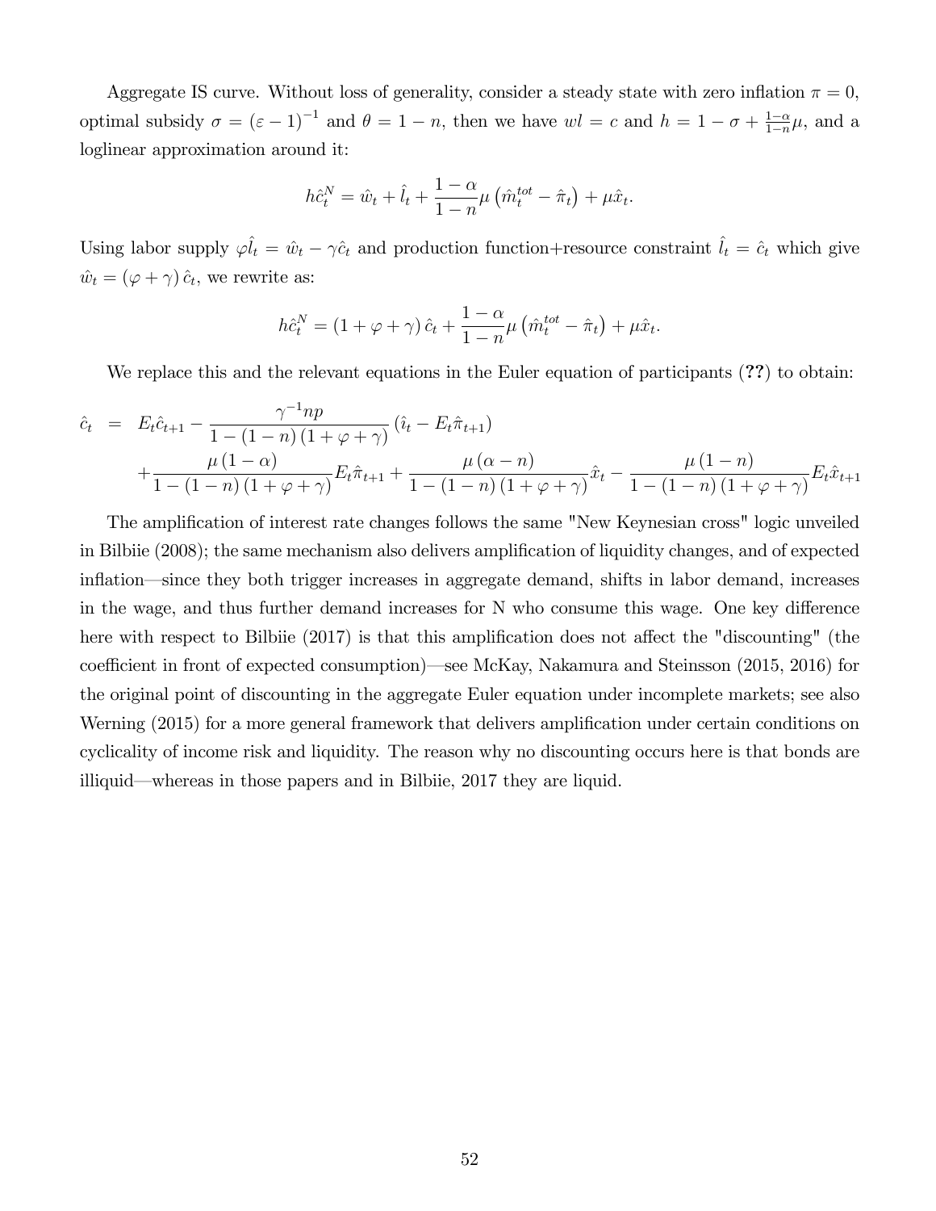Aggregate IS curve. Without loss of generality, consider a steady state with zero inflation $\pi = 0$, optimal subsidy $\sigma = (\varepsilon - 1)^{-1}$ and $\theta = 1 - n$, then we have $wl = c$ and $h = 1 - \sigma + \frac{1-\alpha}{1-n}\mu$, and a loglinear approximation around it:

$$h\hat{c}_t^N = \hat{w}_t + \hat{l}_t + \frac{1-\alpha}{1-n}\mu\left(\hat{m}_t^{tot} - \hat{\pi}_t\right) + \mu\hat{x}_t.$$

Using labor supply $\varphi\hat{l}_t = \hat{w}_t - \gamma\hat{c}_t$ and production function+resource constraint $\hat{l}_t = \hat{c}_t$ which give $\hat{w}_t = (\varphi + \gamma)\hat{c}_t$, we rewrite as:

$$h\hat{c}_t^N = (1 + \varphi + \gamma)\hat{c}_t + \frac{1-\alpha}{1-n}\mu\left(\hat{m}_t^{tot} - \hat{\pi}_t\right) + \mu\hat{x}_t.$$

We replace this and the relevant equations in the Euler equation of participants (**??**) to obtain:

$$\begin{aligned}
\hat{c}_t &= E_t\hat{c}_{t+1} - \frac{\gamma^{-1}np}{1-(1-n)(1+\varphi+\gamma)}\left(\hat{\imath}_t - E_t\hat{\pi}_{t+1}\right) \\
&\quad + \frac{\mu(1-\alpha)}{1-(1-n)(1+\varphi+\gamma)}E_t\hat{\pi}_{t+1} + \frac{\mu(\alpha-n)}{1-(1-n)(1+\varphi+\gamma)}\hat{x}_t - \frac{\mu(1-n)}{1-(1-n)(1+\varphi+\gamma)}E_t\hat{x}_{t+1}
\end{aligned}$$

The amplification of interest rate changes follows the same "New Keynesian cross" logic unveiled in Bilbiie (2008); the same mechanism also delivers amplification of liquidity changes, and of expected inflation—since they both trigger increases in aggregate demand, shifts in labor demand, increases in the wage, and thus further demand increases for N who consume this wage. One key difference here with respect to Bilbiie (2017) is that this amplification does not affect the "discounting" (the coefficient in front of expected consumption)—see McKay, Nakamura and Steinsson (2015, 2016) for the original point of discounting in the aggregate Euler equation under incomplete markets; see also Werning (2015) for a more general framework that delivers amplification under certain conditions on cyclicality of income risk and liquidity. The reason why no discounting occurs here is that bonds are illiquid—whereas in those papers and in Bilbiie, 2017 they are liquid.